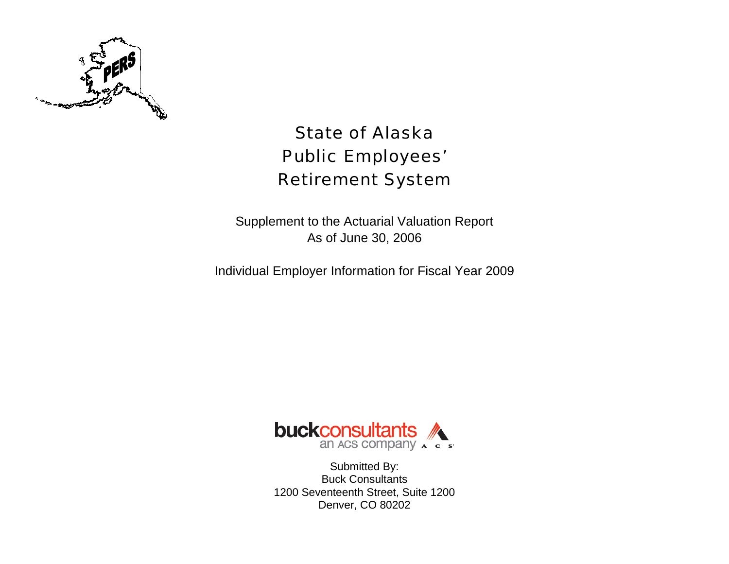# State of Alaska Public Employees' Retirement System

Supplement to the Actuarial Valuation Report
As of June 30, 2006

Individual Employer Information for Fiscal Year 2009

buckconsultants
an ACS company

Submitted By:
Buck Consultants
1200 Seventeenth Street, Suite 1200
Denver, CO 80202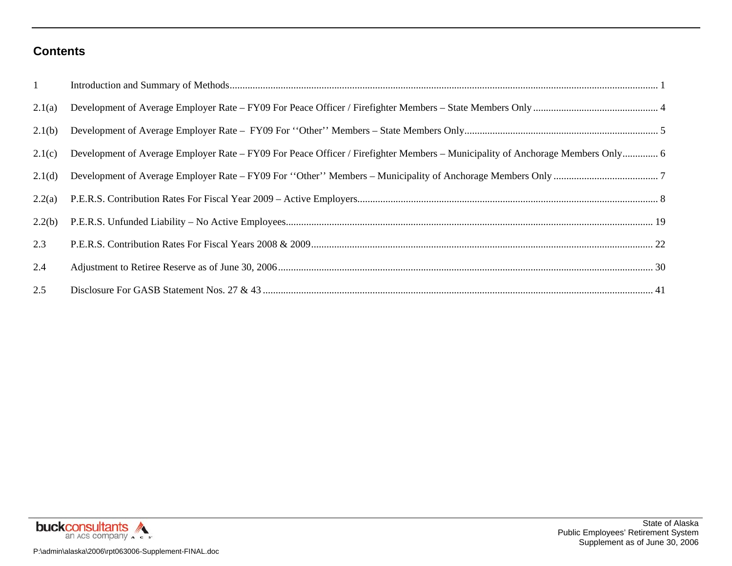## Contents

| | | |
|---|---|---|
| 1 | Introduction and Summary of Methods | 1 |
| 2.1(a) | Development of Average Employer Rate – FY09 For Peace Officer / Firefighter Members – State Members Only | 4 |
| 2.1(b) | Development of Average Employer Rate – FY09 For ''Other'' Members – State Members Only | 5 |
| 2.1(c) | Development of Average Employer Rate – FY09 For Peace Officer / Firefighter Members – Municipality of Anchorage Members Only | 6 |
| 2.1(d) | Development of Average Employer Rate – FY09 For ''Other'' Members – Municipality of Anchorage Members Only | 7 |
| 2.2(a) | P.E.R.S. Contribution Rates For Fiscal Year 2009 – Active Employers | 8 |
| 2.2(b) | P.E.R.S. Unfunded Liability – No Active Employees | 19 |
| 2.3 | P.E.R.S. Contribution Rates For Fiscal Years 2008 & 2009 | 22 |
| 2.4 | Adjustment to Retiree Reserve as of June 30, 2006 | 30 |
| 2.5 | Disclosure For GASB Statement Nos. 27 & 43 | 41 |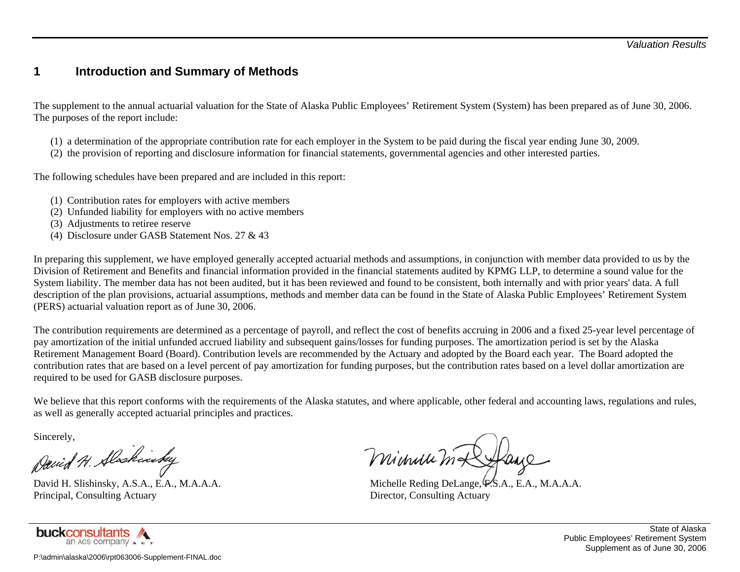## 1 Introduction and Summary of Methods

The supplement to the annual actuarial valuation for the State of Alaska Public Employees' Retirement System (System) has been prepared as of June 30, 2006. The purposes of the report include:

(1) a determination of the appropriate contribution rate for each employer in the System to be paid during the fiscal year ending June 30, 2009.
(2) the provision of reporting and disclosure information for financial statements, governmental agencies and other interested parties.

The following schedules have been prepared and are included in this report:

(1) Contribution rates for employers with active members
(2) Unfunded liability for employers with no active members
(3) Adjustments to retiree reserve
(4) Disclosure under GASB Statement Nos. 27 & 43

In preparing this supplement, we have employed generally accepted actuarial methods and assumptions, in conjunction with member data provided to us by the Division of Retirement and Benefits and financial information provided in the financial statements audited by KPMG LLP, to determine a sound value for the System liability. The member data has not been audited, but it has been reviewed and found to be consistent, both internally and with prior years' data. A full description of the plan provisions, actuarial assumptions, methods and member data can be found in the State of Alaska Public Employees' Retirement System (PERS) actuarial valuation report as of June 30, 2006.

The contribution requirements are determined as a percentage of payroll, and reflect the cost of benefits accruing in 2006 and a fixed 25-year level percentage of pay amortization of the initial unfunded accrued liability and subsequent gains/losses for funding purposes. The amortization period is set by the Alaska Retirement Management Board (Board). Contribution levels are recommended by the Actuary and adopted by the Board each year. The Board adopted the contribution rates that are based on a level percent of pay amortization for funding purposes, but the contribution rates based on a level dollar amortization are required to be used for GASB disclosure purposes.

We believe that this report conforms with the requirements of the Alaska statutes, and where applicable, other federal and accounting laws, regulations and rules, as well as generally accepted actuarial principles and practices.

Sincerely,

David H. Slishinsky, A.S.A., E.A., M.A.A.A.
Principal, Consulting Actuary

Michelle Reding DeLange, F.S.A., E.A., M.A.A.A.
Director, Consulting Actuary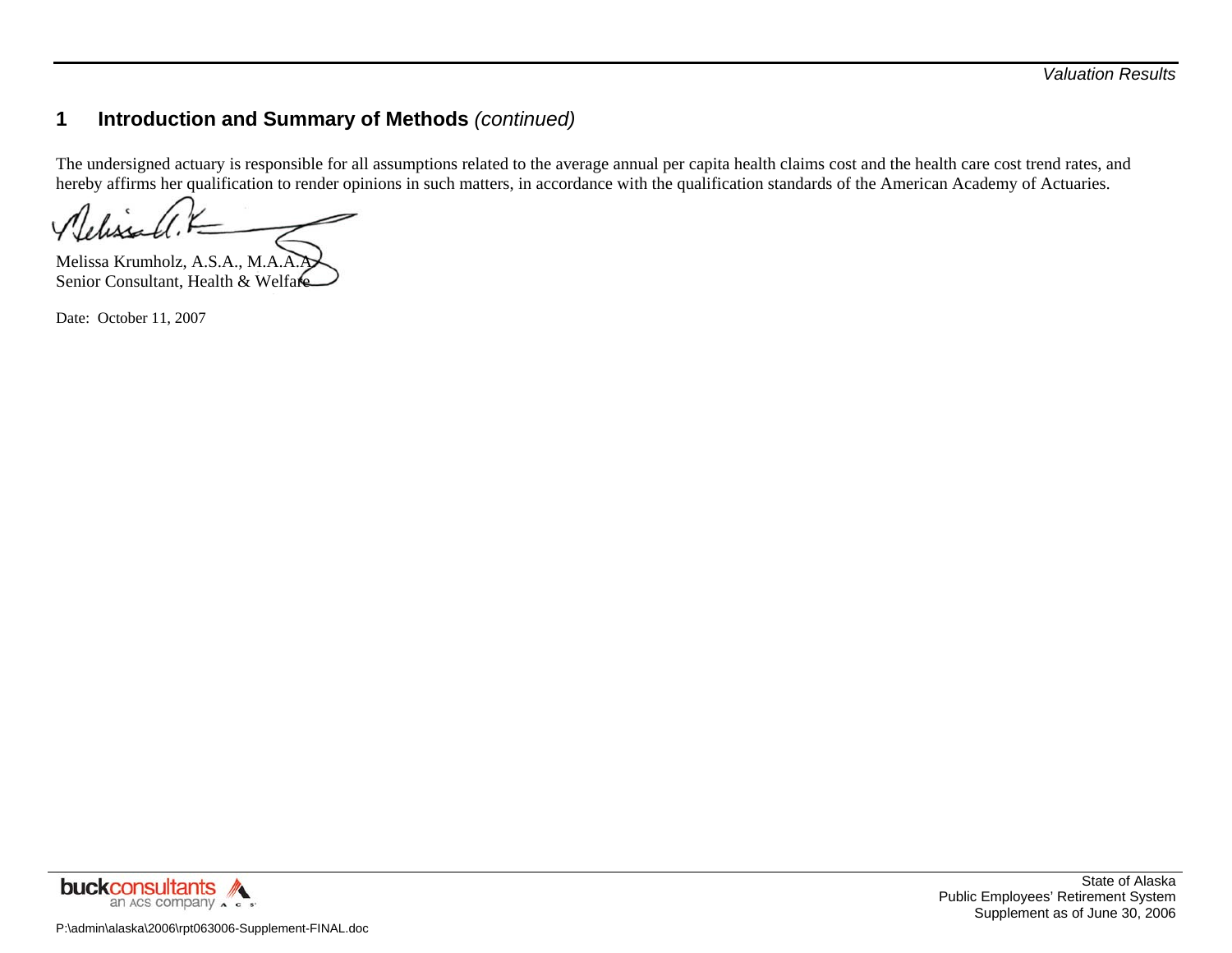## 1 Introduction and Summary of Methods *(continued)*

The undersigned actuary is responsible for all assumptions related to the average annual per capita health claims cost and the health care cost trend rates, and hereby affirms her qualification to render opinions in such matters, in accordance with the qualification standards of the American Academy of Actuaries.

Melissa Krumholz, A.S.A., M.A.A.A.
Senior Consultant, Health & Welfare

Date: October 11, 2007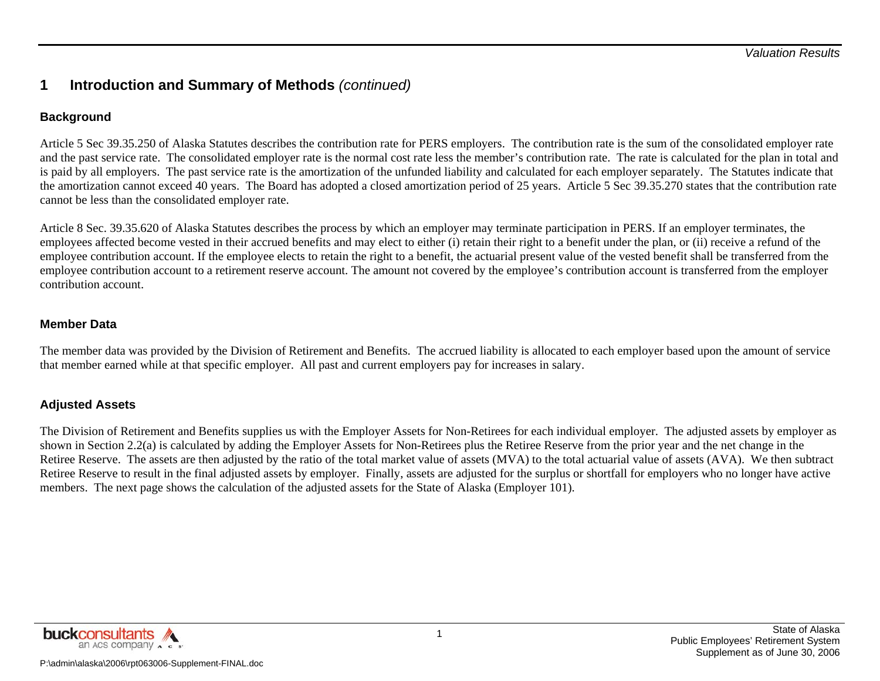# 1 Introduction and Summary of Methods *(continued)*

### Background

Article 5 Sec 39.35.250 of Alaska Statutes describes the contribution rate for PERS employers. The contribution rate is the sum of the consolidated employer rate and the past service rate. The consolidated employer rate is the normal cost rate less the member's contribution rate. The rate is calculated for the plan in total and is paid by all employers. The past service rate is the amortization of the unfunded liability and calculated for each employer separately. The Statutes indicate that the amortization cannot exceed 40 years. The Board has adopted a closed amortization period of 25 years. Article 5 Sec 39.35.270 states that the contribution rate cannot be less than the consolidated employer rate.

Article 8 Sec. 39.35.620 of Alaska Statutes describes the process by which an employer may terminate participation in PERS. If an employer terminates, the employees affected become vested in their accrued benefits and may elect to either (i) retain their right to a benefit under the plan, or (ii) receive a refund of the employee contribution account. If the employee elects to retain the right to a benefit, the actuarial present value of the vested benefit shall be transferred from the employee contribution account to a retirement reserve account. The amount not covered by the employee's contribution account is transferred from the employer contribution account.

### Member Data

The member data was provided by the Division of Retirement and Benefits. The accrued liability is allocated to each employer based upon the amount of service that member earned while at that specific employer. All past and current employers pay for increases in salary.

### Adjusted Assets

The Division of Retirement and Benefits supplies us with the Employer Assets for Non-Retirees for each individual employer. The adjusted assets by employer as shown in Section 2.2(a) is calculated by adding the Employer Assets for Non-Retirees plus the Retiree Reserve from the prior year and the net change in the Retiree Reserve. The assets are then adjusted by the ratio of the total market value of assets (MVA) to the total actuarial value of assets (AVA). We then subtract Retiree Reserve to result in the final adjusted assets by employer. Finally, assets are adjusted for the surplus or shortfall for employers who no longer have active members. The next page shows the calculation of the adjusted assets for the State of Alaska (Employer 101).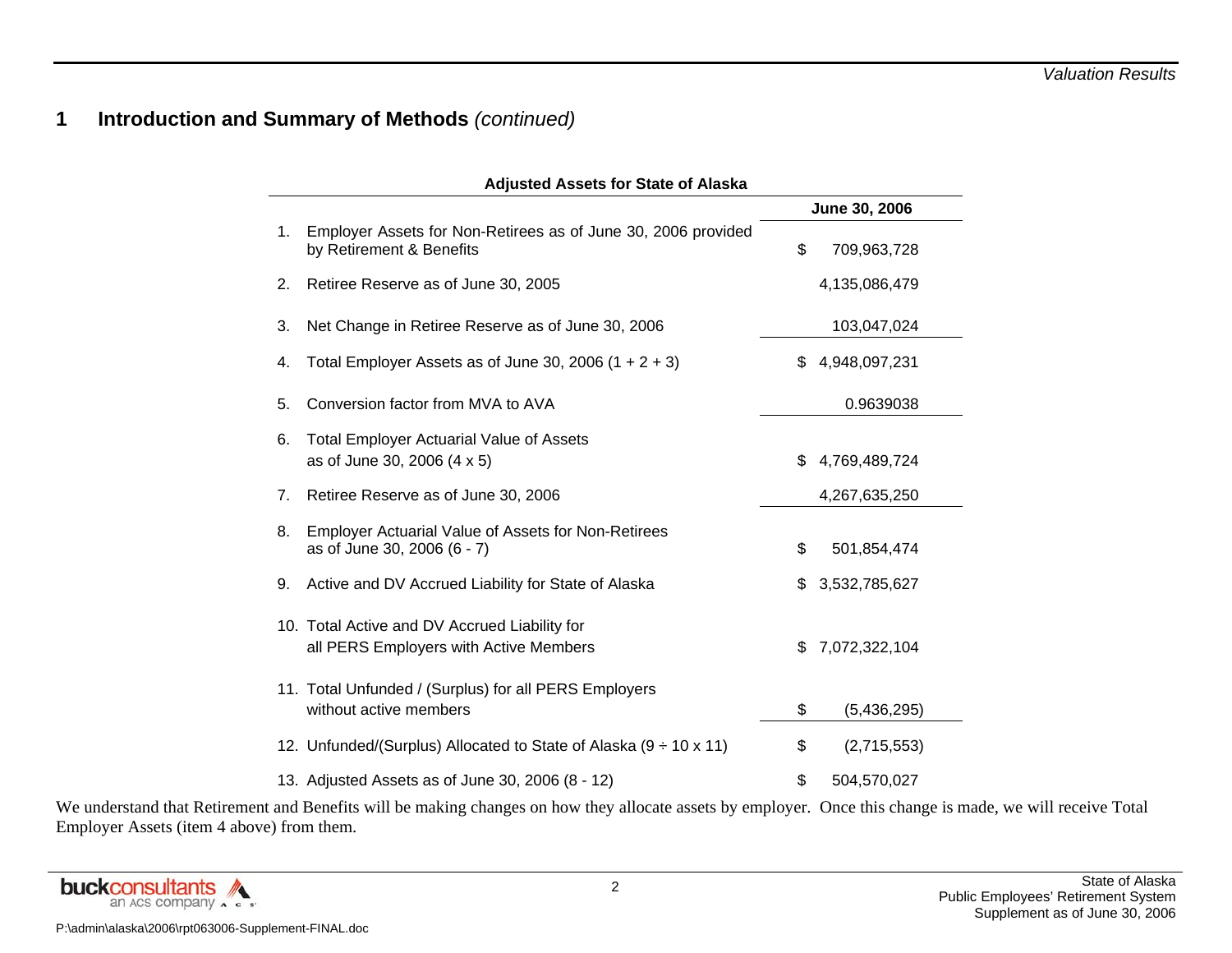# 1 Introduction and Summary of Methods *(continued)*

**Adjusted Assets for State of Alaska**

| | | June 30, 2006 |
|---|---|---|
| 1. | Employer Assets for Non-Retirees as of June 30, 2006 provided by Retirement & Benefits | $ 709,963,728 |
| 2. | Retiree Reserve as of June 30, 2005 | 4,135,086,479 |
| 3. | Net Change in Retiree Reserve as of June 30, 2006 | 103,047,024 |
| 4. | Total Employer Assets as of June 30, 2006 (1 + 2 + 3) | $ 4,948,097,231 |
| 5. | Conversion factor from MVA to AVA | 0.9639038 |
| 6. | Total Employer Actuarial Value of Assets as of June 30, 2006 (4 x 5) | $ 4,769,489,724 |
| 7. | Retiree Reserve as of June 30, 2006 | 4,267,635,250 |
| 8. | Employer Actuarial Value of Assets for Non-Retirees as of June 30, 2006 (6 - 7) | $ 501,854,474 |
| 9. | Active and DV Accrued Liability for State of Alaska | $ 3,532,785,627 |
| 10. | Total Active and DV Accrued Liability for all PERS Employers with Active Members | $ 7,072,322,104 |
| 11. | Total Unfunded / (Surplus) for all PERS Employers without active members | $ (5,436,295) |
| 12. | Unfunded/(Surplus) Allocated to State of Alaska (9 ÷ 10 x 11) | $ (2,715,553) |
| 13. | Adjusted Assets as of June 30, 2006 (8 - 12) | $ 504,570,027 |

We understand that Retirement and Benefits will be making changes on how they allocate assets by employer. Once this change is made, we will receive Total Employer Assets (item 4 above) from them.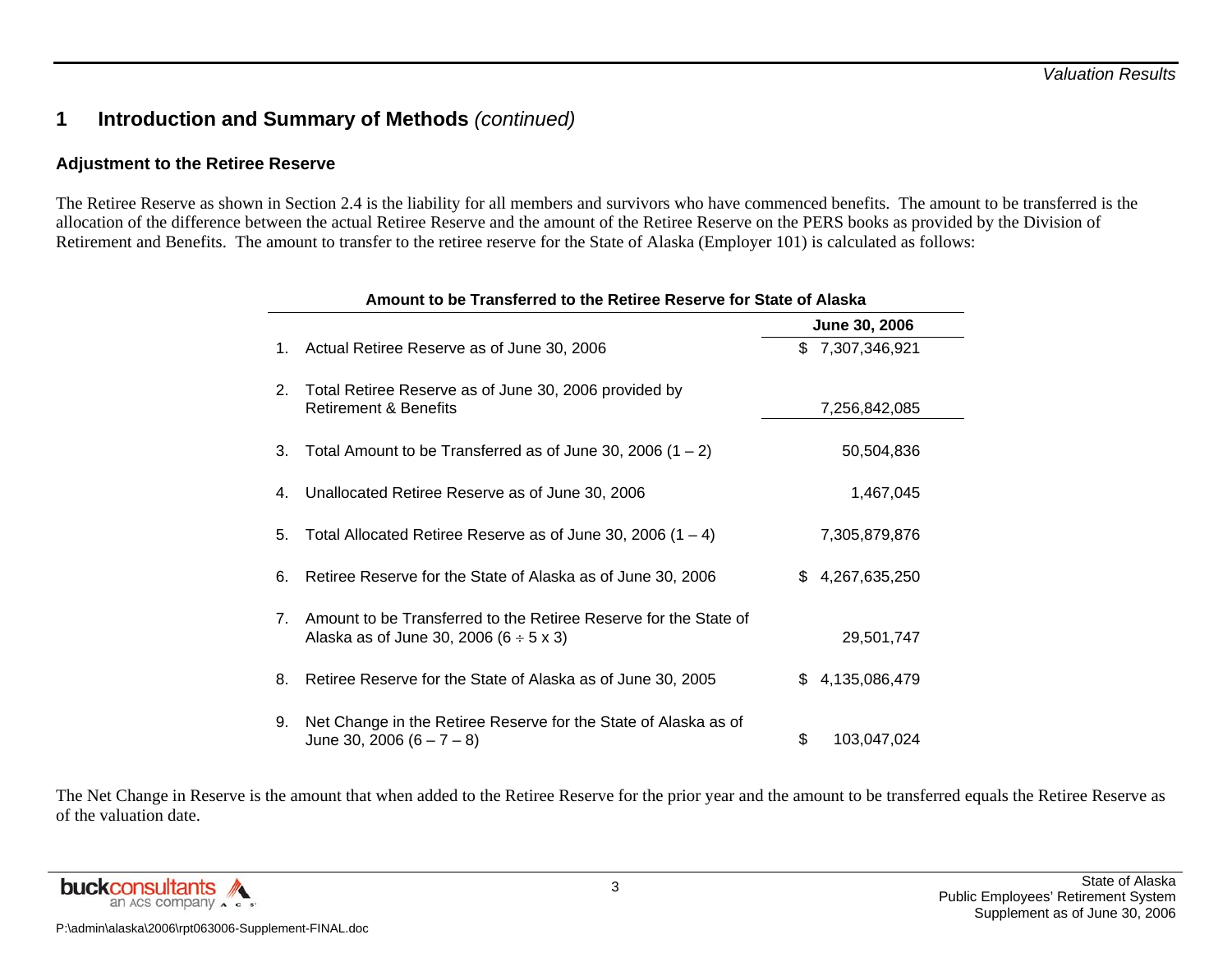## 1 Introduction and Summary of Methods *(continued)*

### Adjustment to the Retiree Reserve

The Retiree Reserve as shown in Section 2.4 is the liability for all members and survivors who have commenced benefits. The amount to be transferred is the allocation of the difference between the actual Retiree Reserve and the amount of the Retiree Reserve on the PERS books as provided by the Division of Retirement and Benefits. The amount to transfer to the retiree reserve for the State of Alaska (Employer 101) is calculated as follows:

**Amount to be Transferred to the Retiree Reserve for State of Alaska**

| | | June 30, 2006 |
|---|---|---|
| 1. | Actual Retiree Reserve as of June 30, 2006 | $ 7,307,346,921 |
| 2. | Total Retiree Reserve as of June 30, 2006 provided by Retirement & Benefits | 7,256,842,085 |
| 3. | Total Amount to be Transferred as of June 30, 2006 (1 – 2) | 50,504,836 |
| 4. | Unallocated Retiree Reserve as of June 30, 2006 | 1,467,045 |
| 5. | Total Allocated Retiree Reserve as of June 30, 2006 (1 – 4) | 7,305,879,876 |
| 6. | Retiree Reserve for the State of Alaska as of June 30, 2006 | $ 4,267,635,250 |
| 7. | Amount to be Transferred to the Retiree Reserve for the State of Alaska as of June 30, 2006 (6 ÷ 5 x 3) | 29,501,747 |
| 8. | Retiree Reserve for the State of Alaska as of June 30, 2005 | $ 4,135,086,479 |
| 9. | Net Change in the Retiree Reserve for the State of Alaska as of June 30, 2006 (6 – 7 – 8) | $ 103,047,024 |

The Net Change in Reserve is the amount that when added to the Retiree Reserve for the prior year and the amount to be transferred equals the Retiree Reserve as of the valuation date.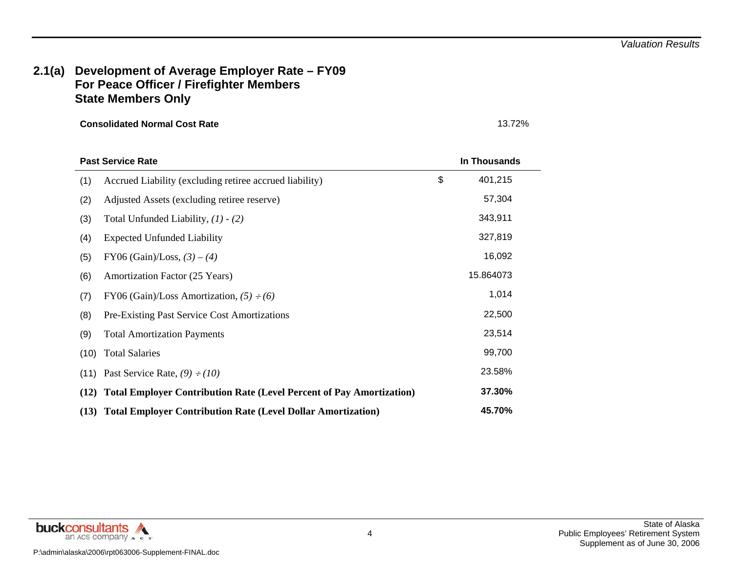## 2.1(a) Development of Average Employer Rate – FY09 For Peace Officer / Firefighter Members State Members Only

**Consolidated Normal Cost Rate** 13.72%

| **Past Service Rate** | | **In Thousands** |
|---|---|---|
| (1) | Accrued Liability (excluding retiree accrued liability) | $ 401,215 |
| (2) | Adjusted Assets (excluding retiree reserve) | 57,304 |
| (3) | Total Unfunded Liability, *(1) - (2)* | 343,911 |
| (4) | Expected Unfunded Liability | 327,819 |
| (5) | FY06 (Gain)/Loss, *(3) – (4)* | 16,092 |
| (6) | Amortization Factor (25 Years) | 15.864073 |
| (7) | FY06 (Gain)/Loss Amortization, *(5) ÷ (6)* | 1,014 |
| (8) | Pre-Existing Past Service Cost Amortizations | 22,500 |
| (9) | Total Amortization Payments | 23,514 |
| (10) | Total Salaries | 99,700 |
| (11) | Past Service Rate, *(9) ÷ (10)* | 23.58% |
| **(12)** | **Total Employer Contribution Rate (Level Percent of Pay Amortization)** | **37.30%** |
| **(13)** | **Total Employer Contribution Rate (Level Dollar Amortization)** | **45.70%** |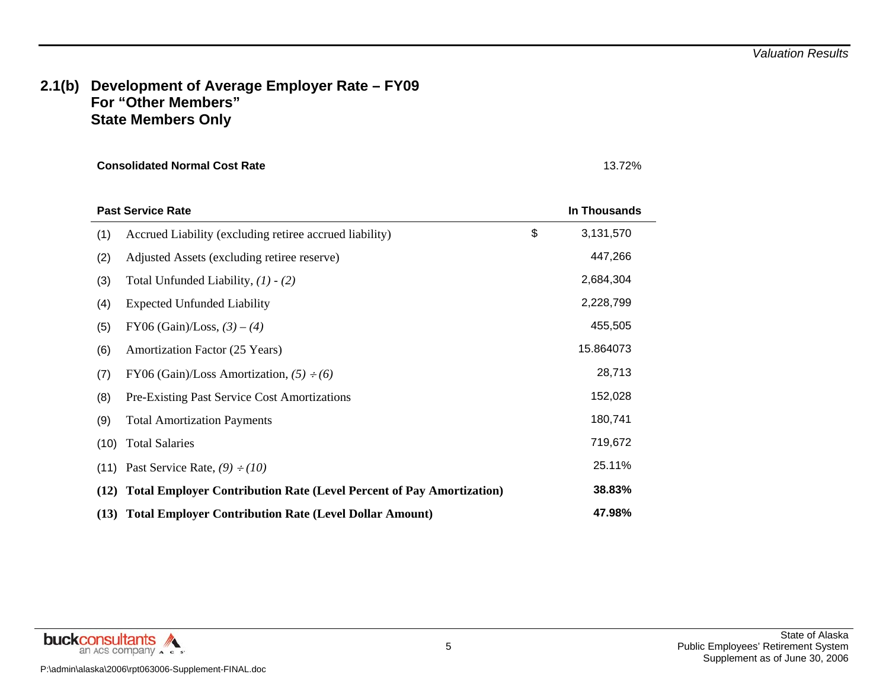## 2.1(b) Development of Average Employer Rate – FY09 For "Other Members" State Members Only

**Consolidated Normal Cost Rate** 13.72%

| | **Past Service Rate** | | **In Thousands** |
|---|---|---|---|
| (1) | Accrued Liability (excluding retiree accrued liability) | $ | 3,131,570 |
| (2) | Adjusted Assets (excluding retiree reserve) | | 447,266 |
| (3) | Total Unfunded Liability, *(1) - (2)* | | 2,684,304 |
| (4) | Expected Unfunded Liability | | 2,228,799 |
| (5) | FY06 (Gain)/Loss, *(3) – (4)* | | 455,505 |
| (6) | Amortization Factor (25 Years) | | 15.864073 |
| (7) | FY06 (Gain)/Loss Amortization, *(5) ÷ (6)* | | 28,713 |
| (8) | Pre-Existing Past Service Cost Amortizations | | 152,028 |
| (9) | Total Amortization Payments | | 180,741 |
| (10) | Total Salaries | | 719,672 |
| (11) | Past Service Rate, *(9) ÷ (10)* | | 25.11% |
| **(12)** | **Total Employer Contribution Rate (Level Percent of Pay Amortization)** | | **38.83%** |
| **(13)** | **Total Employer Contribution Rate (Level Dollar Amount)** | | **47.98%** |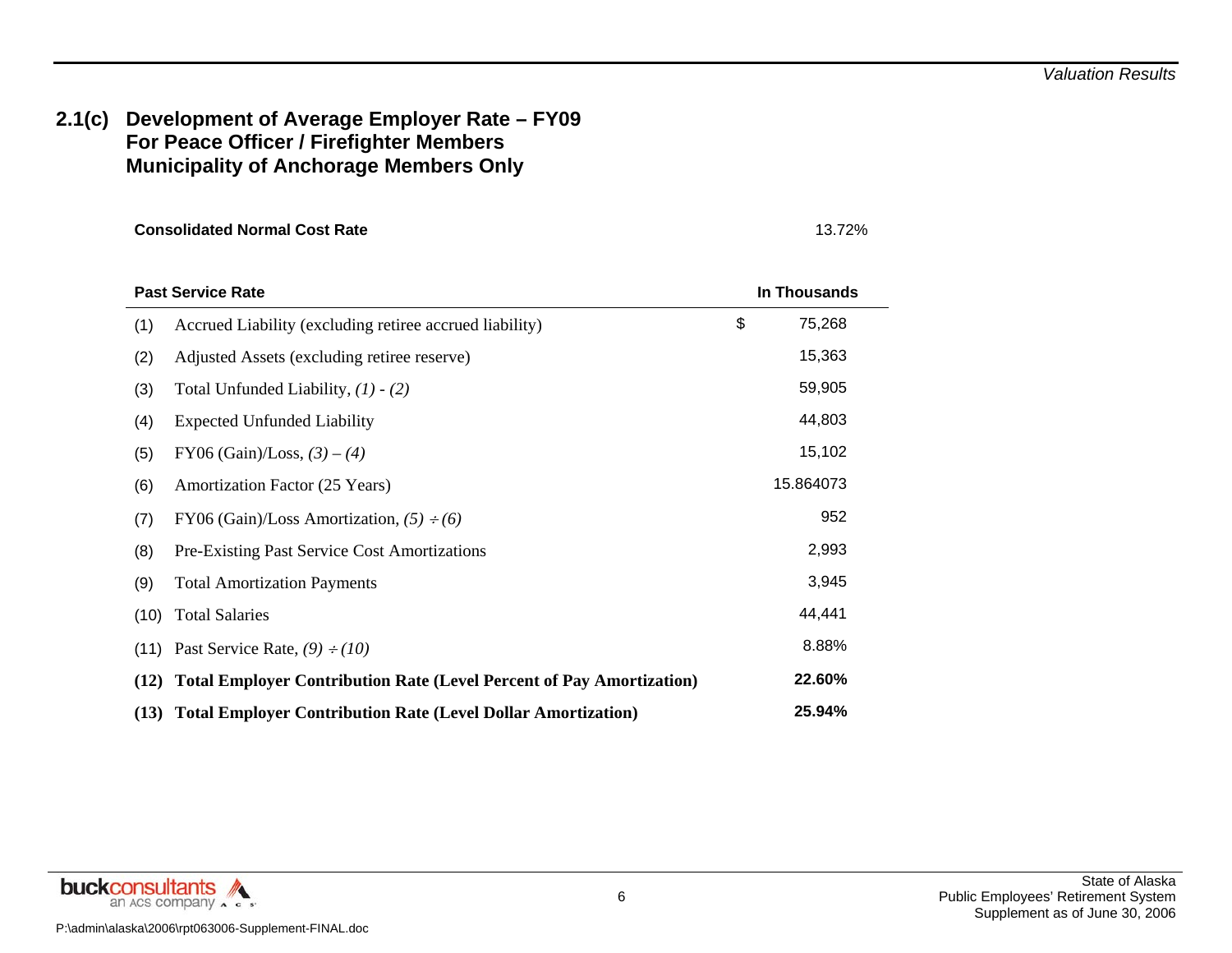## 2.1(c) Development of Average Employer Rate – FY09 For Peace Officer / Firefighter Members Municipality of Anchorage Members Only

**Consolidated Normal Cost Rate** 13.72%

| | **Past Service Rate** | **In Thousands** |
|---|---|---|
| (1) | Accrued Liability (excluding retiree accrued liability) | $ 75,268 |
| (2) | Adjusted Assets (excluding retiree reserve) | 15,363 |
| (3) | Total Unfunded Liability, *(1) - (2)* | 59,905 |
| (4) | Expected Unfunded Liability | 44,803 |
| (5) | FY06 (Gain)/Loss, *(3) – (4)* | 15,102 |
| (6) | Amortization Factor (25 Years) | 15.864073 |
| (7) | FY06 (Gain)/Loss Amortization, *(5) ÷ (6)* | 952 |
| (8) | Pre-Existing Past Service Cost Amortizations | 2,993 |
| (9) | Total Amortization Payments | 3,945 |
| (10) | Total Salaries | 44,441 |
| (11) | Past Service Rate, *(9) ÷ (10)* | 8.88% |
| **(12)** | **Total Employer Contribution Rate (Level Percent of Pay Amortization)** | **22.60%** |
| **(13)** | **Total Employer Contribution Rate (Level Dollar Amortization)** | **25.94%** |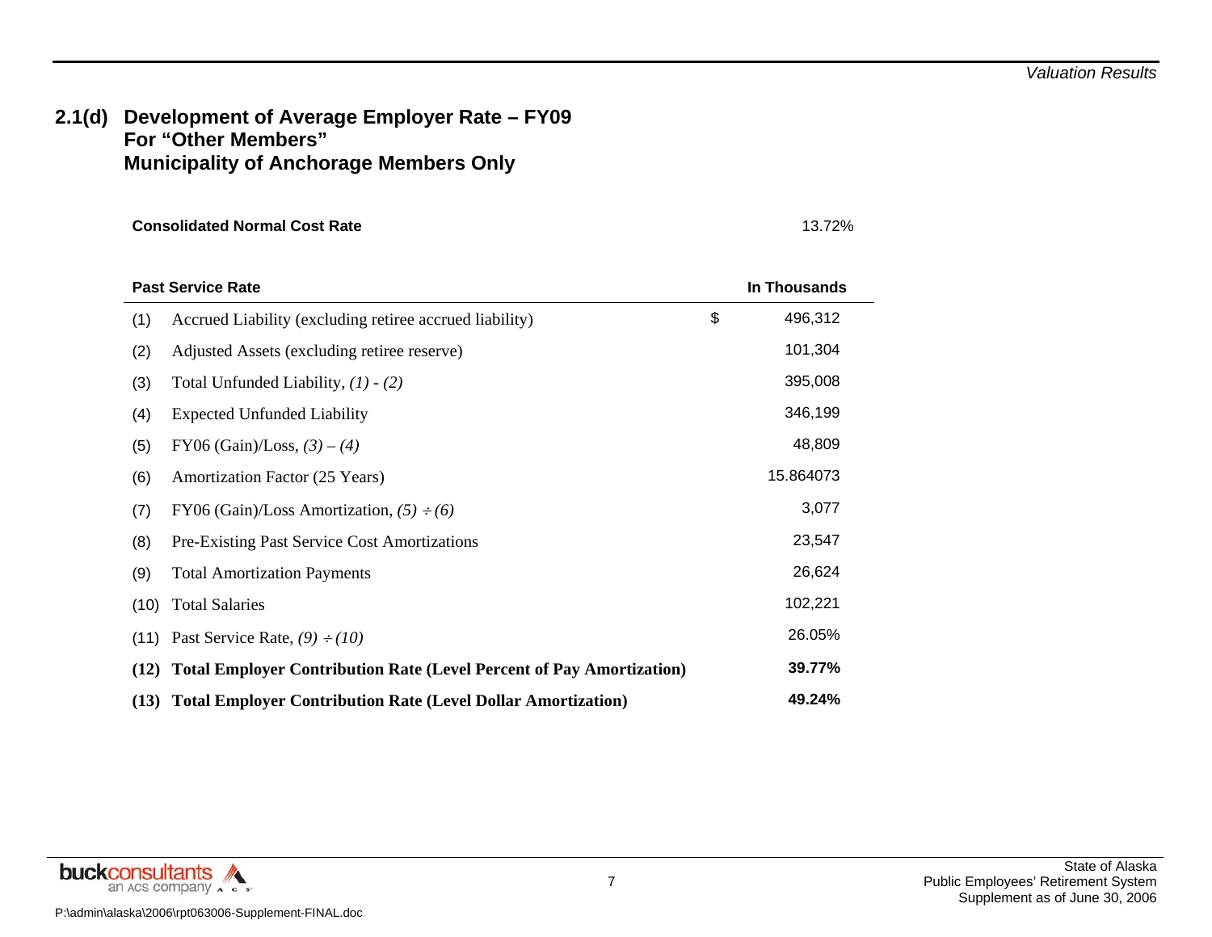## 2.1(d) Development of Average Employer Rate – FY09 For "Other Members" Municipality of Anchorage Members Only

**Consolidated Normal Cost Rate** 13.72%

| **Past Service Rate** | | **In Thousands** |
|---|---|---|
| (1) | Accrued Liability (excluding retiree accrued liability) | $ 496,312 |
| (2) | Adjusted Assets (excluding retiree reserve) | 101,304 |
| (3) | Total Unfunded Liability, *(1) - (2)* | 395,008 |
| (4) | Expected Unfunded Liability | 346,199 |
| (5) | FY06 (Gain)/Loss, *(3) – (4)* | 48,809 |
| (6) | Amortization Factor (25 Years) | 15.864073 |
| (7) | FY06 (Gain)/Loss Amortization, *(5) ÷ (6)* | 3,077 |
| (8) | Pre-Existing Past Service Cost Amortizations | 23,547 |
| (9) | Total Amortization Payments | 26,624 |
| (10) | Total Salaries | 102,221 |
| (11) | Past Service Rate, *(9) ÷ (10)* | 26.05% |
| **(12)** | **Total Employer Contribution Rate (Level Percent of Pay Amortization)** | **39.77%** |
| **(13)** | **Total Employer Contribution Rate (Level Dollar Amortization)** | **49.24%** |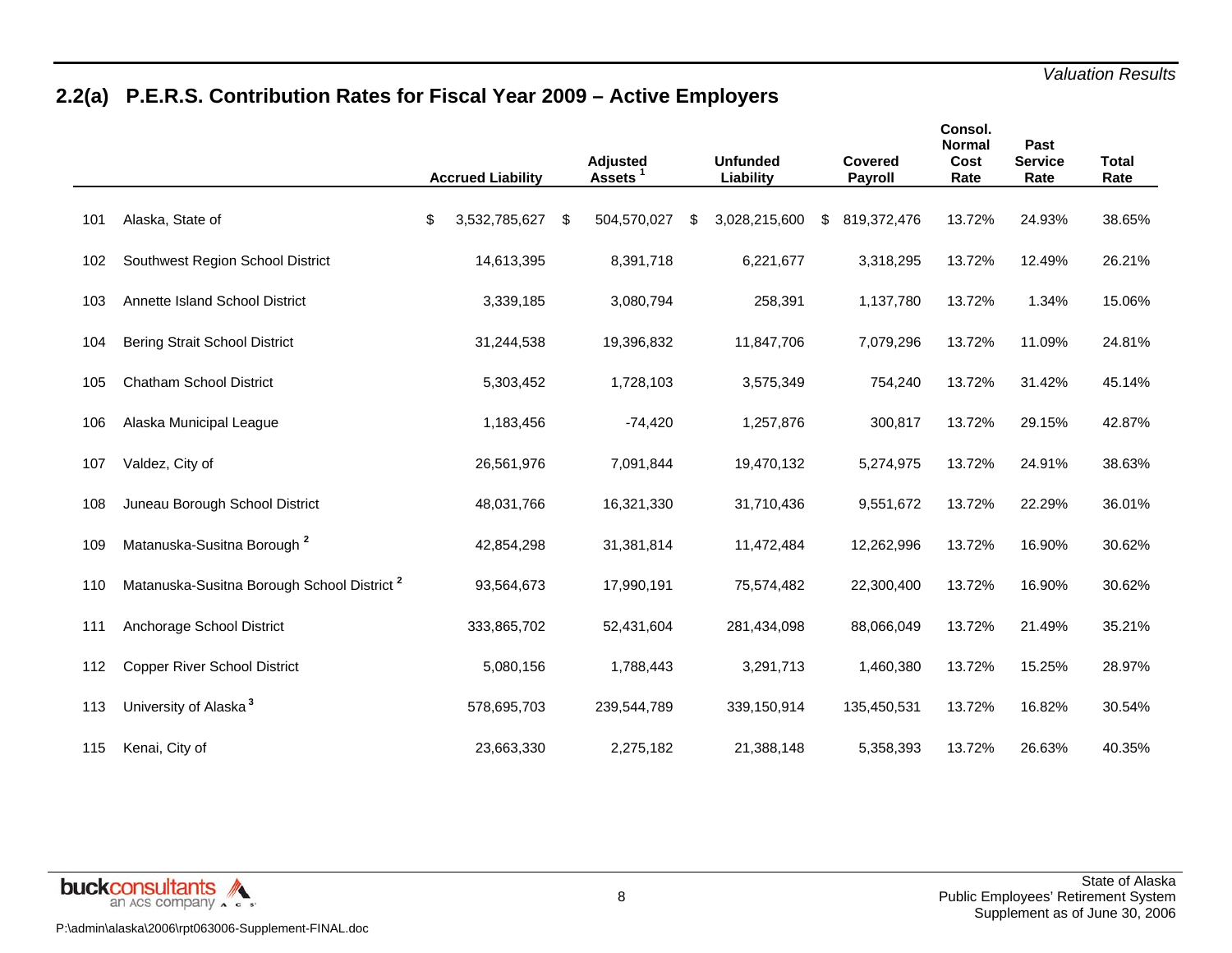## 2.2(a) P.E.R.S. Contribution Rates for Fiscal Year 2009 – Active Employers

| | | Accrued Liability | Adjusted Assets [1] | Unfunded Liability | Covered Payroll | Consol. Normal Cost Rate | Past Service Rate | Total Rate |
|---|---|---|---|---|---|---|---|---|
| 101 | Alaska, State of | $ 3,532,785,627 | $ 504,570,027 | $ 3,028,215,600 | $ 819,372,476 | 13.72% | 24.93% | 38.65% |
| 102 | Southwest Region School District | 14,613,395 | 8,391,718 | 6,221,677 | 3,318,295 | 13.72% | 12.49% | 26.21% |
| 103 | Annette Island School District | 3,339,185 | 3,080,794 | 258,391 | 1,137,780 | 13.72% | 1.34% | 15.06% |
| 104 | Bering Strait School District | 31,244,538 | 19,396,832 | 11,847,706 | 7,079,296 | 13.72% | 11.09% | 24.81% |
| 105 | Chatham School District | 5,303,452 | 1,728,103 | 3,575,349 | 754,240 | 13.72% | 31.42% | 45.14% |
| 106 | Alaska Municipal League | 1,183,456 | -74,420 | 1,257,876 | 300,817 | 13.72% | 29.15% | 42.87% |
| 107 | Valdez, City of | 26,561,976 | 7,091,844 | 19,470,132 | 5,274,975 | 13.72% | 24.91% | 38.63% |
| 108 | Juneau Borough School District | 48,031,766 | 16,321,330 | 31,710,436 | 9,551,672 | 13.72% | 22.29% | 36.01% |
| 109 | Matanuska-Susitna Borough [2] | 42,854,298 | 31,381,814 | 11,472,484 | 12,262,996 | 13.72% | 16.90% | 30.62% |
| 110 | Matanuska-Susitna Borough School District [2] | 93,564,673 | 17,990,191 | 75,574,482 | 22,300,400 | 13.72% | 16.90% | 30.62% |
| 111 | Anchorage School District | 333,865,702 | 52,431,604 | 281,434,098 | 88,066,049 | 13.72% | 21.49% | 35.21% |
| 112 | Copper River School District | 5,080,156 | 1,788,443 | 3,291,713 | 1,460,380 | 13.72% | 15.25% | 28.97% |
| 113 | University of Alaska [3] | 578,695,703 | 239,544,789 | 339,150,914 | 135,450,531 | 13.72% | 16.82% | 30.54% |
| 115 | Kenai, City of | 23,663,330 | 2,275,182 | 21,388,148 | 5,358,393 | 13.72% | 26.63% | 40.35% |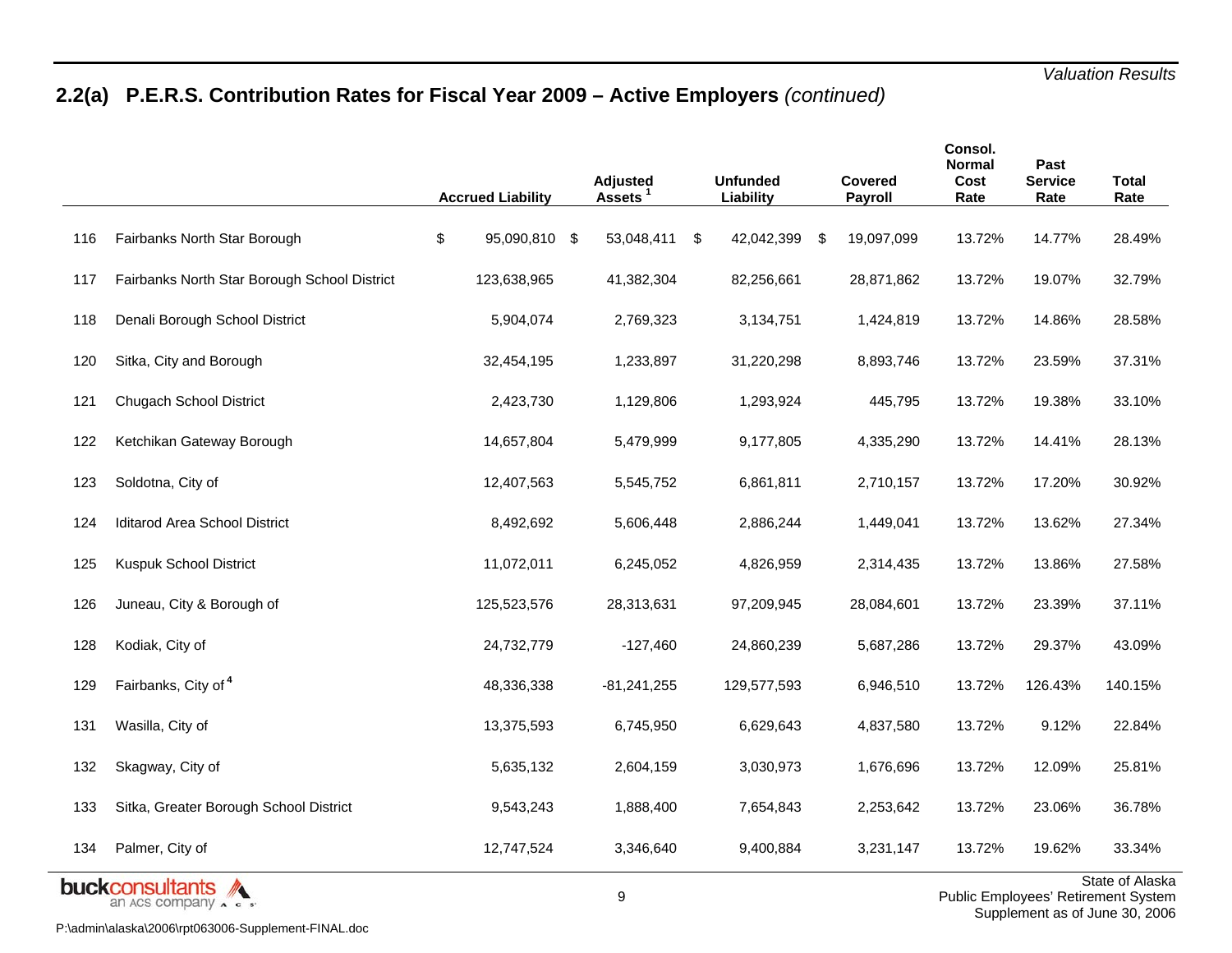## 2.2(a) P.E.R.S. Contribution Rates for Fiscal Year 2009 – Active Employers *(continued)*

| | | Accrued Liability | Adjusted Assets [1] | Unfunded Liability | Covered Payroll | Consol. Normal Cost Rate | Past Service Rate | Total Rate |
|---|---|---|---|---|---|---|---|---|
| 116 | Fairbanks North Star Borough | $ 95,090,810 | $ 53,048,411 | $ 42,042,399 | $ 19,097,099 | 13.72% | 14.77% | 28.49% |
| 117 | Fairbanks North Star Borough School District | 123,638,965 | 41,382,304 | 82,256,661 | 28,871,862 | 13.72% | 19.07% | 32.79% |
| 118 | Denali Borough School District | 5,904,074 | 2,769,323 | 3,134,751 | 1,424,819 | 13.72% | 14.86% | 28.58% |
| 120 | Sitka, City and Borough | 32,454,195 | 1,233,897 | 31,220,298 | 8,893,746 | 13.72% | 23.59% | 37.31% |
| 121 | Chugach School District | 2,423,730 | 1,129,806 | 1,293,924 | 445,795 | 13.72% | 19.38% | 33.10% |
| 122 | Ketchikan Gateway Borough | 14,657,804 | 5,479,999 | 9,177,805 | 4,335,290 | 13.72% | 14.41% | 28.13% |
| 123 | Soldotna, City of | 12,407,563 | 5,545,752 | 6,861,811 | 2,710,157 | 13.72% | 17.20% | 30.92% |
| 124 | Iditarod Area School District | 8,492,692 | 5,606,448 | 2,886,244 | 1,449,041 | 13.72% | 13.62% | 27.34% |
| 125 | Kuspuk School District | 11,072,011 | 6,245,052 | 4,826,959 | 2,314,435 | 13.72% | 13.86% | 27.58% |
| 126 | Juneau, City & Borough of | 125,523,576 | 28,313,631 | 97,209,945 | 28,084,601 | 13.72% | 23.39% | 37.11% |
| 128 | Kodiak, City of | 24,732,779 | -127,460 | 24,860,239 | 5,687,286 | 13.72% | 29.37% | 43.09% |
| 129 | Fairbanks, City of [4] | 48,336,338 | -81,241,255 | 129,577,593 | 6,946,510 | 13.72% | 126.43% | 140.15% |
| 131 | Wasilla, City of | 13,375,593 | 6,745,950 | 6,629,643 | 4,837,580 | 13.72% | 9.12% | 22.84% |
| 132 | Skagway, City of | 5,635,132 | 2,604,159 | 3,030,973 | 1,676,696 | 13.72% | 12.09% | 25.81% |
| 133 | Sitka, Greater Borough School District | 9,543,243 | 1,888,400 | 7,654,843 | 2,253,642 | 13.72% | 23.06% | 36.78% |
| 134 | Palmer, City of | 12,747,524 | 3,346,640 | 9,400,884 | 3,231,147 | 13.72% | 19.62% | 33.34% |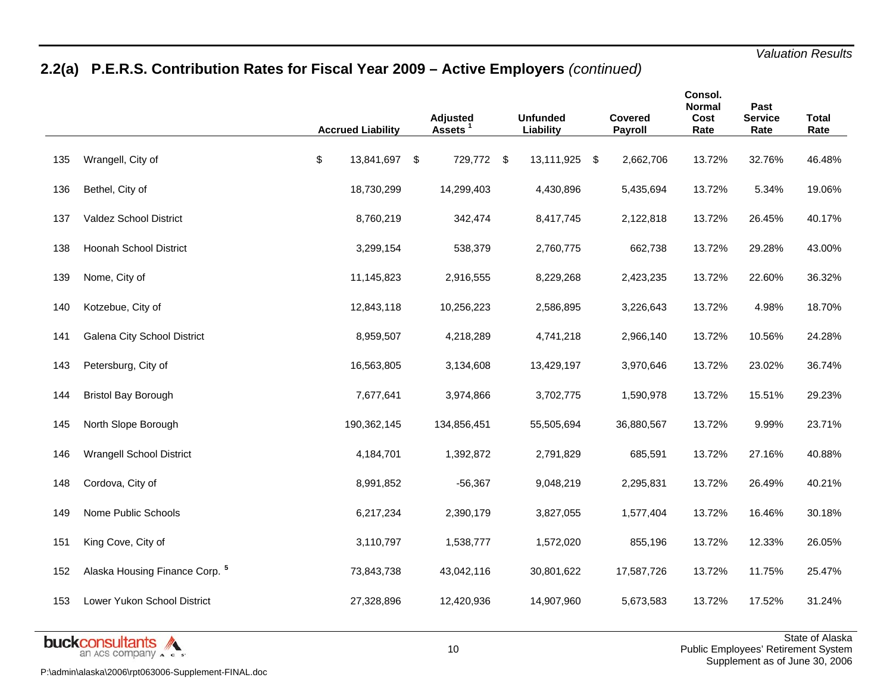## 2.2(a) P.E.R.S. Contribution Rates for Fiscal Year 2009 – Active Employers *(continued)*

| | | Accrued Liability | Adjusted Assets [1] | Unfunded Liability | Covered Payroll | Consol. Normal Cost Rate | Past Service Rate | Total Rate |
|---|---|---|---|---|---|---|---|---|
| 135 | Wrangell, City of | $ 13,841,697 | $ 729,772 | $ 13,111,925 | $ 2,662,706 | 13.72% | 32.76% | 46.48% |
| 136 | Bethel, City of | 18,730,299 | 14,299,403 | 4,430,896 | 5,435,694 | 13.72% | 5.34% | 19.06% |
| 137 | Valdez School District | 8,760,219 | 342,474 | 8,417,745 | 2,122,818 | 13.72% | 26.45% | 40.17% |
| 138 | Hoonah School District | 3,299,154 | 538,379 | 2,760,775 | 662,738 | 13.72% | 29.28% | 43.00% |
| 139 | Nome, City of | 11,145,823 | 2,916,555 | 8,229,268 | 2,423,235 | 13.72% | 22.60% | 36.32% |
| 140 | Kotzebue, City of | 12,843,118 | 10,256,223 | 2,586,895 | 3,226,643 | 13.72% | 4.98% | 18.70% |
| 141 | Galena City School District | 8,959,507 | 4,218,289 | 4,741,218 | 2,966,140 | 13.72% | 10.56% | 24.28% |
| 143 | Petersburg, City of | 16,563,805 | 3,134,608 | 13,429,197 | 3,970,646 | 13.72% | 23.02% | 36.74% |
| 144 | Bristol Bay Borough | 7,677,641 | 3,974,866 | 3,702,775 | 1,590,978 | 13.72% | 15.51% | 29.23% |
| 145 | North Slope Borough | 190,362,145 | 134,856,451 | 55,505,694 | 36,880,567 | 13.72% | 9.99% | 23.71% |
| 146 | Wrangell School District | 4,184,701 | 1,392,872 | 2,791,829 | 685,591 | 13.72% | 27.16% | 40.88% |
| 148 | Cordova, City of | 8,991,852 | -56,367 | 9,048,219 | 2,295,831 | 13.72% | 26.49% | 40.21% |
| 149 | Nome Public Schools | 6,217,234 | 2,390,179 | 3,827,055 | 1,577,404 | 13.72% | 16.46% | 30.18% |
| 151 | King Cove, City of | 3,110,797 | 1,538,777 | 1,572,020 | 855,196 | 13.72% | 12.33% | 26.05% |
| 152 | Alaska Housing Finance Corp. [5] | 73,843,738 | 43,042,116 | 30,801,622 | 17,587,726 | 13.72% | 11.75% | 25.47% |
| 153 | Lower Yukon School District | 27,328,896 | 12,420,936 | 14,907,960 | 5,673,583 | 13.72% | 17.52% | 31.24% |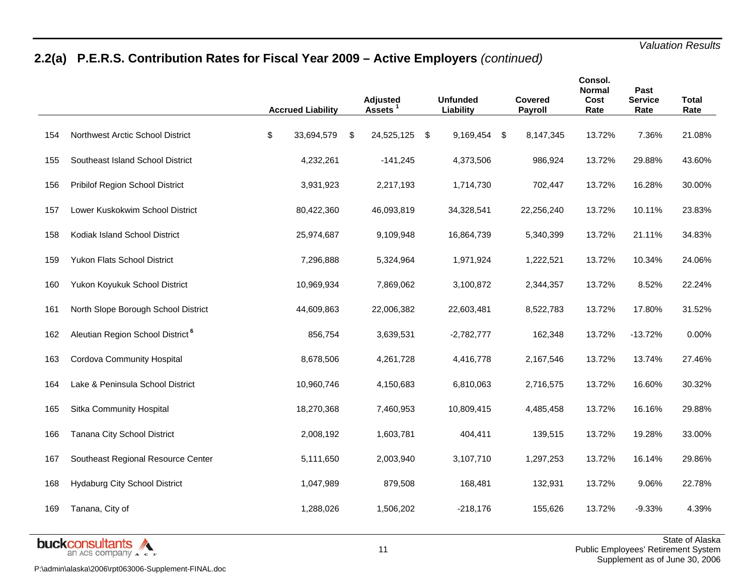## 2.2(a) P.E.R.S. Contribution Rates for Fiscal Year 2009 – Active Employers *(continued)*

| | | Accrued Liability | Adjusted Assets [1] | Unfunded Liability | Covered Payroll | Consol. Normal Cost Rate | Past Service Rate | Total Rate |
|---|---|---|---|---|---|---|---|---|
| 154 | Northwest Arctic School District | $ 33,694,579 | $ 24,525,125 | $ 9,169,454 | $ 8,147,345 | 13.72% | 7.36% | 21.08% |
| 155 | Southeast Island School District | 4,232,261 | -141,245 | 4,373,506 | 986,924 | 13.72% | 29.88% | 43.60% |
| 156 | Pribilof Region School District | 3,931,923 | 2,217,193 | 1,714,730 | 702,447 | 13.72% | 16.28% | 30.00% |
| 157 | Lower Kuskokwim School District | 80,422,360 | 46,093,819 | 34,328,541 | 22,256,240 | 13.72% | 10.11% | 23.83% |
| 158 | Kodiak Island School District | 25,974,687 | 9,109,948 | 16,864,739 | 5,340,399 | 13.72% | 21.11% | 34.83% |
| 159 | Yukon Flats School District | 7,296,888 | 5,324,964 | 1,971,924 | 1,222,521 | 13.72% | 10.34% | 24.06% |
| 160 | Yukon Koyukuk School District | 10,969,934 | 7,869,062 | 3,100,872 | 2,344,357 | 13.72% | 8.52% | 22.24% |
| 161 | North Slope Borough School District | 44,609,863 | 22,006,382 | 22,603,481 | 8,522,783 | 13.72% | 17.80% | 31.52% |
| 162 | Aleutian Region School District [6] | 856,754 | 3,639,531 | -2,782,777 | 162,348 | 13.72% | -13.72% | 0.00% |
| 163 | Cordova Community Hospital | 8,678,506 | 4,261,728 | 4,416,778 | 2,167,546 | 13.72% | 13.74% | 27.46% |
| 164 | Lake & Peninsula School District | 10,960,746 | 4,150,683 | 6,810,063 | 2,716,575 | 13.72% | 16.60% | 30.32% |
| 165 | Sitka Community Hospital | 18,270,368 | 7,460,953 | 10,809,415 | 4,485,458 | 13.72% | 16.16% | 29.88% |
| 166 | Tanana City School District | 2,008,192 | 1,603,781 | 404,411 | 139,515 | 13.72% | 19.28% | 33.00% |
| 167 | Southeast Regional Resource Center | 5,111,650 | 2,003,940 | 3,107,710 | 1,297,253 | 13.72% | 16.14% | 29.86% |
| 168 | Hydaburg City School District | 1,047,989 | 879,508 | 168,481 | 132,931 | 13.72% | 9.06% | 22.78% |
| 169 | Tanana, City of | 1,288,026 | 1,506,202 | -218,176 | 155,626 | 13.72% | -9.33% | 4.39% |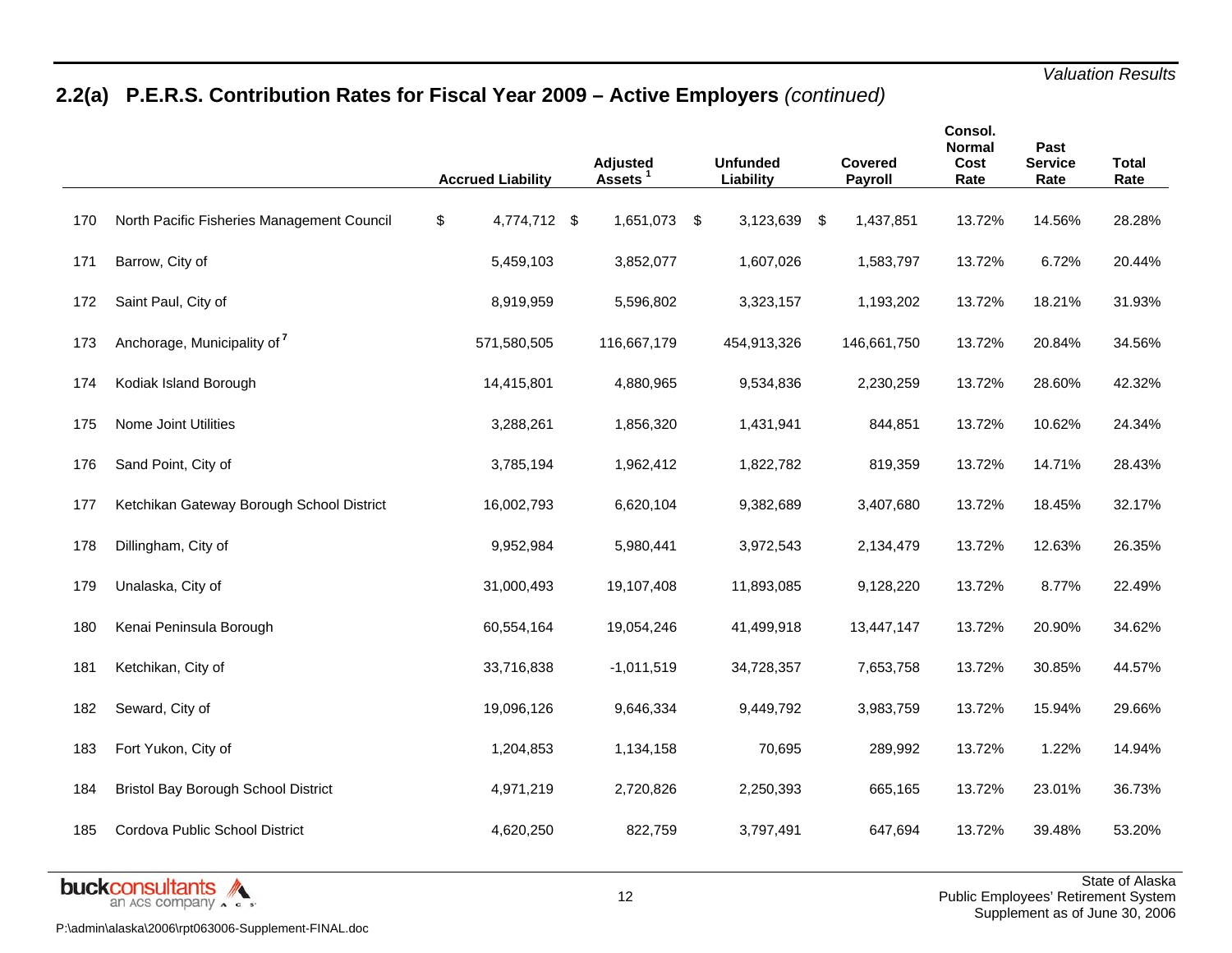## 2.2(a) P.E.R.S. Contribution Rates for Fiscal Year 2009 – Active Employers *(continued)*

| | | Accrued Liability | Adjusted Assets [1] | Unfunded Liability | Covered Payroll | Consol. Normal Cost Rate | Past Service Rate | Total Rate |
|---|---|---|---|---|---|---|---|---|
| 170 | North Pacific Fisheries Management Council | $ 4,774,712 | $ 1,651,073 | $ 3,123,639 | $ 1,437,851 | 13.72% | 14.56% | 28.28% |
| 171 | Barrow, City of | 5,459,103 | 3,852,077 | 1,607,026 | 1,583,797 | 13.72% | 6.72% | 20.44% |
| 172 | Saint Paul, City of | 8,919,959 | 5,596,802 | 3,323,157 | 1,193,202 | 13.72% | 18.21% | 31.93% |
| 173 | Anchorage, Municipality of [7] | 571,580,505 | 116,667,179 | 454,913,326 | 146,661,750 | 13.72% | 20.84% | 34.56% |
| 174 | Kodiak Island Borough | 14,415,801 | 4,880,965 | 9,534,836 | 2,230,259 | 13.72% | 28.60% | 42.32% |
| 175 | Nome Joint Utilities | 3,288,261 | 1,856,320 | 1,431,941 | 844,851 | 13.72% | 10.62% | 24.34% |
| 176 | Sand Point, City of | 3,785,194 | 1,962,412 | 1,822,782 | 819,359 | 13.72% | 14.71% | 28.43% |
| 177 | Ketchikan Gateway Borough School District | 16,002,793 | 6,620,104 | 9,382,689 | 3,407,680 | 13.72% | 18.45% | 32.17% |
| 178 | Dillingham, City of | 9,952,984 | 5,980,441 | 3,972,543 | 2,134,479 | 13.72% | 12.63% | 26.35% |
| 179 | Unalaska, City of | 31,000,493 | 19,107,408 | 11,893,085 | 9,128,220 | 13.72% | 8.77% | 22.49% |
| 180 | Kenai Peninsula Borough | 60,554,164 | 19,054,246 | 41,499,918 | 13,447,147 | 13.72% | 20.90% | 34.62% |
| 181 | Ketchikan, City of | 33,716,838 | -1,011,519 | 34,728,357 | 7,653,758 | 13.72% | 30.85% | 44.57% |
| 182 | Seward, City of | 19,096,126 | 9,646,334 | 9,449,792 | 3,983,759 | 13.72% | 15.94% | 29.66% |
| 183 | Fort Yukon, City of | 1,204,853 | 1,134,158 | 70,695 | 289,992 | 13.72% | 1.22% | 14.94% |
| 184 | Bristol Bay Borough School District | 4,971,219 | 2,720,826 | 2,250,393 | 665,165 | 13.72% | 23.01% | 36.73% |
| 185 | Cordova Public School District | 4,620,250 | 822,759 | 3,797,491 | 647,694 | 13.72% | 39.48% | 53.20% |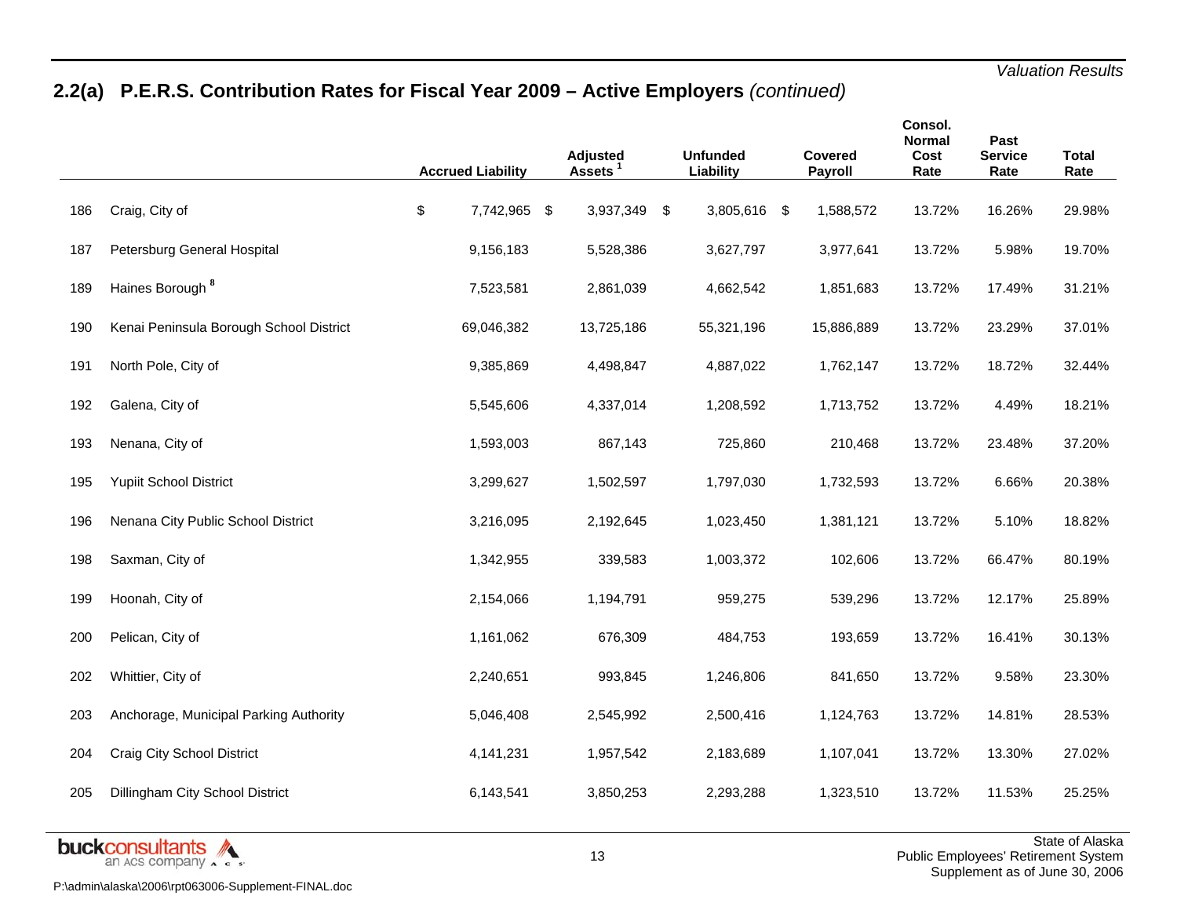## 2.2(a) P.E.R.S. Contribution Rates for Fiscal Year 2009 – Active Employers *(continued)*

| | | Accrued Liability | Adjusted Assets [1] | Unfunded Liability | Covered Payroll | Consol. Normal Cost Rate | Past Service Rate | Total Rate |
|---|---|---|---|---|---|---|---|---|
| 186 | Craig, City of | $ 7,742,965 | $ 3,937,349 | $ 3,805,616 | $ 1,588,572 | 13.72% | 16.26% | 29.98% |
| 187 | Petersburg General Hospital | 9,156,183 | 5,528,386 | 3,627,797 | 3,977,641 | 13.72% | 5.98% | 19.70% |
| 189 | Haines Borough [8] | 7,523,581 | 2,861,039 | 4,662,542 | 1,851,683 | 13.72% | 17.49% | 31.21% |
| 190 | Kenai Peninsula Borough School District | 69,046,382 | 13,725,186 | 55,321,196 | 15,886,889 | 13.72% | 23.29% | 37.01% |
| 191 | North Pole, City of | 9,385,869 | 4,498,847 | 4,887,022 | 1,762,147 | 13.72% | 18.72% | 32.44% |
| 192 | Galena, City of | 5,545,606 | 4,337,014 | 1,208,592 | 1,713,752 | 13.72% | 4.49% | 18.21% |
| 193 | Nenana, City of | 1,593,003 | 867,143 | 725,860 | 210,468 | 13.72% | 23.48% | 37.20% |
| 195 | Yupiit School District | 3,299,627 | 1,502,597 | 1,797,030 | 1,732,593 | 13.72% | 6.66% | 20.38% |
| 196 | Nenana City Public School District | 3,216,095 | 2,192,645 | 1,023,450 | 1,381,121 | 13.72% | 5.10% | 18.82% |
| 198 | Saxman, City of | 1,342,955 | 339,583 | 1,003,372 | 102,606 | 13.72% | 66.47% | 80.19% |
| 199 | Hoonah, City of | 2,154,066 | 1,194,791 | 959,275 | 539,296 | 13.72% | 12.17% | 25.89% |
| 200 | Pelican, City of | 1,161,062 | 676,309 | 484,753 | 193,659 | 13.72% | 16.41% | 30.13% |
| 202 | Whittier, City of | 2,240,651 | 993,845 | 1,246,806 | 841,650 | 13.72% | 9.58% | 23.30% |
| 203 | Anchorage, Municipal Parking Authority | 5,046,408 | 2,545,992 | 2,500,416 | 1,124,763 | 13.72% | 14.81% | 28.53% |
| 204 | Craig City School District | 4,141,231 | 1,957,542 | 2,183,689 | 1,107,041 | 13.72% | 13.30% | 27.02% |
| 205 | Dillingham City School District | 6,143,541 | 3,850,253 | 2,293,288 | 1,323,510 | 13.72% | 11.53% | 25.25% |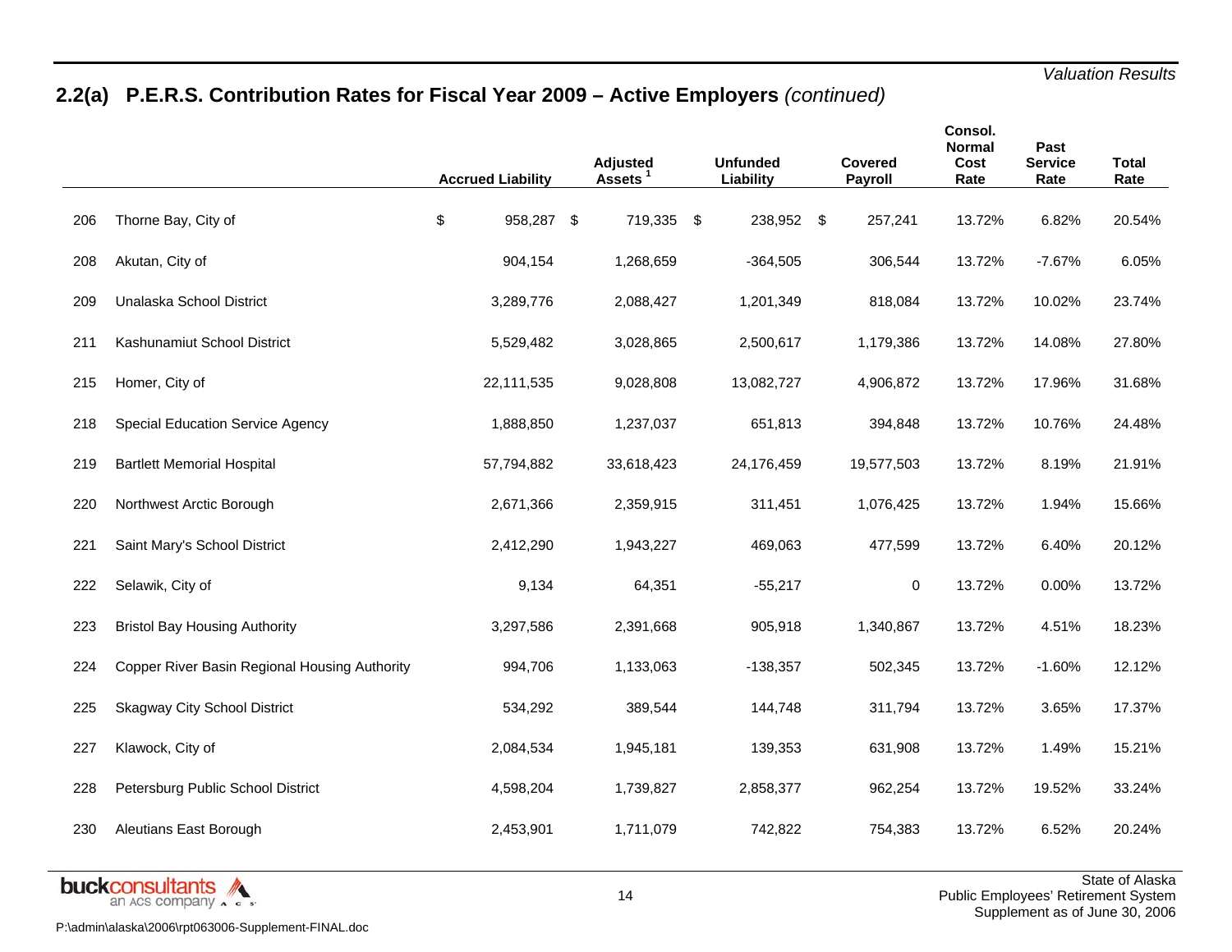## 2.2(a) P.E.R.S. Contribution Rates for Fiscal Year 2009 – Active Employers *(continued)*

| | | Accrued Liability | Adjusted Assets [1] | Unfunded Liability | Covered Payroll | Consol. Normal Cost Rate | Past Service Rate | Total Rate |
|---|---|---|---|---|---|---|---|---|
| 206 | Thorne Bay, City of | $ 958,287 | $ 719,335 | $ 238,952 | $ 257,241 | 13.72% | 6.82% | 20.54% |
| 208 | Akutan, City of | 904,154 | 1,268,659 | -364,505 | 306,544 | 13.72% | -7.67% | 6.05% |
| 209 | Unalaska School District | 3,289,776 | 2,088,427 | 1,201,349 | 818,084 | 13.72% | 10.02% | 23.74% |
| 211 | Kashunamiut School District | 5,529,482 | 3,028,865 | 2,500,617 | 1,179,386 | 13.72% | 14.08% | 27.80% |
| 215 | Homer, City of | 22,111,535 | 9,028,808 | 13,082,727 | 4,906,872 | 13.72% | 17.96% | 31.68% |
| 218 | Special Education Service Agency | 1,888,850 | 1,237,037 | 651,813 | 394,848 | 13.72% | 10.76% | 24.48% |
| 219 | Bartlett Memorial Hospital | 57,794,882 | 33,618,423 | 24,176,459 | 19,577,503 | 13.72% | 8.19% | 21.91% |
| 220 | Northwest Arctic Borough | 2,671,366 | 2,359,915 | 311,451 | 1,076,425 | 13.72% | 1.94% | 15.66% |
| 221 | Saint Mary's School District | 2,412,290 | 1,943,227 | 469,063 | 477,599 | 13.72% | 6.40% | 20.12% |
| 222 | Selawik, City of | 9,134 | 64,351 | -55,217 | 0 | 13.72% | 0.00% | 13.72% |
| 223 | Bristol Bay Housing Authority | 3,297,586 | 2,391,668 | 905,918 | 1,340,867 | 13.72% | 4.51% | 18.23% |
| 224 | Copper River Basin Regional Housing Authority | 994,706 | 1,133,063 | -138,357 | 502,345 | 13.72% | -1.60% | 12.12% |
| 225 | Skagway City School District | 534,292 | 389,544 | 144,748 | 311,794 | 13.72% | 3.65% | 17.37% |
| 227 | Klawock, City of | 2,084,534 | 1,945,181 | 139,353 | 631,908 | 13.72% | 1.49% | 15.21% |
| 228 | Petersburg Public School District | 4,598,204 | 1,739,827 | 2,858,377 | 962,254 | 13.72% | 19.52% | 33.24% |
| 230 | Aleutians East Borough | 2,453,901 | 1,711,079 | 742,822 | 754,383 | 13.72% | 6.52% | 20.24% |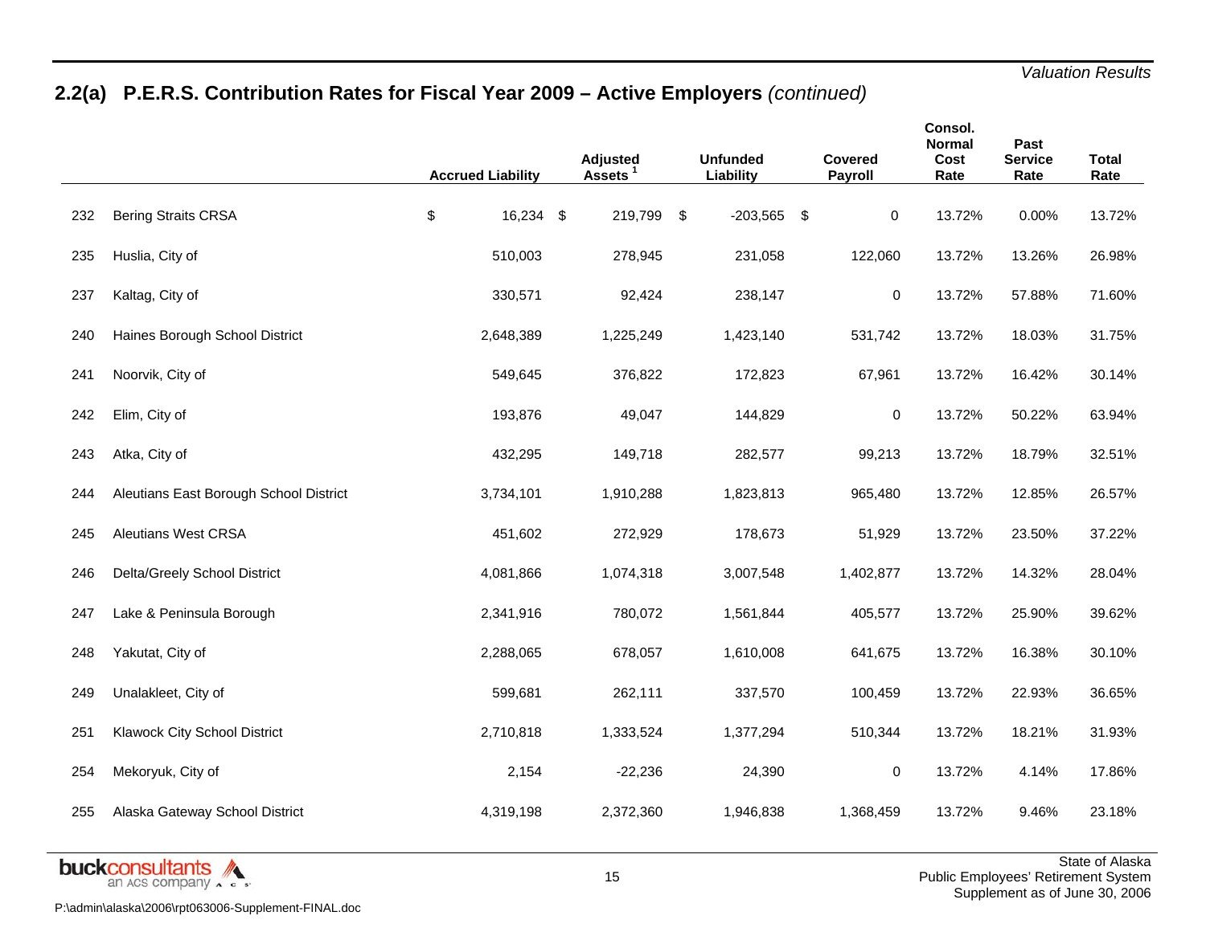## 2.2(a) P.E.R.S. Contribution Rates for Fiscal Year 2009 – Active Employers *(continued)*

| | | Accrued Liability | Adjusted Assets [1] | Unfunded Liability | Covered Payroll | Consol. Normal Cost Rate | Past Service Rate | Total Rate |
|---|---|---|---|---|---|---|---|---|
| 232 | Bering Straits CRSA | $ 16,234 | $ 219,799 | $ -203,565 | $ 0 | 13.72% | 0.00% | 13.72% |
| 235 | Huslia, City of | 510,003 | 278,945 | 231,058 | 122,060 | 13.72% | 13.26% | 26.98% |
| 237 | Kaltag, City of | 330,571 | 92,424 | 238,147 | 0 | 13.72% | 57.88% | 71.60% |
| 240 | Haines Borough School District | 2,648,389 | 1,225,249 | 1,423,140 | 531,742 | 13.72% | 18.03% | 31.75% |
| 241 | Noorvik, City of | 549,645 | 376,822 | 172,823 | 67,961 | 13.72% | 16.42% | 30.14% |
| 242 | Elim, City of | 193,876 | 49,047 | 144,829 | 0 | 13.72% | 50.22% | 63.94% |
| 243 | Atka, City of | 432,295 | 149,718 | 282,577 | 99,213 | 13.72% | 18.79% | 32.51% |
| 244 | Aleutians East Borough School District | 3,734,101 | 1,910,288 | 1,823,813 | 965,480 | 13.72% | 12.85% | 26.57% |
| 245 | Aleutians West CRSA | 451,602 | 272,929 | 178,673 | 51,929 | 13.72% | 23.50% | 37.22% |
| 246 | Delta/Greely School District | 4,081,866 | 1,074,318 | 3,007,548 | 1,402,877 | 13.72% | 14.32% | 28.04% |
| 247 | Lake & Peninsula Borough | 2,341,916 | 780,072 | 1,561,844 | 405,577 | 13.72% | 25.90% | 39.62% |
| 248 | Yakutat, City of | 2,288,065 | 678,057 | 1,610,008 | 641,675 | 13.72% | 16.38% | 30.10% |
| 249 | Unalakleet, City of | 599,681 | 262,111 | 337,570 | 100,459 | 13.72% | 22.93% | 36.65% |
| 251 | Klawock City School District | 2,710,818 | 1,333,524 | 1,377,294 | 510,344 | 13.72% | 18.21% | 31.93% |
| 254 | Mekoryuk, City of | 2,154 | -22,236 | 24,390 | 0 | 13.72% | 4.14% | 17.86% |
| 255 | Alaska Gateway School District | 4,319,198 | 2,372,360 | 1,946,838 | 1,368,459 | 13.72% | 9.46% | 23.18% |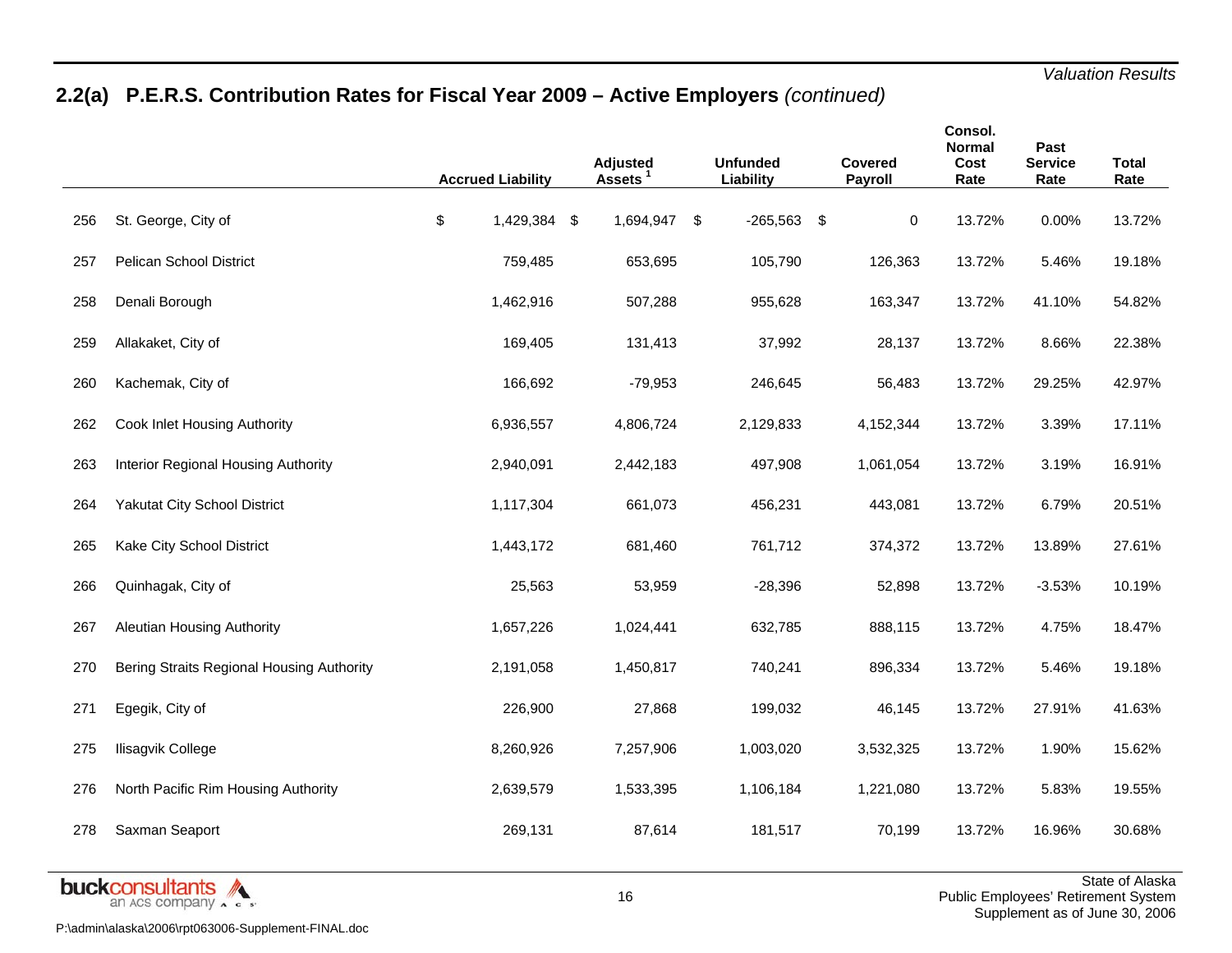## 2.2(a) P.E.R.S. Contribution Rates for Fiscal Year 2009 – Active Employers *(continued)*

| | | Accrued Liability | Adjusted Assets [1] | Unfunded Liability | Covered Payroll | Consol. Normal Cost Rate | Past Service Rate | Total Rate |
|---|---|---|---|---|---|---|---|---|
| 256 | St. George, City of | $ 1,429,384 | $ 1,694,947 | $ -265,563 | $ 0 | 13.72% | 0.00% | 13.72% |
| 257 | Pelican School District | 759,485 | 653,695 | 105,790 | 126,363 | 13.72% | 5.46% | 19.18% |
| 258 | Denali Borough | 1,462,916 | 507,288 | 955,628 | 163,347 | 13.72% | 41.10% | 54.82% |
| 259 | Allakaket, City of | 169,405 | 131,413 | 37,992 | 28,137 | 13.72% | 8.66% | 22.38% |
| 260 | Kachemak, City of | 166,692 | -79,953 | 246,645 | 56,483 | 13.72% | 29.25% | 42.97% |
| 262 | Cook Inlet Housing Authority | 6,936,557 | 4,806,724 | 2,129,833 | 4,152,344 | 13.72% | 3.39% | 17.11% |
| 263 | Interior Regional Housing Authority | 2,940,091 | 2,442,183 | 497,908 | 1,061,054 | 13.72% | 3.19% | 16.91% |
| 264 | Yakutat City School District | 1,117,304 | 661,073 | 456,231 | 443,081 | 13.72% | 6.79% | 20.51% |
| 265 | Kake City School District | 1,443,172 | 681,460 | 761,712 | 374,372 | 13.72% | 13.89% | 27.61% |
| 266 | Quinhagak, City of | 25,563 | 53,959 | -28,396 | 52,898 | 13.72% | -3.53% | 10.19% |
| 267 | Aleutian Housing Authority | 1,657,226 | 1,024,441 | 632,785 | 888,115 | 13.72% | 4.75% | 18.47% |
| 270 | Bering Straits Regional Housing Authority | 2,191,058 | 1,450,817 | 740,241 | 896,334 | 13.72% | 5.46% | 19.18% |
| 271 | Egegik, City of | 226,900 | 27,868 | 199,032 | 46,145 | 13.72% | 27.91% | 41.63% |
| 275 | Ilisagvik College | 8,260,926 | 7,257,906 | 1,003,020 | 3,532,325 | 13.72% | 1.90% | 15.62% |
| 276 | North Pacific Rim Housing Authority | 2,639,579 | 1,533,395 | 1,106,184 | 1,221,080 | 13.72% | 5.83% | 19.55% |
| 278 | Saxman Seaport | 269,131 | 87,614 | 181,517 | 70,199 | 13.72% | 16.96% | 30.68% |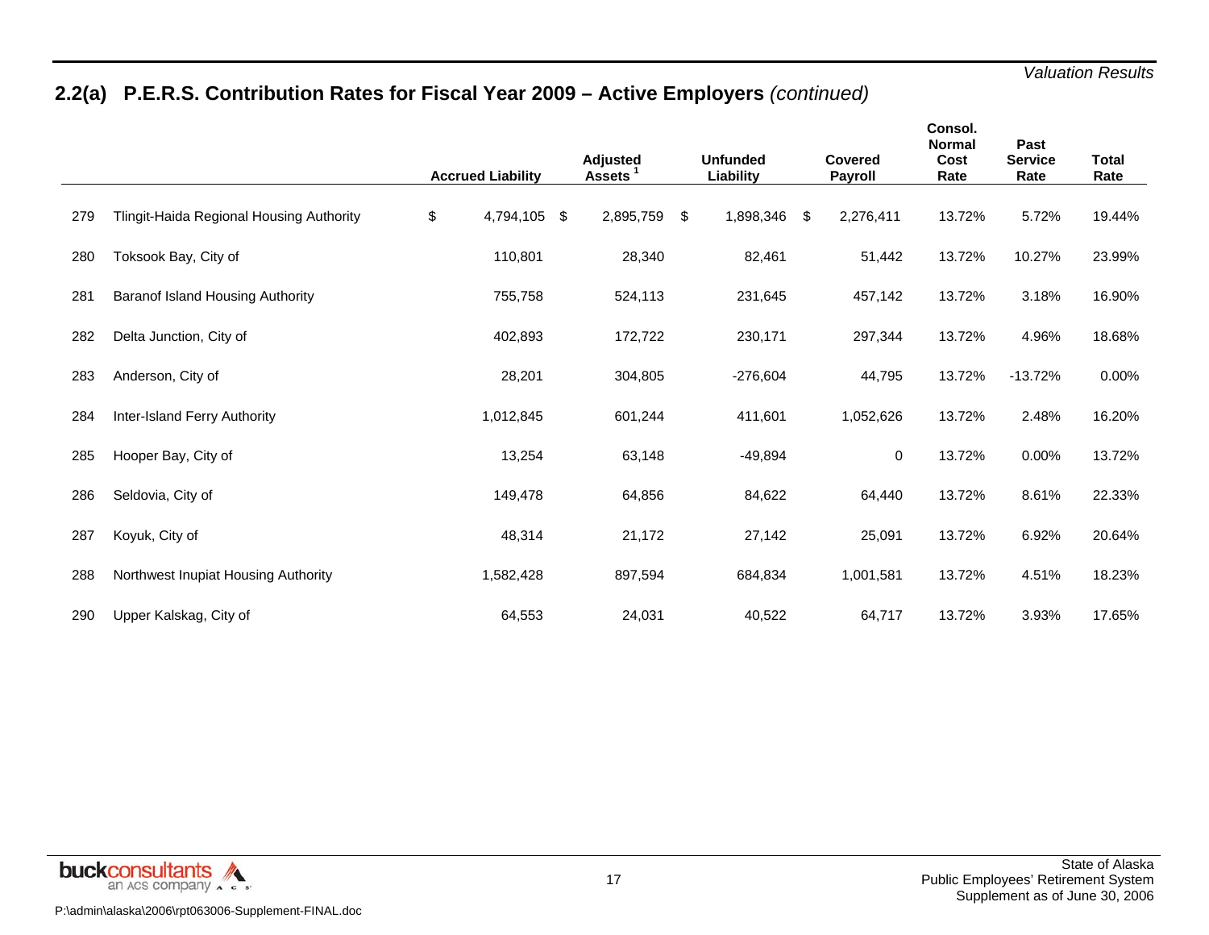## 2.2(a) P.E.R.S. Contribution Rates for Fiscal Year 2009 – Active Employers *(continued)*

| | | Accrued Liability | Adjusted Assets [1] | Unfunded Liability | Covered Payroll | Consol. Normal Cost Rate | Past Service Rate | Total Rate |
|---|---|---|---|---|---|---|---|---|
| 279 | Tlingit-Haida Regional Housing Authority | $ 4,794,105 | $ 2,895,759 | $ 1,898,346 | $ 2,276,411 | 13.72% | 5.72% | 19.44% |
| 280 | Toksook Bay, City of | 110,801 | 28,340 | 82,461 | 51,442 | 13.72% | 10.27% | 23.99% |
| 281 | Baranof Island Housing Authority | 755,758 | 524,113 | 231,645 | 457,142 | 13.72% | 3.18% | 16.90% |
| 282 | Delta Junction, City of | 402,893 | 172,722 | 230,171 | 297,344 | 13.72% | 4.96% | 18.68% |
| 283 | Anderson, City of | 28,201 | 304,805 | -276,604 | 44,795 | 13.72% | -13.72% | 0.00% |
| 284 | Inter-Island Ferry Authority | 1,012,845 | 601,244 | 411,601 | 1,052,626 | 13.72% | 2.48% | 16.20% |
| 285 | Hooper Bay, City of | 13,254 | 63,148 | -49,894 | 0 | 13.72% | 0.00% | 13.72% |
| 286 | Seldovia, City of | 149,478 | 64,856 | 84,622 | 64,440 | 13.72% | 8.61% | 22.33% |
| 287 | Koyuk, City of | 48,314 | 21,172 | 27,142 | 25,091 | 13.72% | 6.92% | 20.64% |
| 288 | Northwest Inupiat Housing Authority | 1,582,428 | 897,594 | 684,834 | 1,001,581 | 13.72% | 4.51% | 18.23% |
| 290 | Upper Kalskag, City of | 64,553 | 24,031 | 40,522 | 64,717 | 13.72% | 3.93% | 17.65% |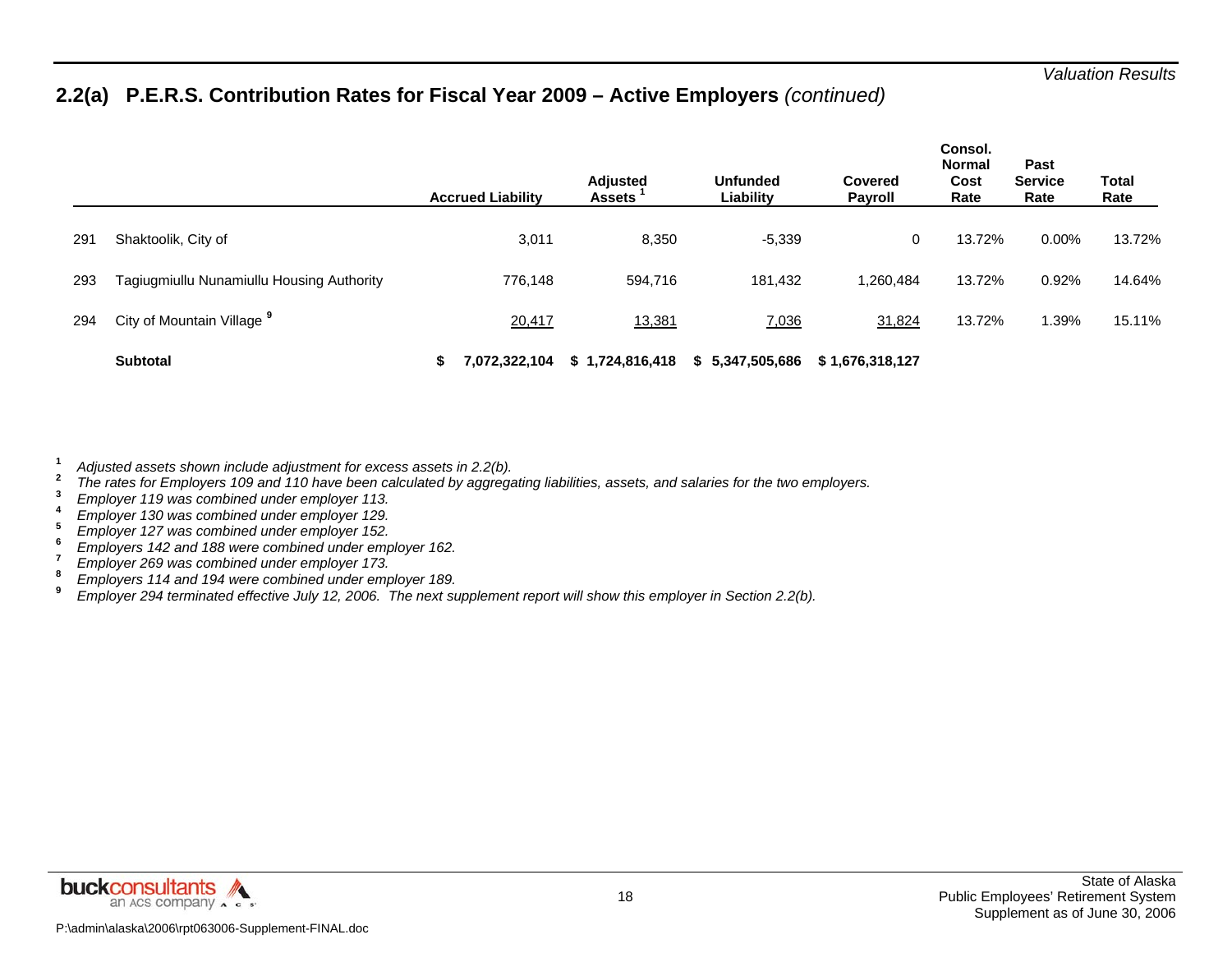## 2.2(a) P.E.R.S. Contribution Rates for Fiscal Year 2009 – Active Employers *(continued)*

| | | Accrued Liability | Adjusted Assets [1] | Unfunded Liability | Covered Payroll | Consol. Normal Cost Rate | Past Service Rate | Total Rate |
|---|---|---|---|---|---|---|---|---|
| 291 | Shaktoolik, City of | 3,011 | 8,350 | -5,339 | 0 | 13.72% | 0.00% | 13.72% |
| 293 | Tagiugmiullu Nunamiullu Housing Authority | 776,148 | 594,716 | 181,432 | 1,260,484 | 13.72% | 0.92% | 14.64% |
| 294 | City of Mountain Village [9] | 20,417 | 13,381 | 7,036 | 31,824 | 13.72% | 1.39% | 15.11% |
| | **Subtotal** | **$ 7,072,322,104** | **$ 1,724,816,418** | **$ 5,347,505,686** | **$ 1,676,318,127** | | | |

[1] *Adjusted assets shown include adjustment for excess assets in 2.2(b).*
[2] *The rates for Employers 109 and 110 have been calculated by aggregating liabilities, assets, and salaries for the two employers.*
[3] *Employer 119 was combined under employer 113.*
[4] *Employer 130 was combined under employer 129.*
[5] *Employer 127 was combined under employer 152.*
[6] *Employers 142 and 188 were combined under employer 162.*
[7] *Employer 269 was combined under employer 173.*
[8] *Employers 114 and 194 were combined under employer 189.*
[9] *Employer 294 terminated effective July 12, 2006. The next supplement report will show this employer in Section 2.2(b).*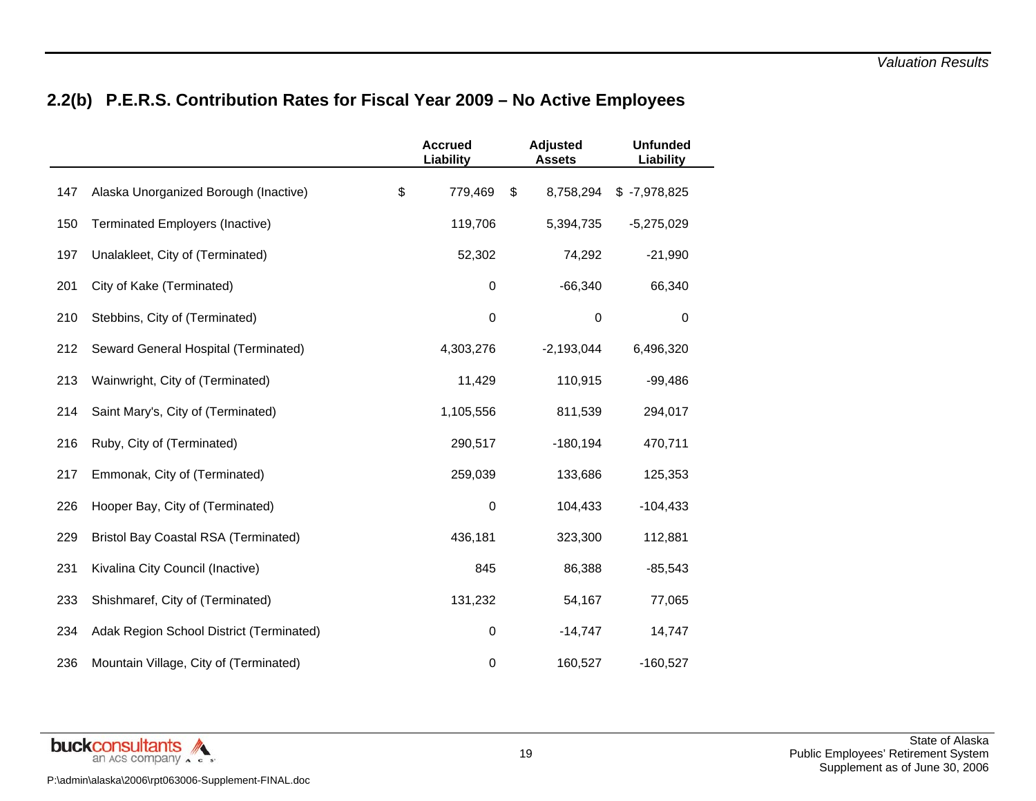## 2.2(b) P.E.R.S. Contribution Rates for Fiscal Year 2009 – No Active Employees

| | | Accrued Liability | Adjusted Assets | Unfunded Liability |
|---|---|---|---|---|
| 147 | Alaska Unorganized Borough (Inactive) | $ 779,469 | $ 8,758,294 | $ -7,978,825 |
| 150 | Terminated Employers (Inactive) | 119,706 | 5,394,735 | -5,275,029 |
| 197 | Unalakleet, City of (Terminated) | 52,302 | 74,292 | -21,990 |
| 201 | City of Kake (Terminated) | 0 | -66,340 | 66,340 |
| 210 | Stebbins, City of (Terminated) | 0 | 0 | 0 |
| 212 | Seward General Hospital (Terminated) | 4,303,276 | -2,193,044 | 6,496,320 |
| 213 | Wainwright, City of (Terminated) | 11,429 | 110,915 | -99,486 |
| 214 | Saint Mary's, City of (Terminated) | 1,105,556 | 811,539 | 294,017 |
| 216 | Ruby, City of (Terminated) | 290,517 | -180,194 | 470,711 |
| 217 | Emmonak, City of (Terminated) | 259,039 | 133,686 | 125,353 |
| 226 | Hooper Bay, City of (Terminated) | 0 | 104,433 | -104,433 |
| 229 | Bristol Bay Coastal RSA (Terminated) | 436,181 | 323,300 | 112,881 |
| 231 | Kivalina City Council (Inactive) | 845 | 86,388 | -85,543 |
| 233 | Shishmaref, City of (Terminated) | 131,232 | 54,167 | 77,065 |
| 234 | Adak Region School District (Terminated) | 0 | -14,747 | 14,747 |
| 236 | Mountain Village, City of (Terminated) | 0 | 160,527 | -160,527 |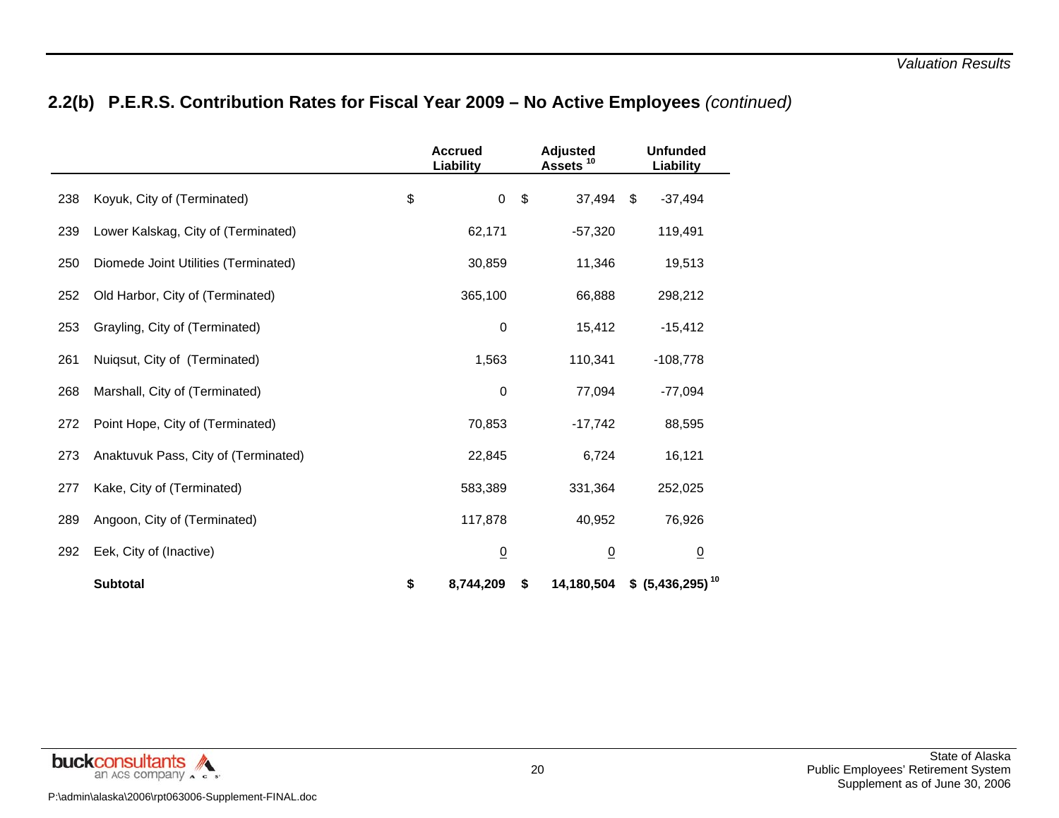## 2.2(b) P.E.R.S. Contribution Rates for Fiscal Year 2009 – No Active Employees *(continued)*

| | | Accrued Liability | Adjusted Assets [10] | Unfunded Liability |
|---|---|---|---|---|
| 238 | Koyuk, City of (Terminated) | $ 0 | $ 37,494 | $ -37,494 |
| 239 | Lower Kalskag, City of (Terminated) | 62,171 | -57,320 | 119,491 |
| 250 | Diomede Joint Utilities (Terminated) | 30,859 | 11,346 | 19,513 |
| 252 | Old Harbor, City of (Terminated) | 365,100 | 66,888 | 298,212 |
| 253 | Grayling, City of (Terminated) | 0 | 15,412 | -15,412 |
| 261 | Nuiqsut, City of (Terminated) | 1,563 | 110,341 | -108,778 |
| 268 | Marshall, City of (Terminated) | 0 | 77,094 | -77,094 |
| 272 | Point Hope, City of (Terminated) | 70,853 | -17,742 | 88,595 |
| 273 | Anaktuvuk Pass, City of (Terminated) | 22,845 | 6,724 | 16,121 |
| 277 | Kake, City of (Terminated) | 583,389 | 331,364 | 252,025 |
| 289 | Angoon, City of (Terminated) | 117,878 | 40,952 | 76,926 |
| 292 | Eek, City of (Inactive) | 0 | 0 | 0 |
| | **Subtotal** | **$ 8,744,209** | **$ 14,180,504** | **$ (5,436,295)** [10] |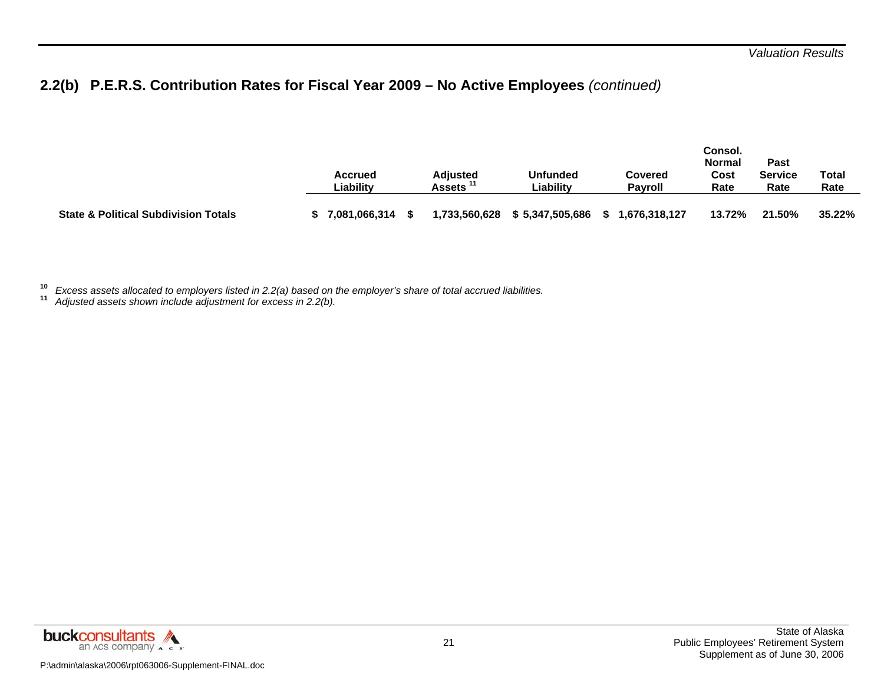## 2.2(b) P.E.R.S. Contribution Rates for Fiscal Year 2009 – No Active Employees *(continued)*

| | Accrued Liability | Adjusted Assets [11] | Unfunded Liability | Covered Payroll | Consol. Normal Cost Rate | Past Service Rate | Total Rate |
|---|---|---|---|---|---|---|---|
| **State & Political Subdivision Totals** | **$ 7,081,066,314** | **$ 1,733,560,628** | **$ 5,347,505,686** | **$ 1,676,318,127** | **13.72%** | **21.50%** | **35.22%** |

[10] *Excess assets allocated to employers listed in 2.2(a) based on the employer's share of total accrued liabilities.*
[11] *Adjusted assets shown include adjustment for excess in 2.2(b).*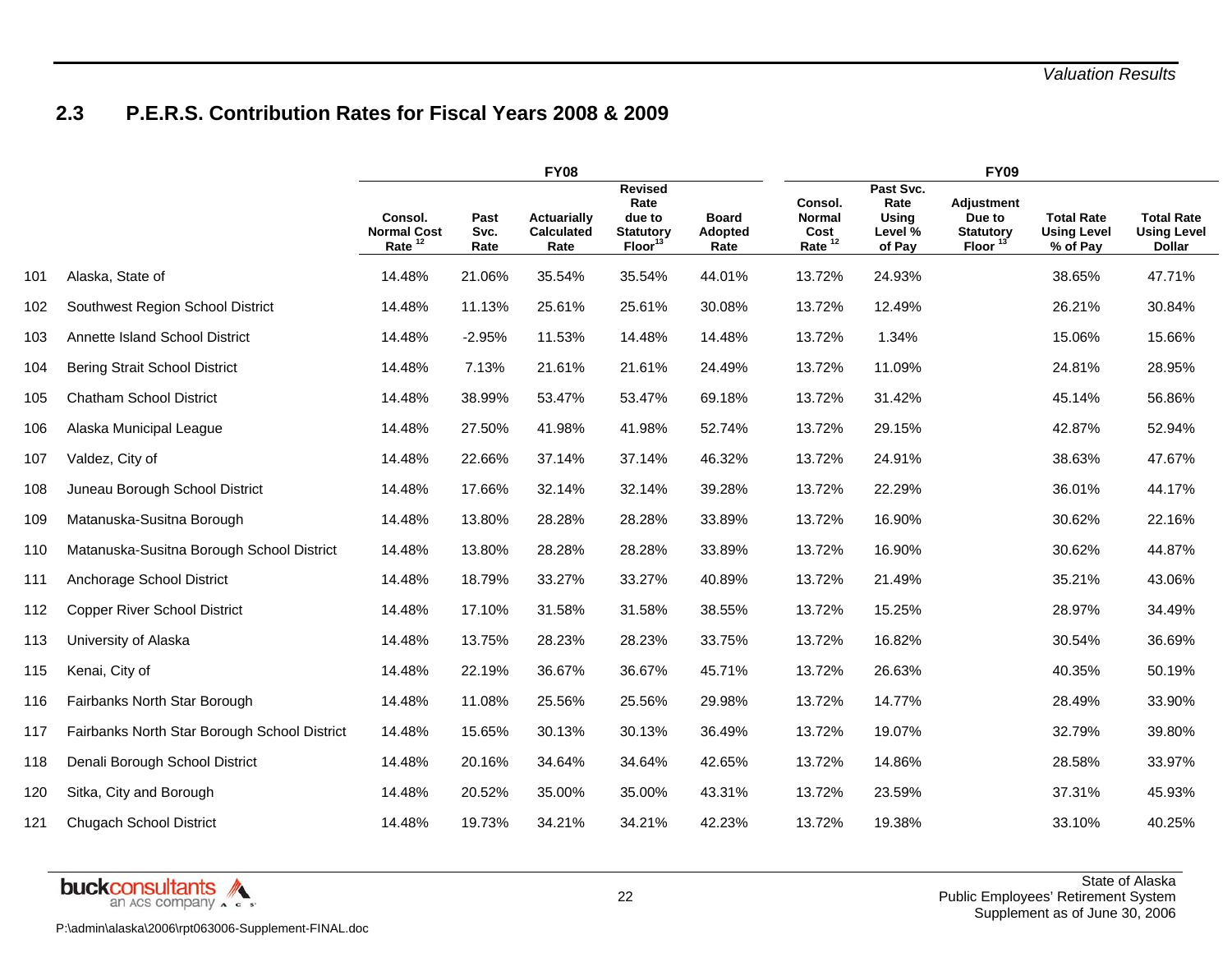## 2.3 P.E.R.S. Contribution Rates for Fiscal Years 2008 & 2009

| | | FY08 | | | | | FY09 | | | | |
|---|---|---|---|---|---|---|---|---|---|---|---|
| | | Consol. Normal Cost Rate [12] | Past Svc. Rate | Actuarially Calculated Rate | Revised Rate due to Statutory Floor [13] | Board Adopted Rate | Consol. Normal Cost Rate [12] | Past Svc. Rate Using Level % of Pay | Adjustment Due to Statutory Floor [13] | Total Rate Using Level % of Pay | Total Rate Using Level Dollar |
| 101 | Alaska, State of | 14.48% | 21.06% | 35.54% | 35.54% | 44.01% | 13.72% | 24.93% | | 38.65% | 47.71% |
| 102 | Southwest Region School District | 14.48% | 11.13% | 25.61% | 25.61% | 30.08% | 13.72% | 12.49% | | 26.21% | 30.84% |
| 103 | Annette Island School District | 14.48% | -2.95% | 11.53% | 14.48% | 14.48% | 13.72% | 1.34% | | 15.06% | 15.66% |
| 104 | Bering Strait School District | 14.48% | 7.13% | 21.61% | 21.61% | 24.49% | 13.72% | 11.09% | | 24.81% | 28.95% |
| 105 | Chatham School District | 14.48% | 38.99% | 53.47% | 53.47% | 69.18% | 13.72% | 31.42% | | 45.14% | 56.86% |
| 106 | Alaska Municipal League | 14.48% | 27.50% | 41.98% | 41.98% | 52.74% | 13.72% | 29.15% | | 42.87% | 52.94% |
| 107 | Valdez, City of | 14.48% | 22.66% | 37.14% | 37.14% | 46.32% | 13.72% | 24.91% | | 38.63% | 47.67% |
| 108 | Juneau Borough School District | 14.48% | 17.66% | 32.14% | 32.14% | 39.28% | 13.72% | 22.29% | | 36.01% | 44.17% |
| 109 | Matanuska-Susitna Borough | 14.48% | 13.80% | 28.28% | 28.28% | 33.89% | 13.72% | 16.90% | | 30.62% | 22.16% |
| 110 | Matanuska-Susitna Borough School District | 14.48% | 13.80% | 28.28% | 28.28% | 33.89% | 13.72% | 16.90% | | 30.62% | 44.87% |
| 111 | Anchorage School District | 14.48% | 18.79% | 33.27% | 33.27% | 40.89% | 13.72% | 21.49% | | 35.21% | 43.06% |
| 112 | Copper River School District | 14.48% | 17.10% | 31.58% | 31.58% | 38.55% | 13.72% | 15.25% | | 28.97% | 34.49% |
| 113 | University of Alaska | 14.48% | 13.75% | 28.23% | 28.23% | 33.75% | 13.72% | 16.82% | | 30.54% | 36.69% |
| 115 | Kenai, City of | 14.48% | 22.19% | 36.67% | 36.67% | 45.71% | 13.72% | 26.63% | | 40.35% | 50.19% |
| 116 | Fairbanks North Star Borough | 14.48% | 11.08% | 25.56% | 25.56% | 29.98% | 13.72% | 14.77% | | 28.49% | 33.90% |
| 117 | Fairbanks North Star Borough School District | 14.48% | 15.65% | 30.13% | 30.13% | 36.49% | 13.72% | 19.07% | | 32.79% | 39.80% |
| 118 | Denali Borough School District | 14.48% | 20.16% | 34.64% | 34.64% | 42.65% | 13.72% | 14.86% | | 28.58% | 33.97% |
| 120 | Sitka, City and Borough | 14.48% | 20.52% | 35.00% | 35.00% | 43.31% | 13.72% | 23.59% | | 37.31% | 45.93% |
| 121 | Chugach School District | 14.48% | 19.73% | 34.21% | 34.21% | 42.23% | 13.72% | 19.38% | | 33.10% | 40.25% |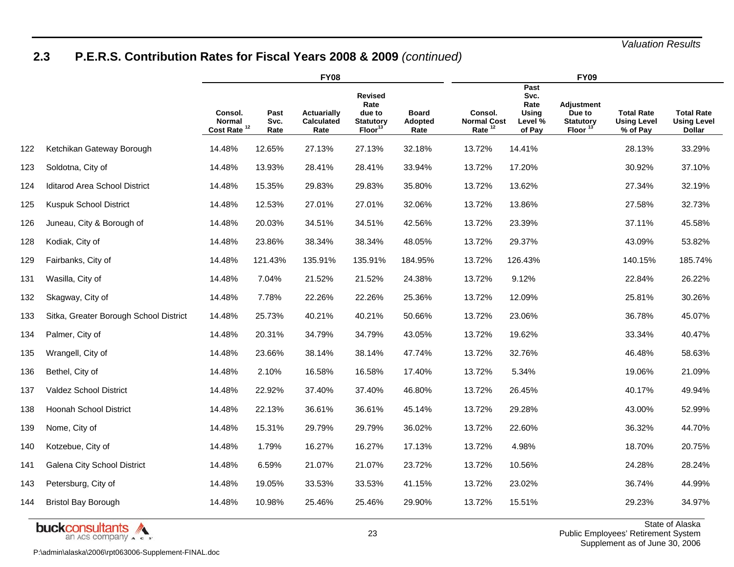## 2.3 P.E.R.S. Contribution Rates for Fiscal Years 2008 & 2009 *(continued)*

| | | FY08 | | | | | FY09 | | | | |
|---|---|---|---|---|---|---|---|---|---|---|---|
| | | Consol. Normal Cost Rate [12] | Past Svc. Rate | Actuarially Calculated Rate | Revised Rate due to Statutory Floor[13] | Board Adopted Rate | Consol. Normal Cost Rate [12] | Past Svc. Rate Using Level % of Pay | Adjustment Due to Statutory Floor [13] | Total Rate Using Level % of Pay | Total Rate Using Level Dollar |
| 122 | Ketchikan Gateway Borough | 14.48% | 12.65% | 27.13% | 27.13% | 32.18% | 13.72% | 14.41% | | 28.13% | 33.29% |
| 123 | Soldotna, City of | 14.48% | 13.93% | 28.41% | 28.41% | 33.94% | 13.72% | 17.20% | | 30.92% | 37.10% |
| 124 | Iditarod Area School District | 14.48% | 15.35% | 29.83% | 29.83% | 35.80% | 13.72% | 13.62% | | 27.34% | 32.19% |
| 125 | Kuspuk School District | 14.48% | 12.53% | 27.01% | 27.01% | 32.06% | 13.72% | 13.86% | | 27.58% | 32.73% |
| 126 | Juneau, City & Borough of | 14.48% | 20.03% | 34.51% | 34.51% | 42.56% | 13.72% | 23.39% | | 37.11% | 45.58% |
| 128 | Kodiak, City of | 14.48% | 23.86% | 38.34% | 38.34% | 48.05% | 13.72% | 29.37% | | 43.09% | 53.82% |
| 129 | Fairbanks, City of | 14.48% | 121.43% | 135.91% | 135.91% | 184.95% | 13.72% | 126.43% | | 140.15% | 185.74% |
| 131 | Wasilla, City of | 14.48% | 7.04% | 21.52% | 21.52% | 24.38% | 13.72% | 9.12% | | 22.84% | 26.22% |
| 132 | Skagway, City of | 14.48% | 7.78% | 22.26% | 22.26% | 25.36% | 13.72% | 12.09% | | 25.81% | 30.26% |
| 133 | Sitka, Greater Borough School District | 14.48% | 25.73% | 40.21% | 40.21% | 50.66% | 13.72% | 23.06% | | 36.78% | 45.07% |
| 134 | Palmer, City of | 14.48% | 20.31% | 34.79% | 34.79% | 43.05% | 13.72% | 19.62% | | 33.34% | 40.47% |
| 135 | Wrangell, City of | 14.48% | 23.66% | 38.14% | 38.14% | 47.74% | 13.72% | 32.76% | | 46.48% | 58.63% |
| 136 | Bethel, City of | 14.48% | 2.10% | 16.58% | 16.58% | 17.40% | 13.72% | 5.34% | | 19.06% | 21.09% |
| 137 | Valdez School District | 14.48% | 22.92% | 37.40% | 37.40% | 46.80% | 13.72% | 26.45% | | 40.17% | 49.94% |
| 138 | Hoonah School District | 14.48% | 22.13% | 36.61% | 36.61% | 45.14% | 13.72% | 29.28% | | 43.00% | 52.99% |
| 139 | Nome, City of | 14.48% | 15.31% | 29.79% | 29.79% | 36.02% | 13.72% | 22.60% | | 36.32% | 44.70% |
| 140 | Kotzebue, City of | 14.48% | 1.79% | 16.27% | 16.27% | 17.13% | 13.72% | 4.98% | | 18.70% | 20.75% |
| 141 | Galena City School District | 14.48% | 6.59% | 21.07% | 21.07% | 23.72% | 13.72% | 10.56% | | 24.28% | 28.24% |
| 143 | Petersburg, City of | 14.48% | 19.05% | 33.53% | 33.53% | 41.15% | 13.72% | 23.02% | | 36.74% | 44.99% |
| 144 | Bristol Bay Borough | 14.48% | 10.98% | 25.46% | 25.46% | 29.90% | 13.72% | 15.51% | | 29.23% | 34.97% |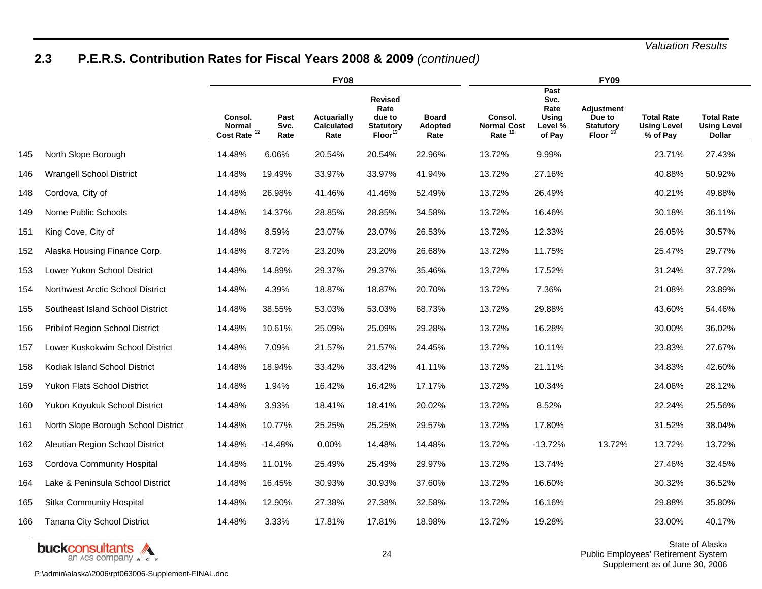## 2.3 P.E.R.S. Contribution Rates for Fiscal Years 2008 & 2009 *(continued)*

| | | FY08 | | | | | FY09 | | | | |
|---|---|---|---|---|---|---|---|---|---|---|---|
| | | Consol. Normal Cost Rate [12] | Past Svc. Rate | Actuarially Calculated Rate | Revised Rate due to Statutory Floor[13] | Board Adopted Rate | Consol. Normal Cost Rate [12] | Past Svc. Rate Using Level % of Pay | Adjustment Due to Statutory Floor [13] | Total Rate Using Level % of Pay | Total Rate Using Level Dollar |
| 145 | North Slope Borough | 14.48% | 6.06% | 20.54% | 20.54% | 22.96% | 13.72% | 9.99% | | 23.71% | 27.43% |
| 146 | Wrangell School District | 14.48% | 19.49% | 33.97% | 33.97% | 41.94% | 13.72% | 27.16% | | 40.88% | 50.92% |
| 148 | Cordova, City of | 14.48% | 26.98% | 41.46% | 41.46% | 52.49% | 13.72% | 26.49% | | 40.21% | 49.88% |
| 149 | Nome Public Schools | 14.48% | 14.37% | 28.85% | 28.85% | 34.58% | 13.72% | 16.46% | | 30.18% | 36.11% |
| 151 | King Cove, City of | 14.48% | 8.59% | 23.07% | 23.07% | 26.53% | 13.72% | 12.33% | | 26.05% | 30.57% |
| 152 | Alaska Housing Finance Corp. | 14.48% | 8.72% | 23.20% | 23.20% | 26.68% | 13.72% | 11.75% | | 25.47% | 29.77% |
| 153 | Lower Yukon School District | 14.48% | 14.89% | 29.37% | 29.37% | 35.46% | 13.72% | 17.52% | | 31.24% | 37.72% |
| 154 | Northwest Arctic School District | 14.48% | 4.39% | 18.87% | 18.87% | 20.70% | 13.72% | 7.36% | | 21.08% | 23.89% |
| 155 | Southeast Island School District | 14.48% | 38.55% | 53.03% | 53.03% | 68.73% | 13.72% | 29.88% | | 43.60% | 54.46% |
| 156 | Pribilof Region School District | 14.48% | 10.61% | 25.09% | 25.09% | 29.28% | 13.72% | 16.28% | | 30.00% | 36.02% |
| 157 | Lower Kuskokwim School District | 14.48% | 7.09% | 21.57% | 21.57% | 24.45% | 13.72% | 10.11% | | 23.83% | 27.67% |
| 158 | Kodiak Island School District | 14.48% | 18.94% | 33.42% | 33.42% | 41.11% | 13.72% | 21.11% | | 34.83% | 42.60% |
| 159 | Yukon Flats School District | 14.48% | 1.94% | 16.42% | 16.42% | 17.17% | 13.72% | 10.34% | | 24.06% | 28.12% |
| 160 | Yukon Koyukuk School District | 14.48% | 3.93% | 18.41% | 18.41% | 20.02% | 13.72% | 8.52% | | 22.24% | 25.56% |
| 161 | North Slope Borough School District | 14.48% | 10.77% | 25.25% | 25.25% | 29.57% | 13.72% | 17.80% | | 31.52% | 38.04% |
| 162 | Aleutian Region School District | 14.48% | -14.48% | 0.00% | 14.48% | 14.48% | 13.72% | -13.72% | 13.72% | 13.72% | 13.72% |
| 163 | Cordova Community Hospital | 14.48% | 11.01% | 25.49% | 25.49% | 29.97% | 13.72% | 13.74% | | 27.46% | 32.45% |
| 164 | Lake & Peninsula School District | 14.48% | 16.45% | 30.93% | 30.93% | 37.60% | 13.72% | 16.60% | | 30.32% | 36.52% |
| 165 | Sitka Community Hospital | 14.48% | 12.90% | 27.38% | 27.38% | 32.58% | 13.72% | 16.16% | | 29.88% | 35.80% |
| 166 | Tanana City School District | 14.48% | 3.33% | 17.81% | 17.81% | 18.98% | 13.72% | 19.28% | | 33.00% | 40.17% |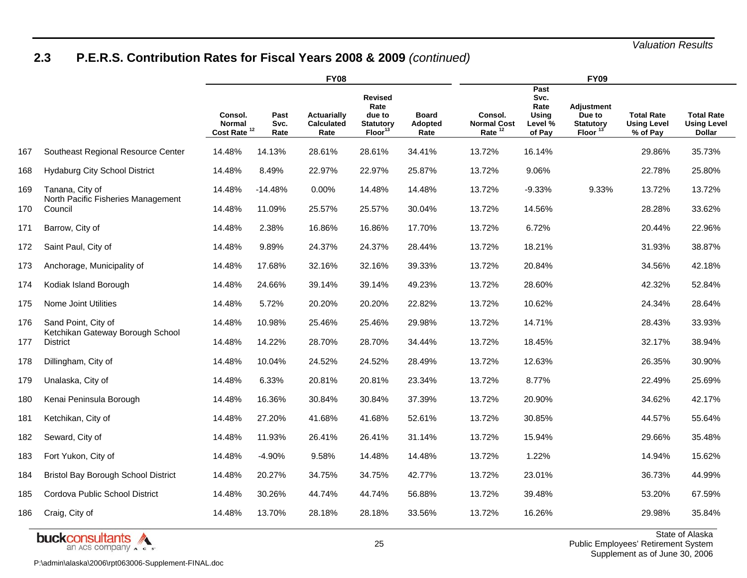## 2.3 P.E.R.S. Contribution Rates for Fiscal Years 2008 & 2009 *(continued)*

| | | FY08 | | | | | FY09 | | | | |
|---|---|---|---|---|---|---|---|---|---|---|---|
| | | Consol. Normal Cost Rate [12] | Past Svc. Rate | Actuarially Calculated Rate | Revised Rate due to Statutory Floor[13] | Board Adopted Rate | Consol. Normal Cost Rate [12] | Past Svc. Rate Using Level % of Pay | Adjustment Due to Statutory Floor [13] | Total Rate Using Level % of Pay | Total Rate Using Level Dollar |
| 167 | Southeast Regional Resource Center | 14.48% | 14.13% | 28.61% | 28.61% | 34.41% | 13.72% | 16.14% | | 29.86% | 35.73% |
| 168 | Hydaburg City School District | 14.48% | 8.49% | 22.97% | 22.97% | 25.87% | 13.72% | 9.06% | | 22.78% | 25.80% |
| 169 | Tanana, City of | 14.48% | -14.48% | 0.00% | 14.48% | 14.48% | 13.72% | -9.33% | 9.33% | 13.72% | 13.72% |
| 170 | North Pacific Fisheries Management Council | 14.48% | 11.09% | 25.57% | 25.57% | 30.04% | 13.72% | 14.56% | | 28.28% | 33.62% |
| 171 | Barrow, City of | 14.48% | 2.38% | 16.86% | 16.86% | 17.70% | 13.72% | 6.72% | | 20.44% | 22.96% |
| 172 | Saint Paul, City of | 14.48% | 9.89% | 24.37% | 24.37% | 28.44% | 13.72% | 18.21% | | 31.93% | 38.87% |
| 173 | Anchorage, Municipality of | 14.48% | 17.68% | 32.16% | 32.16% | 39.33% | 13.72% | 20.84% | | 34.56% | 42.18% |
| 174 | Kodiak Island Borough | 14.48% | 24.66% | 39.14% | 39.14% | 49.23% | 13.72% | 28.60% | | 42.32% | 52.84% |
| 175 | Nome Joint Utilities | 14.48% | 5.72% | 20.20% | 20.20% | 22.82% | 13.72% | 10.62% | | 24.34% | 28.64% |
| 176 | Sand Point, City of | 14.48% | 10.98% | 25.46% | 25.46% | 29.98% | 13.72% | 14.71% | | 28.43% | 33.93% |
| 177 | Ketchikan Gateway Borough School District | 14.48% | 14.22% | 28.70% | 28.70% | 34.44% | 13.72% | 18.45% | | 32.17% | 38.94% |
| 178 | Dillingham, City of | 14.48% | 10.04% | 24.52% | 24.52% | 28.49% | 13.72% | 12.63% | | 26.35% | 30.90% |
| 179 | Unalaska, City of | 14.48% | 6.33% | 20.81% | 20.81% | 23.34% | 13.72% | 8.77% | | 22.49% | 25.69% |
| 180 | Kenai Peninsula Borough | 14.48% | 16.36% | 30.84% | 30.84% | 37.39% | 13.72% | 20.90% | | 34.62% | 42.17% |
| 181 | Ketchikan, City of | 14.48% | 27.20% | 41.68% | 41.68% | 52.61% | 13.72% | 30.85% | | 44.57% | 55.64% |
| 182 | Seward, City of | 14.48% | 11.93% | 26.41% | 26.41% | 31.14% | 13.72% | 15.94% | | 29.66% | 35.48% |
| 183 | Fort Yukon, City of | 14.48% | -4.90% | 9.58% | 14.48% | 14.48% | 13.72% | 1.22% | | 14.94% | 15.62% |
| 184 | Bristol Bay Borough School District | 14.48% | 20.27% | 34.75% | 34.75% | 42.77% | 13.72% | 23.01% | | 36.73% | 44.99% |
| 185 | Cordova Public School District | 14.48% | 30.26% | 44.74% | 44.74% | 56.88% | 13.72% | 39.48% | | 53.20% | 67.59% |
| 186 | Craig, City of | 14.48% | 13.70% | 28.18% | 28.18% | 33.56% | 13.72% | 16.26% | | 29.98% | 35.84% |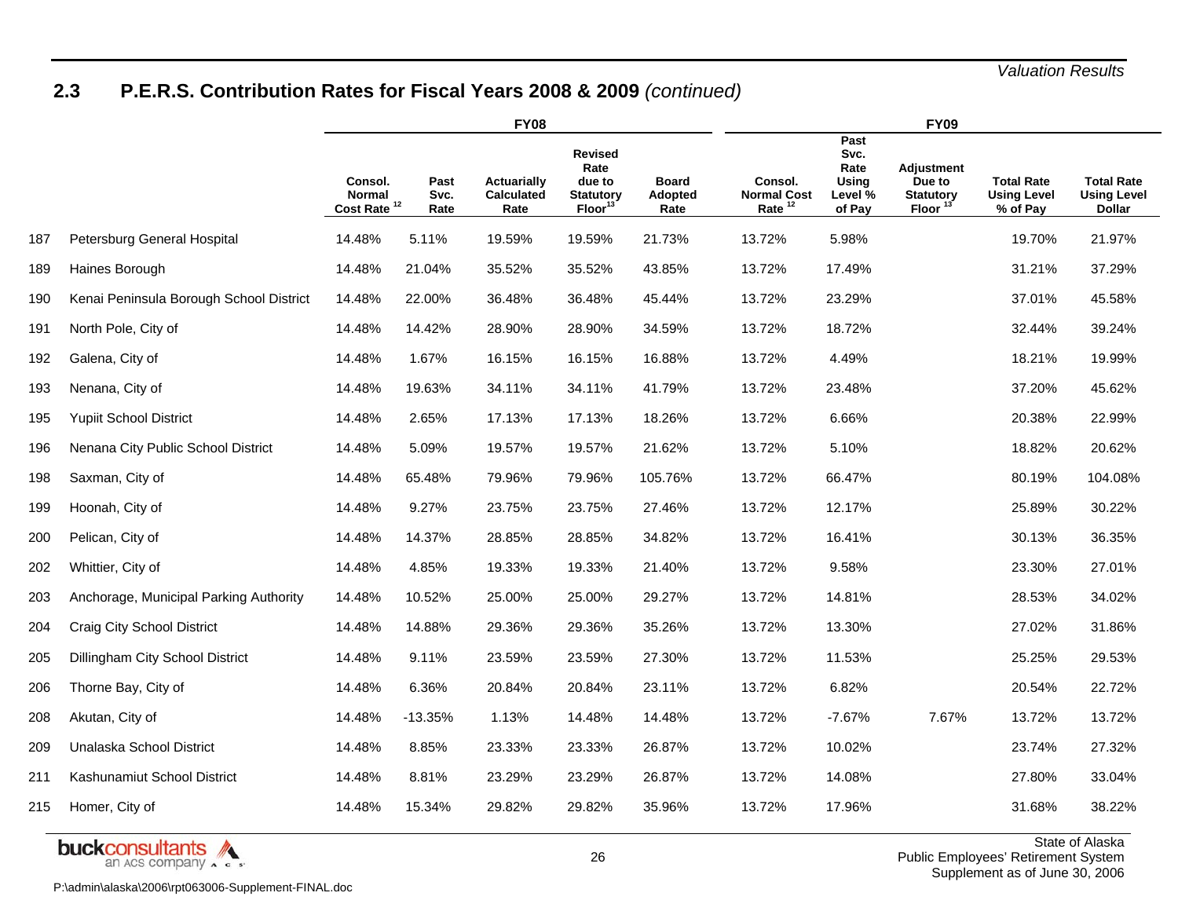## 2.3 P.E.R.S. Contribution Rates for Fiscal Years 2008 & 2009 *(continued)*

| | | FY08 | | | | | FY09 | | | | |
|---|---|---|---|---|---|---|---|---|---|---|---|
| | | Consol. Normal Cost Rate [12] | Past Svc. Rate | Actuarially Calculated Rate | Revised Rate due to Statutory Floor[13] | Board Adopted Rate | Consol. Normal Cost Rate [12] | Past Svc. Rate Using Level % of Pay | Adjustment Due to Statutory Floor [13] | Total Rate Using Level % of Pay | Total Rate Using Level Dollar |
| 187 | Petersburg General Hospital | 14.48% | 5.11% | 19.59% | 19.59% | 21.73% | 13.72% | 5.98% | | 19.70% | 21.97% |
| 189 | Haines Borough | 14.48% | 21.04% | 35.52% | 35.52% | 43.85% | 13.72% | 17.49% | | 31.21% | 37.29% |
| 190 | Kenai Peninsula Borough School District | 14.48% | 22.00% | 36.48% | 36.48% | 45.44% | 13.72% | 23.29% | | 37.01% | 45.58% |
| 191 | North Pole, City of | 14.48% | 14.42% | 28.90% | 28.90% | 34.59% | 13.72% | 18.72% | | 32.44% | 39.24% |
| 192 | Galena, City of | 14.48% | 1.67% | 16.15% | 16.15% | 16.88% | 13.72% | 4.49% | | 18.21% | 19.99% |
| 193 | Nenana, City of | 14.48% | 19.63% | 34.11% | 34.11% | 41.79% | 13.72% | 23.48% | | 37.20% | 45.62% |
| 195 | Yupiit School District | 14.48% | 2.65% | 17.13% | 17.13% | 18.26% | 13.72% | 6.66% | | 20.38% | 22.99% |
| 196 | Nenana City Public School District | 14.48% | 5.09% | 19.57% | 19.57% | 21.62% | 13.72% | 5.10% | | 18.82% | 20.62% |
| 198 | Saxman, City of | 14.48% | 65.48% | 79.96% | 79.96% | 105.76% | 13.72% | 66.47% | | 80.19% | 104.08% |
| 199 | Hoonah, City of | 14.48% | 9.27% | 23.75% | 23.75% | 27.46% | 13.72% | 12.17% | | 25.89% | 30.22% |
| 200 | Pelican, City of | 14.48% | 14.37% | 28.85% | 28.85% | 34.82% | 13.72% | 16.41% | | 30.13% | 36.35% |
| 202 | Whittier, City of | 14.48% | 4.85% | 19.33% | 19.33% | 21.40% | 13.72% | 9.58% | | 23.30% | 27.01% |
| 203 | Anchorage, Municipal Parking Authority | 14.48% | 10.52% | 25.00% | 25.00% | 29.27% | 13.72% | 14.81% | | 28.53% | 34.02% |
| 204 | Craig City School District | 14.48% | 14.88% | 29.36% | 29.36% | 35.26% | 13.72% | 13.30% | | 27.02% | 31.86% |
| 205 | Dillingham City School District | 14.48% | 9.11% | 23.59% | 23.59% | 27.30% | 13.72% | 11.53% | | 25.25% | 29.53% |
| 206 | Thorne Bay, City of | 14.48% | 6.36% | 20.84% | 20.84% | 23.11% | 13.72% | 6.82% | | 20.54% | 22.72% |
| 208 | Akutan, City of | 14.48% | -13.35% | 1.13% | 14.48% | 14.48% | 13.72% | -7.67% | 7.67% | 13.72% | 13.72% |
| 209 | Unalaska School District | 14.48% | 8.85% | 23.33% | 23.33% | 26.87% | 13.72% | 10.02% | | 23.74% | 27.32% |
| 211 | Kashunamiut School District | 14.48% | 8.81% | 23.29% | 23.29% | 26.87% | 13.72% | 14.08% | | 27.80% | 33.04% |
| 215 | Homer, City of | 14.48% | 15.34% | 29.82% | 29.82% | 35.96% | 13.72% | 17.96% | | 31.68% | 38.22% |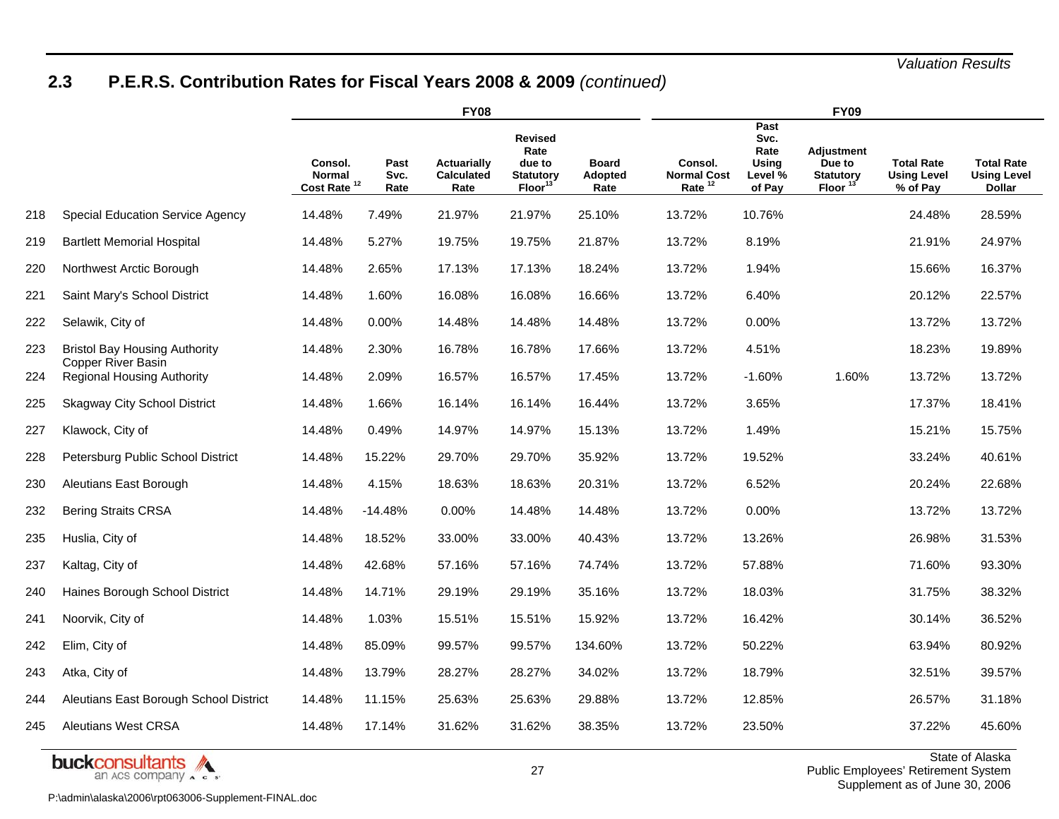## 2.3 P.E.R.S. Contribution Rates for Fiscal Years 2008 & 2009 *(continued)*

| | | FY08 | | | | | FY09 | | | | |
|---|---|---|---|---|---|---|---|---|---|---|---|
| | | Consol. Normal Cost Rate [12] | Past Svc. Rate | Actuarially Calculated Rate | Revised Rate due to Statutory Floor[13] | Board Adopted Rate | Consol. Normal Cost Rate [12] | Past Svc. Rate Using Level % of Pay | Adjustment Due to Statutory Floor [13] | Total Rate Using Level % of Pay | Total Rate Using Level Dollar |
| 218 | Special Education Service Agency | 14.48% | 7.49% | 21.97% | 21.97% | 25.10% | 13.72% | 10.76% | | 24.48% | 28.59% |
| 219 | Bartlett Memorial Hospital | 14.48% | 5.27% | 19.75% | 19.75% | 21.87% | 13.72% | 8.19% | | 21.91% | 24.97% |
| 220 | Northwest Arctic Borough | 14.48% | 2.65% | 17.13% | 17.13% | 18.24% | 13.72% | 1.94% | | 15.66% | 16.37% |
| 221 | Saint Mary's School District | 14.48% | 1.60% | 16.08% | 16.08% | 16.66% | 13.72% | 6.40% | | 20.12% | 22.57% |
| 222 | Selawik, City of | 14.48% | 0.00% | 14.48% | 14.48% | 14.48% | 13.72% | 0.00% | | 13.72% | 13.72% |
| 223 | Bristol Bay Housing Authority | 14.48% | 2.30% | 16.78% | 16.78% | 17.66% | 13.72% | 4.51% | | 18.23% | 19.89% |
| 224 | Copper River Basin Regional Housing Authority | 14.48% | 2.09% | 16.57% | 16.57% | 17.45% | 13.72% | -1.60% | 1.60% | 13.72% | 13.72% |
| 225 | Skagway City School District | 14.48% | 1.66% | 16.14% | 16.14% | 16.44% | 13.72% | 3.65% | | 17.37% | 18.41% |
| 227 | Klawock, City of | 14.48% | 0.49% | 14.97% | 14.97% | 15.13% | 13.72% | 1.49% | | 15.21% | 15.75% |
| 228 | Petersburg Public School District | 14.48% | 15.22% | 29.70% | 29.70% | 35.92% | 13.72% | 19.52% | | 33.24% | 40.61% |
| 230 | Aleutians East Borough | 14.48% | 4.15% | 18.63% | 18.63% | 20.31% | 13.72% | 6.52% | | 20.24% | 22.68% |
| 232 | Bering Straits CRSA | 14.48% | -14.48% | 0.00% | 14.48% | 14.48% | 13.72% | 0.00% | | 13.72% | 13.72% |
| 235 | Huslia, City of | 14.48% | 18.52% | 33.00% | 33.00% | 40.43% | 13.72% | 13.26% | | 26.98% | 31.53% |
| 237 | Kaltag, City of | 14.48% | 42.68% | 57.16% | 57.16% | 74.74% | 13.72% | 57.88% | | 71.60% | 93.30% |
| 240 | Haines Borough School District | 14.48% | 14.71% | 29.19% | 29.19% | 35.16% | 13.72% | 18.03% | | 31.75% | 38.32% |
| 241 | Noorvik, City of | 14.48% | 1.03% | 15.51% | 15.51% | 15.92% | 13.72% | 16.42% | | 30.14% | 36.52% |
| 242 | Elim, City of | 14.48% | 85.09% | 99.57% | 99.57% | 134.60% | 13.72% | 50.22% | | 63.94% | 80.92% |
| 243 | Atka, City of | 14.48% | 13.79% | 28.27% | 28.27% | 34.02% | 13.72% | 18.79% | | 32.51% | 39.57% |
| 244 | Aleutians East Borough School District | 14.48% | 11.15% | 25.63% | 25.63% | 29.88% | 13.72% | 12.85% | | 26.57% | 31.18% |
| 245 | Aleutians West CRSA | 14.48% | 17.14% | 31.62% | 31.62% | 38.35% | 13.72% | 23.50% | | 37.22% | 45.60% |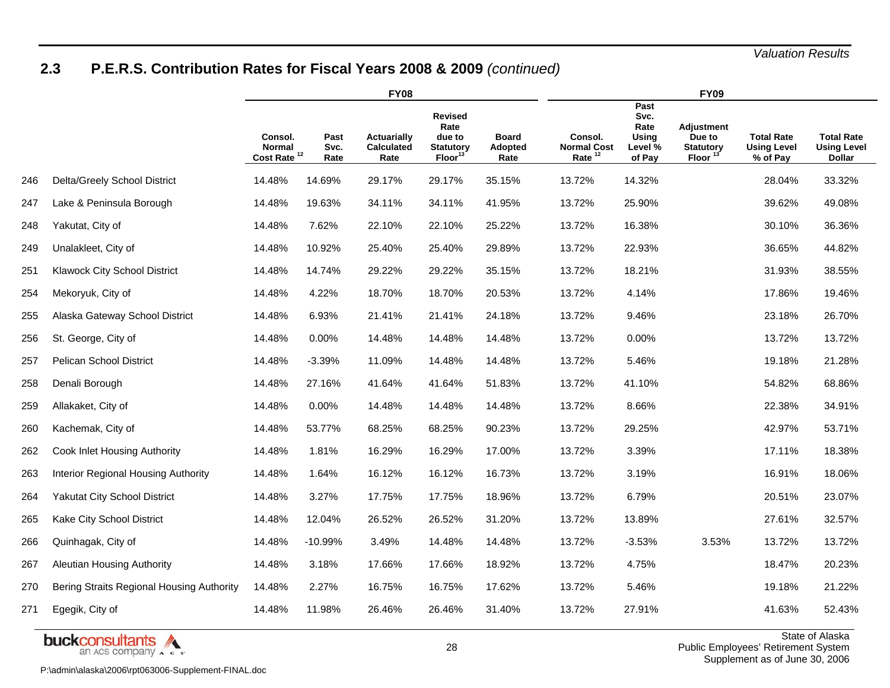## 2.3 P.E.R.S. Contribution Rates for Fiscal Years 2008 & 2009 *(continued)*

| | | FY08 | | | | | FY09 | | | | |
|---|---|---|---|---|---|---|---|---|---|---|---|
| | | Consol. Normal Cost Rate [12] | Past Svc. Rate | Actuarially Calculated Rate | Revised Rate due to Statutory Floor[13] | Board Adopted Rate | Consol. Normal Cost Rate [12] | Past Svc. Rate Using Level % of Pay | Adjustment Due to Statutory Floor [13] | Total Rate Using Level % of Pay | Total Rate Using Level Dollar |
| 246 | Delta/Greely School District | 14.48% | 14.69% | 29.17% | 29.17% | 35.15% | 13.72% | 14.32% | | 28.04% | 33.32% |
| 247 | Lake & Peninsula Borough | 14.48% | 19.63% | 34.11% | 34.11% | 41.95% | 13.72% | 25.90% | | 39.62% | 49.08% |
| 248 | Yakutat, City of | 14.48% | 7.62% | 22.10% | 22.10% | 25.22% | 13.72% | 16.38% | | 30.10% | 36.36% |
| 249 | Unalakleet, City of | 14.48% | 10.92% | 25.40% | 25.40% | 29.89% | 13.72% | 22.93% | | 36.65% | 44.82% |
| 251 | Klawock City School District | 14.48% | 14.74% | 29.22% | 29.22% | 35.15% | 13.72% | 18.21% | | 31.93% | 38.55% |
| 254 | Mekoryuk, City of | 14.48% | 4.22% | 18.70% | 18.70% | 20.53% | 13.72% | 4.14% | | 17.86% | 19.46% |
| 255 | Alaska Gateway School District | 14.48% | 6.93% | 21.41% | 21.41% | 24.18% | 13.72% | 9.46% | | 23.18% | 26.70% |
| 256 | St. George, City of | 14.48% | 0.00% | 14.48% | 14.48% | 14.48% | 13.72% | 0.00% | | 13.72% | 13.72% |
| 257 | Pelican School District | 14.48% | -3.39% | 11.09% | 14.48% | 14.48% | 13.72% | 5.46% | | 19.18% | 21.28% |
| 258 | Denali Borough | 14.48% | 27.16% | 41.64% | 41.64% | 51.83% | 13.72% | 41.10% | | 54.82% | 68.86% |
| 259 | Allakaket, City of | 14.48% | 0.00% | 14.48% | 14.48% | 14.48% | 13.72% | 8.66% | | 22.38% | 34.91% |
| 260 | Kachemak, City of | 14.48% | 53.77% | 68.25% | 68.25% | 90.23% | 13.72% | 29.25% | | 42.97% | 53.71% |
| 262 | Cook Inlet Housing Authority | 14.48% | 1.81% | 16.29% | 16.29% | 17.00% | 13.72% | 3.39% | | 17.11% | 18.38% |
| 263 | Interior Regional Housing Authority | 14.48% | 1.64% | 16.12% | 16.12% | 16.73% | 13.72% | 3.19% | | 16.91% | 18.06% |
| 264 | Yakutat City School District | 14.48% | 3.27% | 17.75% | 17.75% | 18.96% | 13.72% | 6.79% | | 20.51% | 23.07% |
| 265 | Kake City School District | 14.48% | 12.04% | 26.52% | 26.52% | 31.20% | 13.72% | 13.89% | | 27.61% | 32.57% |
| 266 | Quinhagak, City of | 14.48% | -10.99% | 3.49% | 14.48% | 14.48% | 13.72% | -3.53% | 3.53% | 13.72% | 13.72% |
| 267 | Aleutian Housing Authority | 14.48% | 3.18% | 17.66% | 17.66% | 18.92% | 13.72% | 4.75% | | 18.47% | 20.23% |
| 270 | Bering Straits Regional Housing Authority | 14.48% | 2.27% | 16.75% | 16.75% | 17.62% | 13.72% | 5.46% | | 19.18% | 21.22% |
| 271 | Egegik, City of | 14.48% | 11.98% | 26.46% | 26.46% | 31.40% | 13.72% | 27.91% | | 41.63% | 52.43% |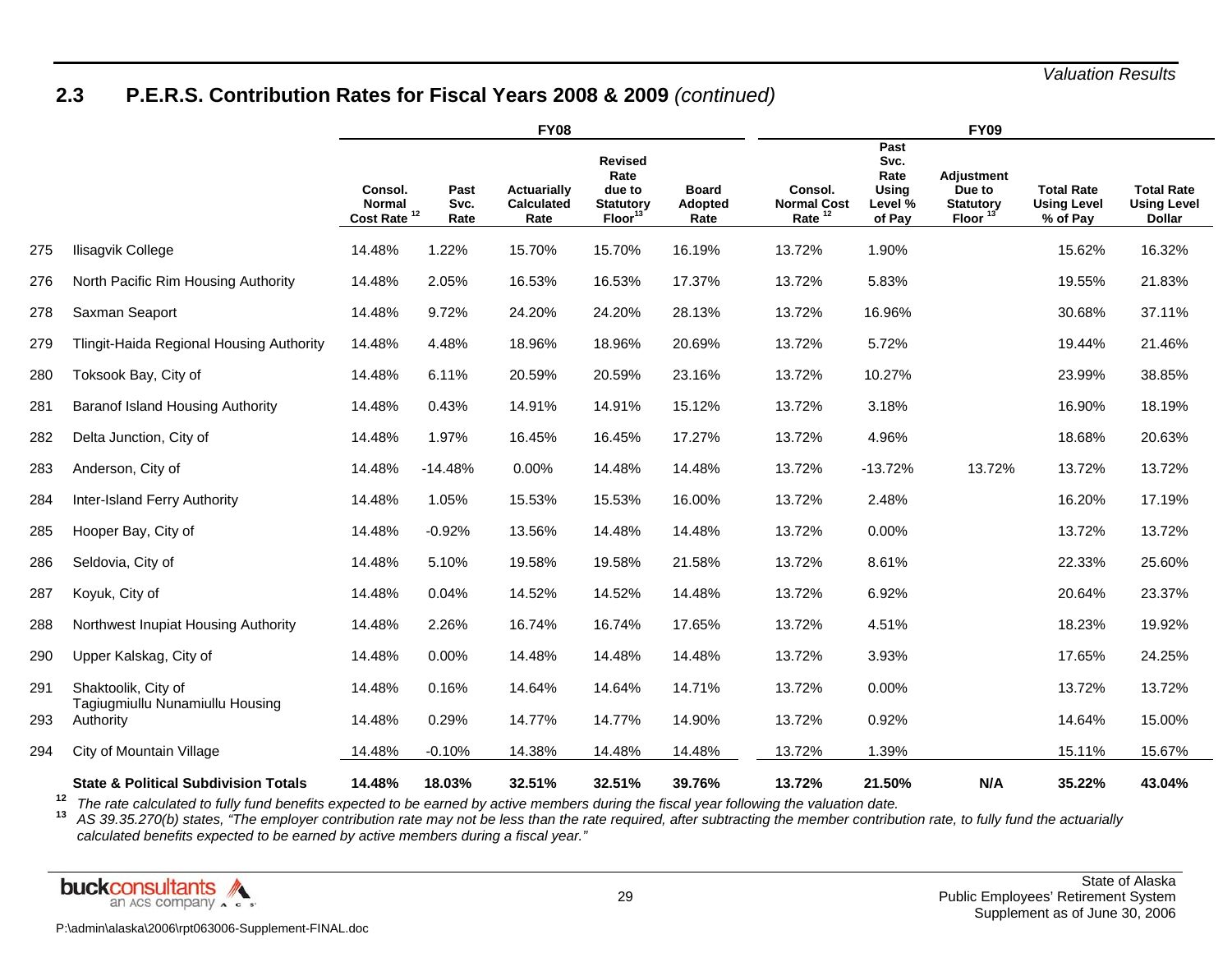## 2.3 P.E.R.S. Contribution Rates for Fiscal Years 2008 & 2009 *(continued)*

| | | FY08 | | | | | FY09 | | | | |
|---|---|---|---|---|---|---|---|---|---|---|---|
| | | Consol. Normal Cost Rate [12] | Past Svc. Rate | Actuarially Calculated Rate | Revised Rate due to Statutory Floor[13] | Board Adopted Rate | Consol. Normal Cost Rate [12] | Past Svc. Rate Using Level % of Pay | Adjustment Due to Statutory Floor [13] | Total Rate Using Level % of Pay | Total Rate Using Level Dollar |
| 275 | Ilisagvik College | 14.48% | 1.22% | 15.70% | 15.70% | 16.19% | 13.72% | 1.90% | | 15.62% | 16.32% |
| 276 | North Pacific Rim Housing Authority | 14.48% | 2.05% | 16.53% | 16.53% | 17.37% | 13.72% | 5.83% | | 19.55% | 21.83% |
| 278 | Saxman Seaport | 14.48% | 9.72% | 24.20% | 24.20% | 28.13% | 13.72% | 16.96% | | 30.68% | 37.11% |
| 279 | Tlingit-Haida Regional Housing Authority | 14.48% | 4.48% | 18.96% | 18.96% | 20.69% | 13.72% | 5.72% | | 19.44% | 21.46% |
| 280 | Toksook Bay, City of | 14.48% | 6.11% | 20.59% | 20.59% | 23.16% | 13.72% | 10.27% | | 23.99% | 38.85% |
| 281 | Baranof Island Housing Authority | 14.48% | 0.43% | 14.91% | 14.91% | 15.12% | 13.72% | 3.18% | | 16.90% | 18.19% |
| 282 | Delta Junction, City of | 14.48% | 1.97% | 16.45% | 16.45% | 17.27% | 13.72% | 4.96% | | 18.68% | 20.63% |
| 283 | Anderson, City of | 14.48% | -14.48% | 0.00% | 14.48% | 14.48% | 13.72% | -13.72% | 13.72% | 13.72% | 13.72% |
| 284 | Inter-Island Ferry Authority | 14.48% | 1.05% | 15.53% | 15.53% | 16.00% | 13.72% | 2.48% | | 16.20% | 17.19% |
| 285 | Hooper Bay, City of | 14.48% | -0.92% | 13.56% | 14.48% | 14.48% | 13.72% | 0.00% | | 13.72% | 13.72% |
| 286 | Seldovia, City of | 14.48% | 5.10% | 19.58% | 19.58% | 21.58% | 13.72% | 8.61% | | 22.33% | 25.60% |
| 287 | Koyuk, City of | 14.48% | 0.04% | 14.52% | 14.52% | 14.48% | 13.72% | 6.92% | | 20.64% | 23.37% |
| 288 | Northwest Inupiat Housing Authority | 14.48% | 2.26% | 16.74% | 16.74% | 17.65% | 13.72% | 4.51% | | 18.23% | 19.92% |
| 290 | Upper Kalskag, City of | 14.48% | 0.00% | 14.48% | 14.48% | 14.48% | 13.72% | 3.93% | | 17.65% | 24.25% |
| 291 | Shaktoolik, City of | 14.48% | 0.16% | 14.64% | 14.64% | 14.71% | 13.72% | 0.00% | | 13.72% | 13.72% |
| 293 | Tagiugmiullu Nunamiullu Housing Authority | 14.48% | 0.29% | 14.77% | 14.77% | 14.90% | 13.72% | 0.92% | | 14.64% | 15.00% |
| 294 | City of Mountain Village | 14.48% | -0.10% | 14.38% | 14.48% | 14.48% | 13.72% | 1.39% | | 15.11% | 15.67% |
| | **State & Political Subdivision Totals** | **14.48%** | **18.03%** | **32.51%** | **32.51%** | **39.76%** | **13.72%** | **21.50%** | **N/A** | **35.22%** | **43.04%** |

[12] *The rate calculated to fully fund benefits expected to be earned by active members during the fiscal year following the valuation date.*

[13] *AS 39.35.270(b) states, "The employer contribution rate may not be less than the rate required, after subtracting the member contribution rate, to fully fund the actuarially calculated benefits expected to be earned by active members during a fiscal year."*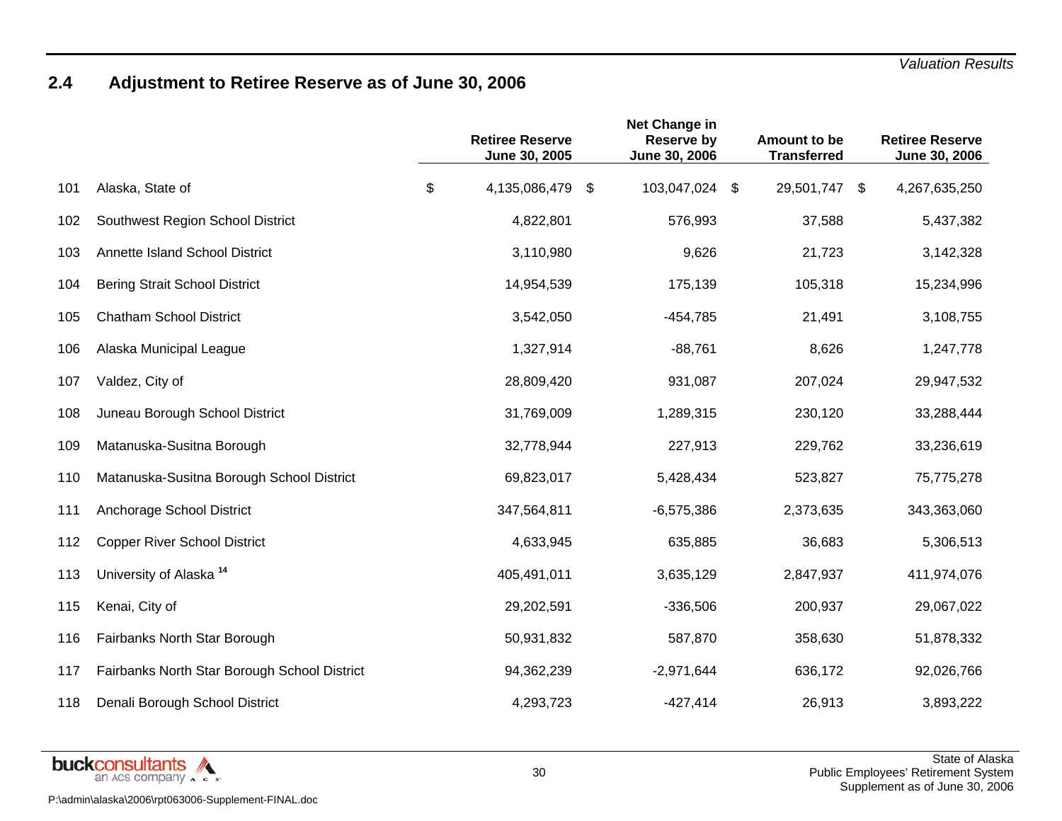## 2.4 Adjustment to Retiree Reserve as of June 30, 2006

| | | Retiree Reserve June 30, 2005 | Net Change in Reserve by June 30, 2006 | Amount to be Transferred | Retiree Reserve June 30, 2006 |
|---|---|---|---|---|---|
| 101 | Alaska, State of | $ 4,135,086,479 | $ 103,047,024 | $ 29,501,747 | $ 4,267,635,250 |
| 102 | Southwest Region School District | 4,822,801 | 576,993 | 37,588 | 5,437,382 |
| 103 | Annette Island School District | 3,110,980 | 9,626 | 21,723 | 3,142,328 |
| 104 | Bering Strait School District | 14,954,539 | 175,139 | 105,318 | 15,234,996 |
| 105 | Chatham School District | 3,542,050 | -454,785 | 21,491 | 3,108,755 |
| 106 | Alaska Municipal League | 1,327,914 | -88,761 | 8,626 | 1,247,778 |
| 107 | Valdez, City of | 28,809,420 | 931,087 | 207,024 | 29,947,532 |
| 108 | Juneau Borough School District | 31,769,009 | 1,289,315 | 230,120 | 33,288,444 |
| 109 | Matanuska-Susitna Borough | 32,778,944 | 227,913 | 229,762 | 33,236,619 |
| 110 | Matanuska-Susitna Borough School District | 69,823,017 | 5,428,434 | 523,827 | 75,775,278 |
| 111 | Anchorage School District | 347,564,811 | -6,575,386 | 2,373,635 | 343,363,060 |
| 112 | Copper River School District | 4,633,945 | 635,885 | 36,683 | 5,306,513 |
| 113 | University of Alaska [14] | 405,491,011 | 3,635,129 | 2,847,937 | 411,974,076 |
| 115 | Kenai, City of | 29,202,591 | -336,506 | 200,937 | 29,067,022 |
| 116 | Fairbanks North Star Borough | 50,931,832 | 587,870 | 358,630 | 51,878,332 |
| 117 | Fairbanks North Star Borough School District | 94,362,239 | -2,971,644 | 636,172 | 92,026,766 |
| 118 | Denali Borough School District | 4,293,723 | -427,414 | 26,913 | 3,893,222 |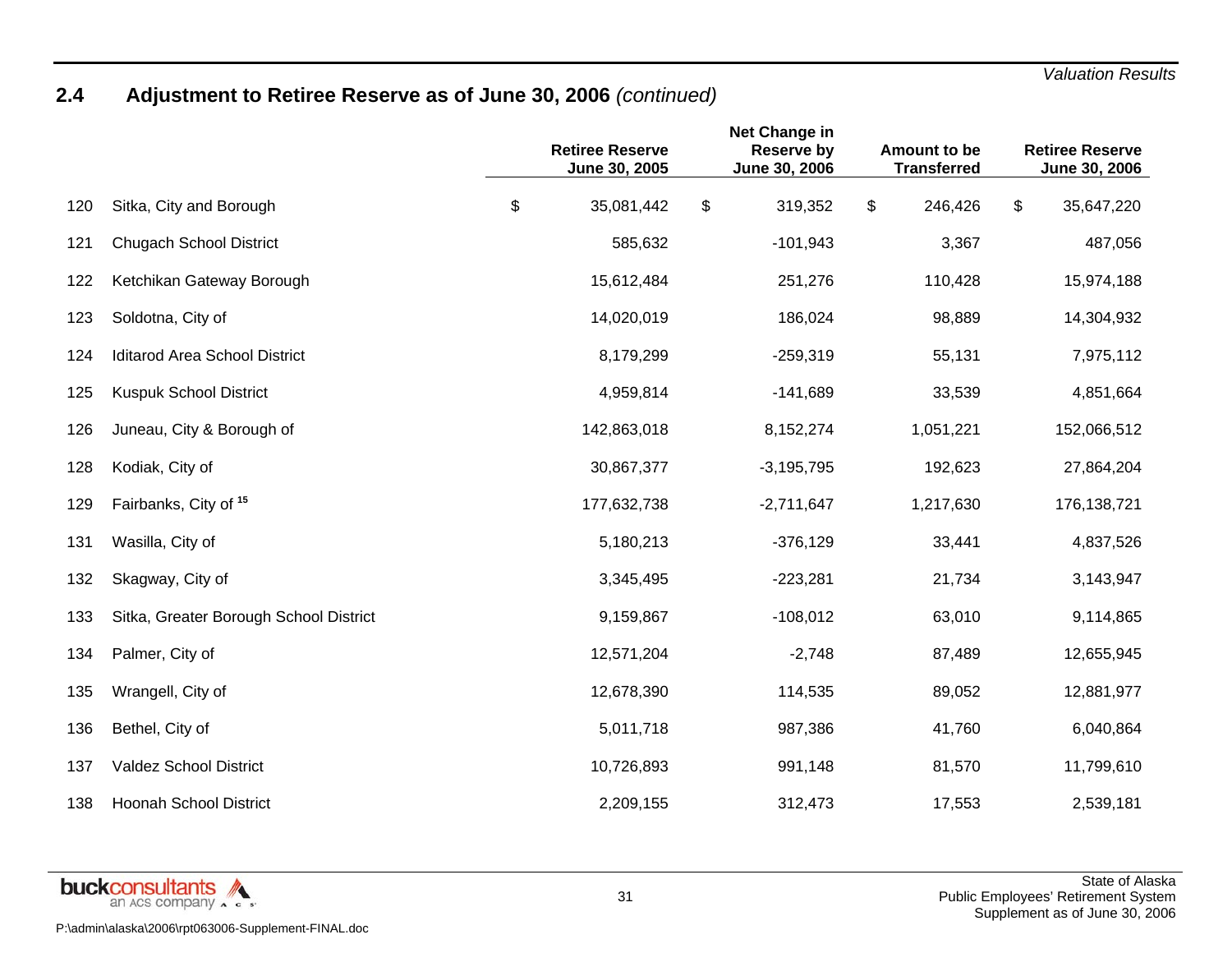## 2.4 Adjustment to Retiree Reserve as of June 30, 2006 *(continued)*

| | | Retiree Reserve June 30, 2005 | Net Change in Reserve by June 30, 2006 | Amount to be Transferred | Retiree Reserve June 30, 2006 |
|---|---|---|---|---|---|
| 120 | Sitka, City and Borough | $ 35,081,442 | $ 319,352 | $ 246,426 | $ 35,647,220 |
| 121 | Chugach School District | 585,632 | -101,943 | 3,367 | 487,056 |
| 122 | Ketchikan Gateway Borough | 15,612,484 | 251,276 | 110,428 | 15,974,188 |
| 123 | Soldotna, City of | 14,020,019 | 186,024 | 98,889 | 14,304,932 |
| 124 | Iditarod Area School District | 8,179,299 | -259,319 | 55,131 | 7,975,112 |
| 125 | Kuspuk School District | 4,959,814 | -141,689 | 33,539 | 4,851,664 |
| 126 | Juneau, City & Borough of | 142,863,018 | 8,152,274 | 1,051,221 | 152,066,512 |
| 128 | Kodiak, City of | 30,867,377 | -3,195,795 | 192,623 | 27,864,204 |
| 129 | Fairbanks, City of [15] | 177,632,738 | -2,711,647 | 1,217,630 | 176,138,721 |
| 131 | Wasilla, City of | 5,180,213 | -376,129 | 33,441 | 4,837,526 |
| 132 | Skagway, City of | 3,345,495 | -223,281 | 21,734 | 3,143,947 |
| 133 | Sitka, Greater Borough School District | 9,159,867 | -108,012 | 63,010 | 9,114,865 |
| 134 | Palmer, City of | 12,571,204 | -2,748 | 87,489 | 12,655,945 |
| 135 | Wrangell, City of | 12,678,390 | 114,535 | 89,052 | 12,881,977 |
| 136 | Bethel, City of | 5,011,718 | 987,386 | 41,760 | 6,040,864 |
| 137 | Valdez School District | 10,726,893 | 991,148 | 81,570 | 11,799,610 |
| 138 | Hoonah School District | 2,209,155 | 312,473 | 17,553 | 2,539,181 |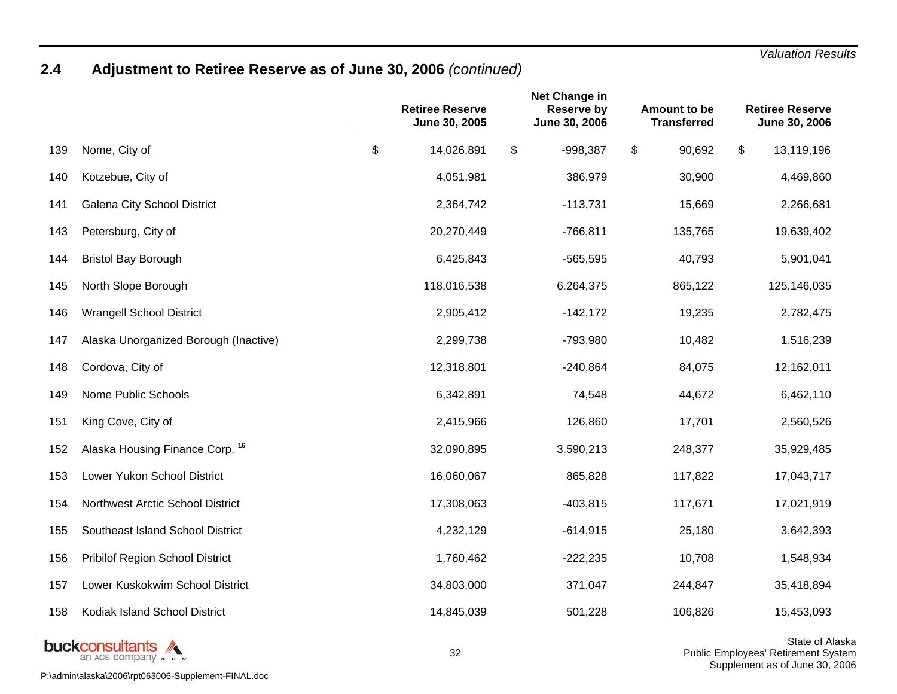## 2.4 Adjustment to Retiree Reserve as of June 30, 2006 *(continued)*

| | | Retiree Reserve June 30, 2005 | Net Change in Reserve by June 30, 2006 | Amount to be Transferred | Retiree Reserve June 30, 2006 |
|---|---|---|---|---|---|
| 139 | Nome, City of | $ 14,026,891 | $ -998,387 | $ 90,692 | $ 13,119,196 |
| 140 | Kotzebue, City of | 4,051,981 | 386,979 | 30,900 | 4,469,860 |
| 141 | Galena City School District | 2,364,742 | -113,731 | 15,669 | 2,266,681 |
| 143 | Petersburg, City of | 20,270,449 | -766,811 | 135,765 | 19,639,402 |
| 144 | Bristol Bay Borough | 6,425,843 | -565,595 | 40,793 | 5,901,041 |
| 145 | North Slope Borough | 118,016,538 | 6,264,375 | 865,122 | 125,146,035 |
| 146 | Wrangell School District | 2,905,412 | -142,172 | 19,235 | 2,782,475 |
| 147 | Alaska Unorganized Borough (Inactive) | 2,299,738 | -793,980 | 10,482 | 1,516,239 |
| 148 | Cordova, City of | 12,318,801 | -240,864 | 84,075 | 12,162,011 |
| 149 | Nome Public Schools | 6,342,891 | 74,548 | 44,672 | 6,462,110 |
| 151 | King Cove, City of | 2,415,966 | 126,860 | 17,701 | 2,560,526 |
| 152 | Alaska Housing Finance Corp. [16] | 32,090,895 | 3,590,213 | 248,377 | 35,929,485 |
| 153 | Lower Yukon School District | 16,060,067 | 865,828 | 117,822 | 17,043,717 |
| 154 | Northwest Arctic School District | 17,308,063 | -403,815 | 117,671 | 17,021,919 |
| 155 | Southeast Island School District | 4,232,129 | -614,915 | 25,180 | 3,642,393 |
| 156 | Pribilof Region School District | 1,760,462 | -222,235 | 10,708 | 1,548,934 |
| 157 | Lower Kuskokwim School District | 34,803,000 | 371,047 | 244,847 | 35,418,894 |
| 158 | Kodiak Island School District | 14,845,039 | 501,228 | 106,826 | 15,453,093 |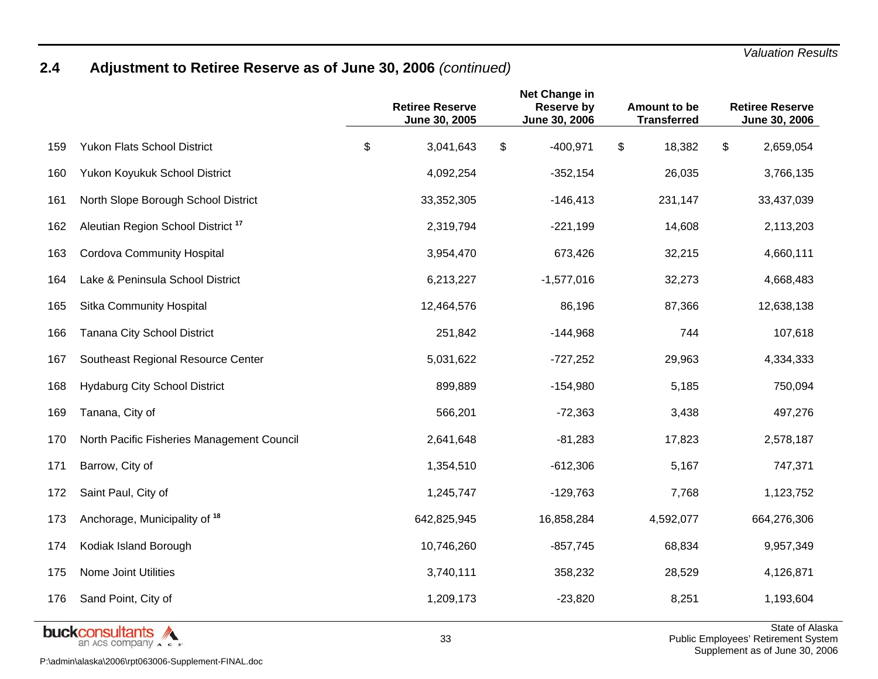## 2.4 Adjustment to Retiree Reserve as of June 30, 2006 *(continued)*

| | | Retiree Reserve June 30, 2005 | Net Change in Reserve by June 30, 2006 | Amount to be Transferred | Retiree Reserve June 30, 2006 |
|---|---|---|---|---|---|
| 159 | Yukon Flats School District | $ 3,041,643 | $ -400,971 | $ 18,382 | $ 2,659,054 |
| 160 | Yukon Koyukuk School District | 4,092,254 | -352,154 | 26,035 | 3,766,135 |
| 161 | North Slope Borough School District | 33,352,305 | -146,413 | 231,147 | 33,437,039 |
| 162 | Aleutian Region School District [17] | 2,319,794 | -221,199 | 14,608 | 2,113,203 |
| 163 | Cordova Community Hospital | 3,954,470 | 673,426 | 32,215 | 4,660,111 |
| 164 | Lake & Peninsula School District | 6,213,227 | -1,577,016 | 32,273 | 4,668,483 |
| 165 | Sitka Community Hospital | 12,464,576 | 86,196 | 87,366 | 12,638,138 |
| 166 | Tanana City School District | 251,842 | -144,968 | 744 | 107,618 |
| 167 | Southeast Regional Resource Center | 5,031,622 | -727,252 | 29,963 | 4,334,333 |
| 168 | Hydaburg City School District | 899,889 | -154,980 | 5,185 | 750,094 |
| 169 | Tanana, City of | 566,201 | -72,363 | 3,438 | 497,276 |
| 170 | North Pacific Fisheries Management Council | 2,641,648 | -81,283 | 17,823 | 2,578,187 |
| 171 | Barrow, City of | 1,354,510 | -612,306 | 5,167 | 747,371 |
| 172 | Saint Paul, City of | 1,245,747 | -129,763 | 7,768 | 1,123,752 |
| 173 | Anchorage, Municipality of [18] | 642,825,945 | 16,858,284 | 4,592,077 | 664,276,306 |
| 174 | Kodiak Island Borough | 10,746,260 | -857,745 | 68,834 | 9,957,349 |
| 175 | Nome Joint Utilities | 3,740,111 | 358,232 | 28,529 | 4,126,871 |
| 176 | Sand Point, City of | 1,209,173 | -23,820 | 8,251 | 1,193,604 |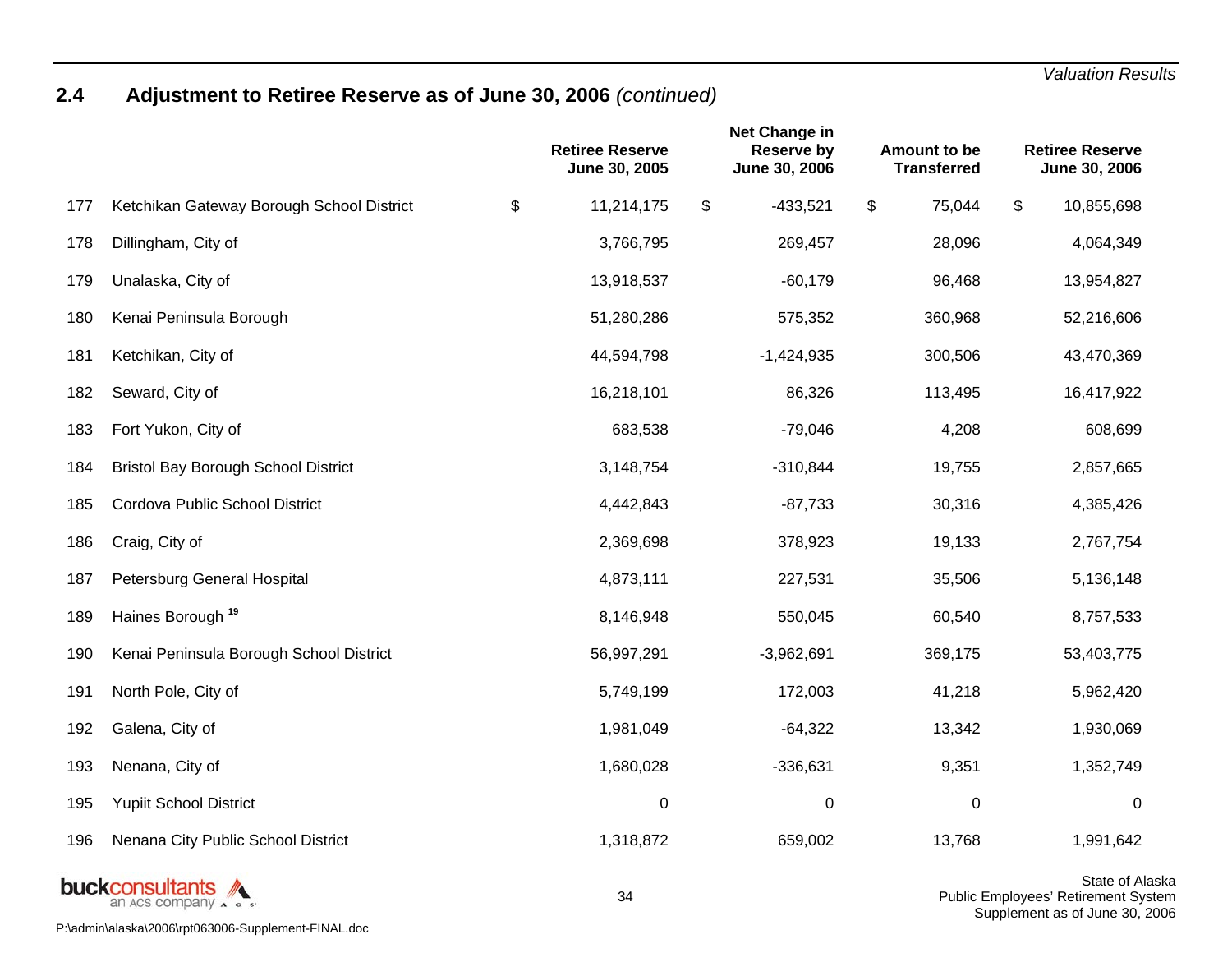## 2.4 Adjustment to Retiree Reserve as of June 30, 2006 *(continued)*

| | | Retiree Reserve June 30, 2005 | Net Change in Reserve by June 30, 2006 | Amount to be Transferred | Retiree Reserve June 30, 2006 |
|---|---|---|---|---|---|
| 177 | Ketchikan Gateway Borough School District | $ 11,214,175 | $ -433,521 | $ 75,044 | $ 10,855,698 |
| 178 | Dillingham, City of | 3,766,795 | 269,457 | 28,096 | 4,064,349 |
| 179 | Unalaska, City of | 13,918,537 | -60,179 | 96,468 | 13,954,827 |
| 180 | Kenai Peninsula Borough | 51,280,286 | 575,352 | 360,968 | 52,216,606 |
| 181 | Ketchikan, City of | 44,594,798 | -1,424,935 | 300,506 | 43,470,369 |
| 182 | Seward, City of | 16,218,101 | 86,326 | 113,495 | 16,417,922 |
| 183 | Fort Yukon, City of | 683,538 | -79,046 | 4,208 | 608,699 |
| 184 | Bristol Bay Borough School District | 3,148,754 | -310,844 | 19,755 | 2,857,665 |
| 185 | Cordova Public School District | 4,442,843 | -87,733 | 30,316 | 4,385,426 |
| 186 | Craig, City of | 2,369,698 | 378,923 | 19,133 | 2,767,754 |
| 187 | Petersburg General Hospital | 4,873,111 | 227,531 | 35,506 | 5,136,148 |
| 189 | Haines Borough [19] | 8,146,948 | 550,045 | 60,540 | 8,757,533 |
| 190 | Kenai Peninsula Borough School District | 56,997,291 | -3,962,691 | 369,175 | 53,403,775 |
| 191 | North Pole, City of | 5,749,199 | 172,003 | 41,218 | 5,962,420 |
| 192 | Galena, City of | 1,981,049 | -64,322 | 13,342 | 1,930,069 |
| 193 | Nenana, City of | 1,680,028 | -336,631 | 9,351 | 1,352,749 |
| 195 | Yupiit School District | 0 | 0 | 0 | 0 |
| 196 | Nenana City Public School District | 1,318,872 | 659,002 | 13,768 | 1,991,642 |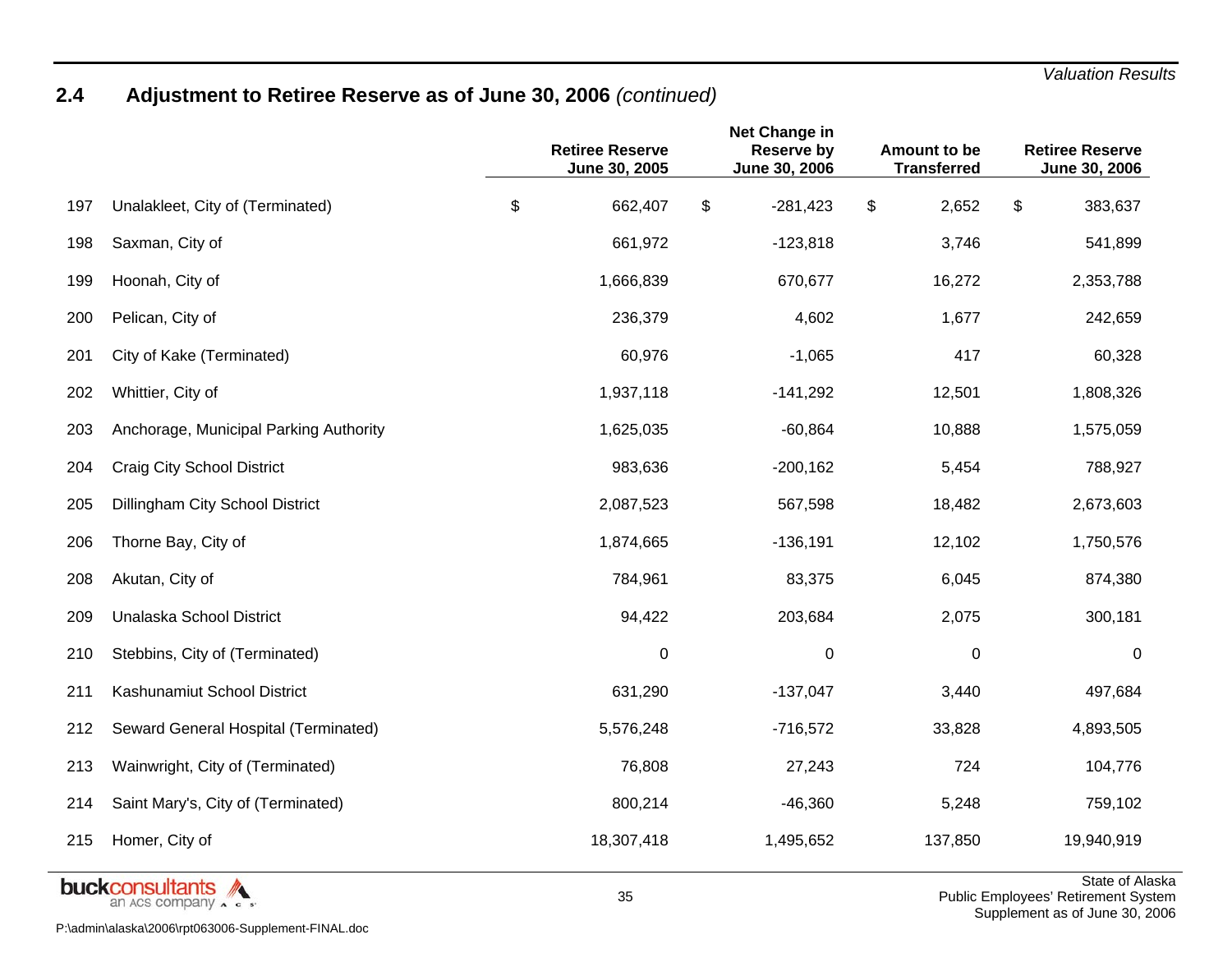## 2.4 Adjustment to Retiree Reserve as of June 30, 2006 *(continued)*

| | | Retiree Reserve June 30, 2005 | Net Change in Reserve by June 30, 2006 | Amount to be Transferred | Retiree Reserve June 30, 2006 |
|---|---|---|---|---|---|
| 197 | Unalakleet, City of (Terminated) | $ 662,407 | $ -281,423 | $ 2,652 | $ 383,637 |
| 198 | Saxman, City of | 661,972 | -123,818 | 3,746 | 541,899 |
| 199 | Hoonah, City of | 1,666,839 | 670,677 | 16,272 | 2,353,788 |
| 200 | Pelican, City of | 236,379 | 4,602 | 1,677 | 242,659 |
| 201 | City of Kake (Terminated) | 60,976 | -1,065 | 417 | 60,328 |
| 202 | Whittier, City of | 1,937,118 | -141,292 | 12,501 | 1,808,326 |
| 203 | Anchorage, Municipal Parking Authority | 1,625,035 | -60,864 | 10,888 | 1,575,059 |
| 204 | Craig City School District | 983,636 | -200,162 | 5,454 | 788,927 |
| 205 | Dillingham City School District | 2,087,523 | 567,598 | 18,482 | 2,673,603 |
| 206 | Thorne Bay, City of | 1,874,665 | -136,191 | 12,102 | 1,750,576 |
| 208 | Akutan, City of | 784,961 | 83,375 | 6,045 | 874,380 |
| 209 | Unalaska School District | 94,422 | 203,684 | 2,075 | 300,181 |
| 210 | Stebbins, City of (Terminated) | 0 | 0 | 0 | 0 |
| 211 | Kashunamiut School District | 631,290 | -137,047 | 3,440 | 497,684 |
| 212 | Seward General Hospital (Terminated) | 5,576,248 | -716,572 | 33,828 | 4,893,505 |
| 213 | Wainwright, City of (Terminated) | 76,808 | 27,243 | 724 | 104,776 |
| 214 | Saint Mary's, City of (Terminated) | 800,214 | -46,360 | 5,248 | 759,102 |
| 215 | Homer, City of | 18,307,418 | 1,495,652 | 137,850 | 19,940,919 |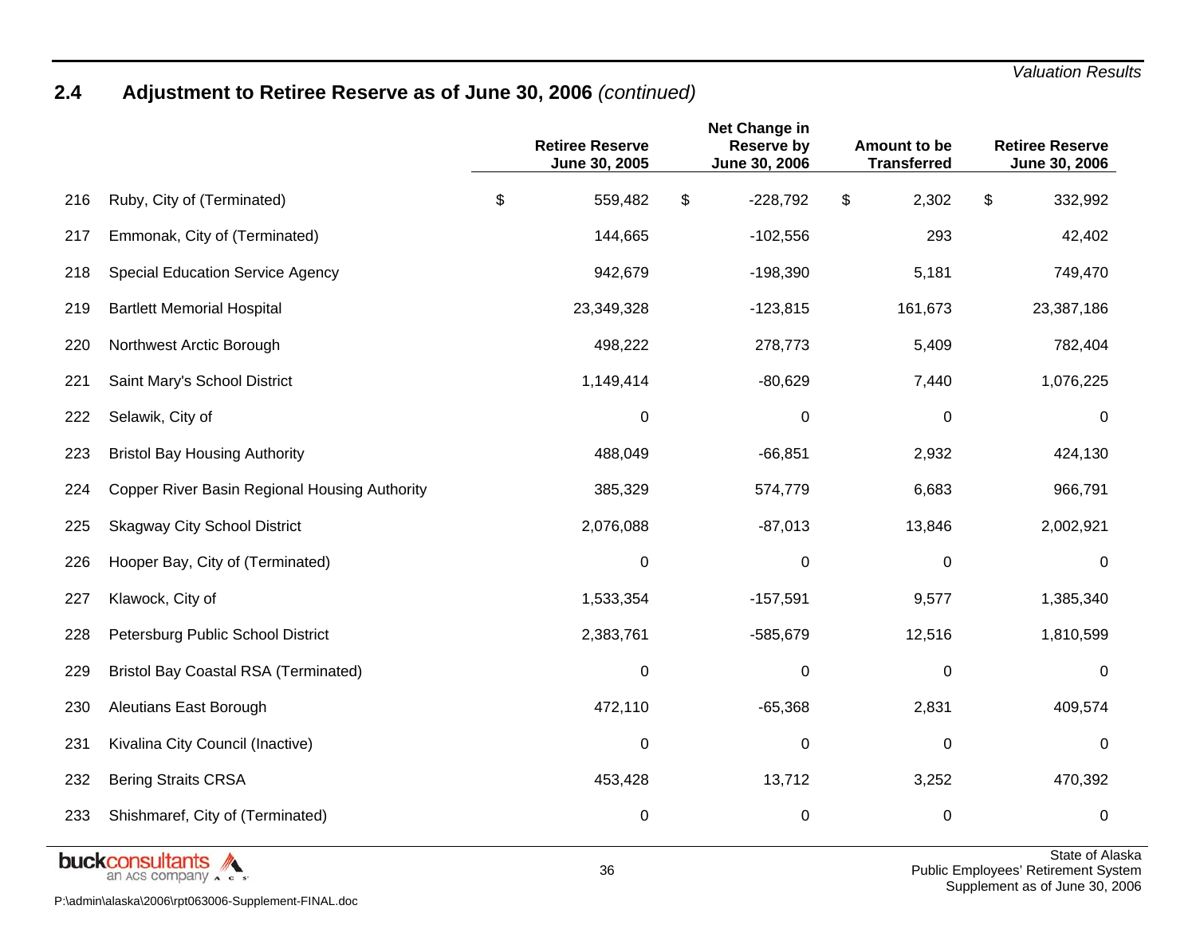## 2.4 Adjustment to Retiree Reserve as of June 30, 2006 *(continued)*

| | | Retiree Reserve June 30, 2005 | Net Change in Reserve by June 30, 2006 | Amount to be Transferred | Retiree Reserve June 30, 2006 |
|---|---|---|---|---|---|
| 216 | Ruby, City of (Terminated) | $ 559,482 | $ -228,792 | $ 2,302 | $ 332,992 |
| 217 | Emmonak, City of (Terminated) | 144,665 | -102,556 | 293 | 42,402 |
| 218 | Special Education Service Agency | 942,679 | -198,390 | 5,181 | 749,470 |
| 219 | Bartlett Memorial Hospital | 23,349,328 | -123,815 | 161,673 | 23,387,186 |
| 220 | Northwest Arctic Borough | 498,222 | 278,773 | 5,409 | 782,404 |
| 221 | Saint Mary's School District | 1,149,414 | -80,629 | 7,440 | 1,076,225 |
| 222 | Selawik, City of | 0 | 0 | 0 | 0 |
| 223 | Bristol Bay Housing Authority | 488,049 | -66,851 | 2,932 | 424,130 |
| 224 | Copper River Basin Regional Housing Authority | 385,329 | 574,779 | 6,683 | 966,791 |
| 225 | Skagway City School District | 2,076,088 | -87,013 | 13,846 | 2,002,921 |
| 226 | Hooper Bay, City of (Terminated) | 0 | 0 | 0 | 0 |
| 227 | Klawock, City of | 1,533,354 | -157,591 | 9,577 | 1,385,340 |
| 228 | Petersburg Public School District | 2,383,761 | -585,679 | 12,516 | 1,810,599 |
| 229 | Bristol Bay Coastal RSA (Terminated) | 0 | 0 | 0 | 0 |
| 230 | Aleutians East Borough | 472,110 | -65,368 | 2,831 | 409,574 |
| 231 | Kivalina City Council (Inactive) | 0 | 0 | 0 | 0 |
| 232 | Bering Straits CRSA | 453,428 | 13,712 | 3,252 | 470,392 |
| 233 | Shishmaref, City of (Terminated) | 0 | 0 | 0 | 0 |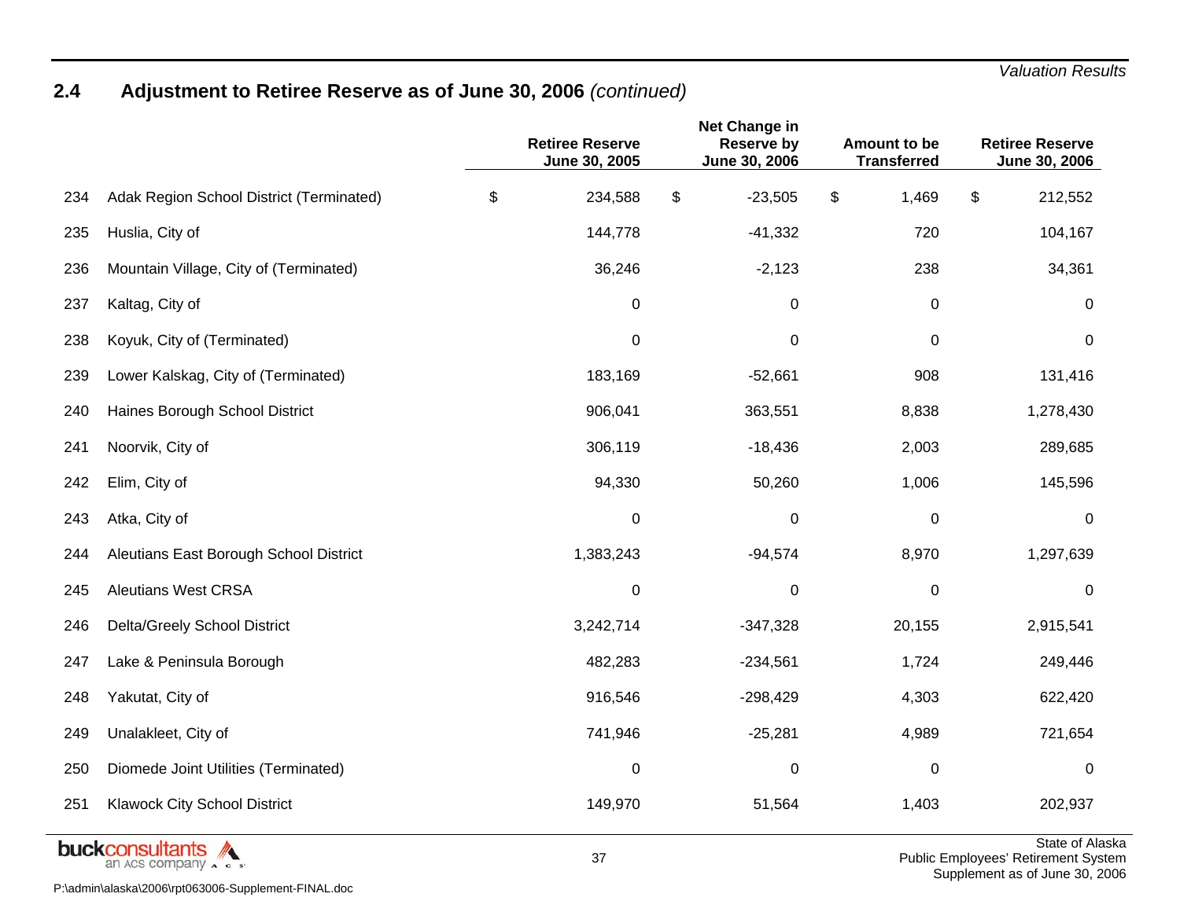## 2.4 Adjustment to Retiree Reserve as of June 30, 2006 *(continued)*

| | | Retiree Reserve June 30, 2005 | Net Change in Reserve by June 30, 2006 | Amount to be Transferred | Retiree Reserve June 30, 2006 |
|---|---|---|---|---|---|
| 234 | Adak Region School District (Terminated) | $ 234,588 | $ -23,505 | $ 1,469 | $ 212,552 |
| 235 | Huslia, City of | 144,778 | -41,332 | 720 | 104,167 |
| 236 | Mountain Village, City of (Terminated) | 36,246 | -2,123 | 238 | 34,361 |
| 237 | Kaltag, City of | 0 | 0 | 0 | 0 |
| 238 | Koyuk, City of (Terminated) | 0 | 0 | 0 | 0 |
| 239 | Lower Kalskag, City of (Terminated) | 183,169 | -52,661 | 908 | 131,416 |
| 240 | Haines Borough School District | 906,041 | 363,551 | 8,838 | 1,278,430 |
| 241 | Noorvik, City of | 306,119 | -18,436 | 2,003 | 289,685 |
| 242 | Elim, City of | 94,330 | 50,260 | 1,006 | 145,596 |
| 243 | Atka, City of | 0 | 0 | 0 | 0 |
| 244 | Aleutians East Borough School District | 1,383,243 | -94,574 | 8,970 | 1,297,639 |
| 245 | Aleutians West CRSA | 0 | 0 | 0 | 0 |
| 246 | Delta/Greely School District | 3,242,714 | -347,328 | 20,155 | 2,915,541 |
| 247 | Lake & Peninsula Borough | 482,283 | -234,561 | 1,724 | 249,446 |
| 248 | Yakutat, City of | 916,546 | -298,429 | 4,303 | 622,420 |
| 249 | Unalakleet, City of | 741,946 | -25,281 | 4,989 | 721,654 |
| 250 | Diomede Joint Utilities (Terminated) | 0 | 0 | 0 | 0 |
| 251 | Klawock City School District | 149,970 | 51,564 | 1,403 | 202,937 |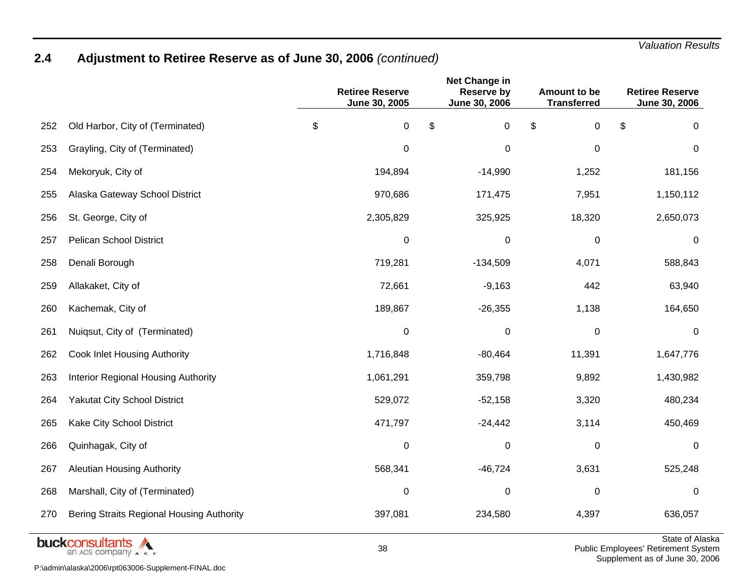## 2.4 Adjustment to Retiree Reserve as of June 30, 2006 *(continued)*

| | | Retiree Reserve June 30, 2005 | Net Change in Reserve by June 30, 2006 | Amount to be Transferred | Retiree Reserve June 30, 2006 |
|---|---|---|---|---|---|
| 252 | Old Harbor, City of (Terminated) | $ 0 | $ 0 | $ 0 | $ 0 |
| 253 | Grayling, City of (Terminated) | 0 | 0 | 0 | 0 |
| 254 | Mekoryuk, City of | 194,894 | -14,990 | 1,252 | 181,156 |
| 255 | Alaska Gateway School District | 970,686 | 171,475 | 7,951 | 1,150,112 |
| 256 | St. George, City of | 2,305,829 | 325,925 | 18,320 | 2,650,073 |
| 257 | Pelican School District | 0 | 0 | 0 | 0 |
| 258 | Denali Borough | 719,281 | -134,509 | 4,071 | 588,843 |
| 259 | Allakaket, City of | 72,661 | -9,163 | 442 | 63,940 |
| 260 | Kachemak, City of | 189,867 | -26,355 | 1,138 | 164,650 |
| 261 | Nuiqsut, City of (Terminated) | 0 | 0 | 0 | 0 |
| 262 | Cook Inlet Housing Authority | 1,716,848 | -80,464 | 11,391 | 1,647,776 |
| 263 | Interior Regional Housing Authority | 1,061,291 | 359,798 | 9,892 | 1,430,982 |
| 264 | Yakutat City School District | 529,072 | -52,158 | 3,320 | 480,234 |
| 265 | Kake City School District | 471,797 | -24,442 | 3,114 | 450,469 |
| 266 | Quinhagak, City of | 0 | 0 | 0 | 0 |
| 267 | Aleutian Housing Authority | 568,341 | -46,724 | 3,631 | 525,248 |
| 268 | Marshall, City of (Terminated) | 0 | 0 | 0 | 0 |
| 270 | Bering Straits Regional Housing Authority | 397,081 | 234,580 | 4,397 | 636,057 |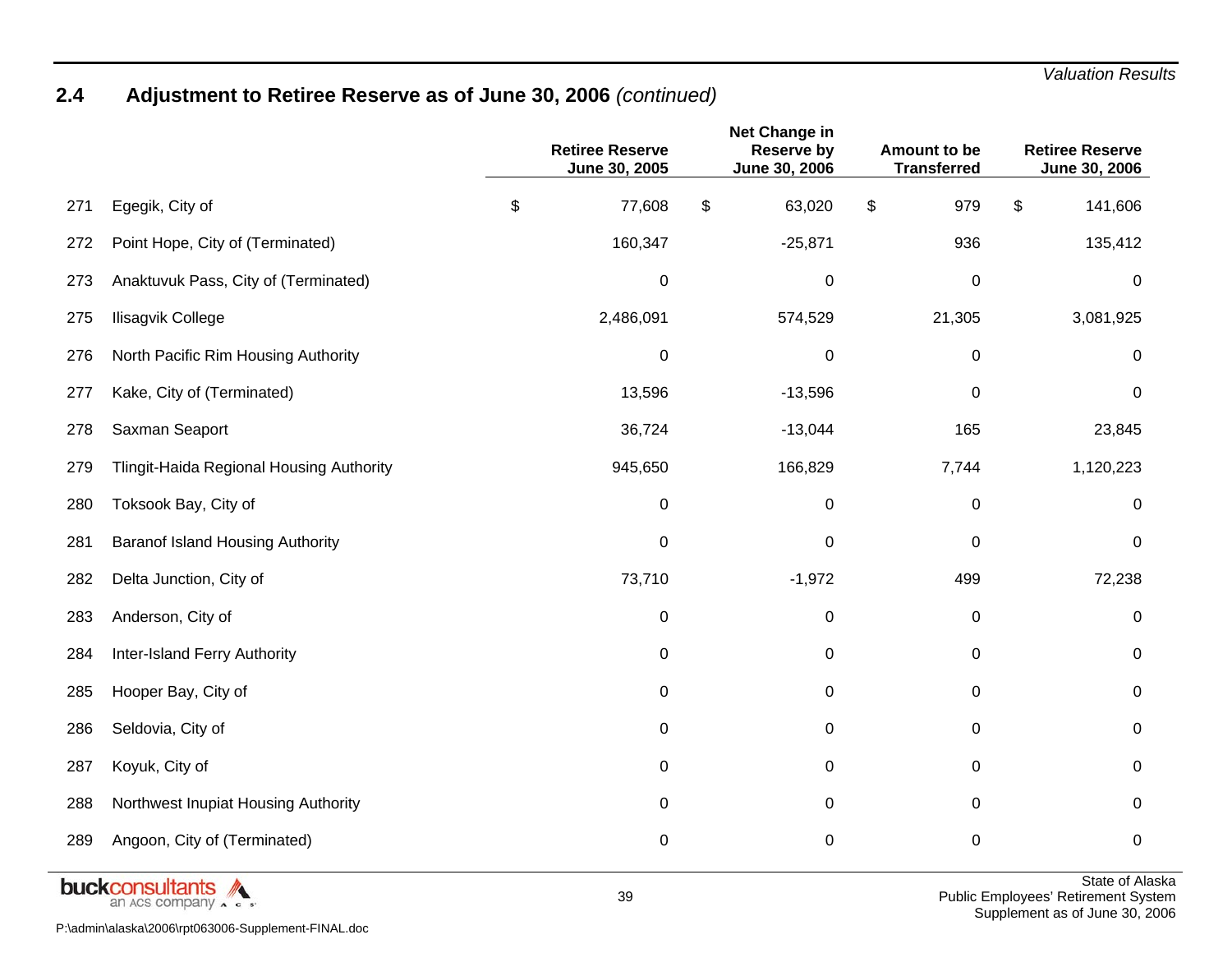## 2.4 Adjustment to Retiree Reserve as of June 30, 2006 *(continued)*

| | | Retiree Reserve June 30, 2005 | Net Change in Reserve by June 30, 2006 | Amount to be Transferred | Retiree Reserve June 30, 2006 |
|---|---|---|---|---|---|
| 271 | Egegik, City of | $ 77,608 | $ 63,020 | $ 979 | $ 141,606 |
| 272 | Point Hope, City of (Terminated) | 160,347 | -25,871 | 936 | 135,412 |
| 273 | Anaktuvuk Pass, City of (Terminated) | 0 | 0 | 0 | 0 |
| 275 | Ilisagvik College | 2,486,091 | 574,529 | 21,305 | 3,081,925 |
| 276 | North Pacific Rim Housing Authority | 0 | 0 | 0 | 0 |
| 277 | Kake, City of (Terminated) | 13,596 | -13,596 | 0 | 0 |
| 278 | Saxman Seaport | 36,724 | -13,044 | 165 | 23,845 |
| 279 | Tlingit-Haida Regional Housing Authority | 945,650 | 166,829 | 7,744 | 1,120,223 |
| 280 | Toksook Bay, City of | 0 | 0 | 0 | 0 |
| 281 | Baranof Island Housing Authority | 0 | 0 | 0 | 0 |
| 282 | Delta Junction, City of | 73,710 | -1,972 | 499 | 72,238 |
| 283 | Anderson, City of | 0 | 0 | 0 | 0 |
| 284 | Inter-Island Ferry Authority | 0 | 0 | 0 | 0 |
| 285 | Hooper Bay, City of | 0 | 0 | 0 | 0 |
| 286 | Seldovia, City of | 0 | 0 | 0 | 0 |
| 287 | Koyuk, City of | 0 | 0 | 0 | 0 |
| 288 | Northwest Inupiat Housing Authority | 0 | 0 | 0 | 0 |
| 289 | Angoon, City of (Terminated) | 0 | 0 | 0 | 0 |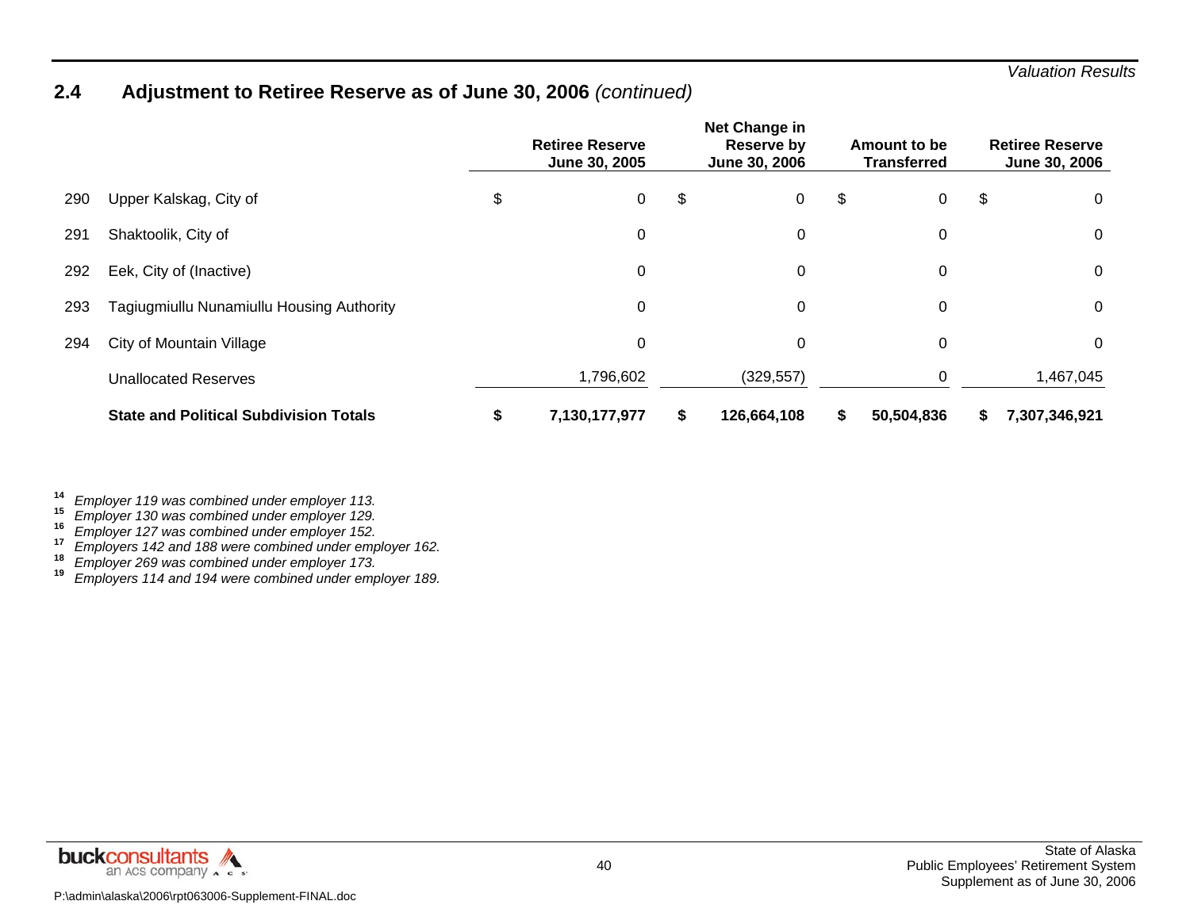## 2.4 Adjustment to Retiree Reserve as of June 30, 2006 *(continued)*

| | | Retiree Reserve June 30, 2005 | Net Change in Reserve by June 30, 2006 | Amount to be Transferred | Retiree Reserve June 30, 2006 |
|---|---|---|---|---|---|
| 290 | Upper Kalskag, City of | $ 0 | $ 0 | $ 0 | $ 0 |
| 291 | Shaktoolik, City of | 0 | 0 | 0 | 0 |
| 292 | Eek, City of (Inactive) | 0 | 0 | 0 | 0 |
| 293 | Tagiugmiullu Nunamiullu Housing Authority | 0 | 0 | 0 | 0 |
| 294 | City of Mountain Village | 0 | 0 | 0 | 0 |
| | Unallocated Reserves | 1,796,602 | (329,557) | 0 | 1,467,045 |
| | **State and Political Subdivision Totals** | **$ 7,130,177,977** | **$ 126,664,108** | **$ 50,504,836** | **$ 7,307,346,921** |

[14] *Employer 119 was combined under employer 113.*
[15] *Employer 130 was combined under employer 129.*
[16] *Employer 127 was combined under employer 152.*
[17] *Employers 142 and 188 were combined under employer 162.*
[18] *Employer 269 was combined under employer 173.*
[19] *Employers 114 and 194 were combined under employer 189.*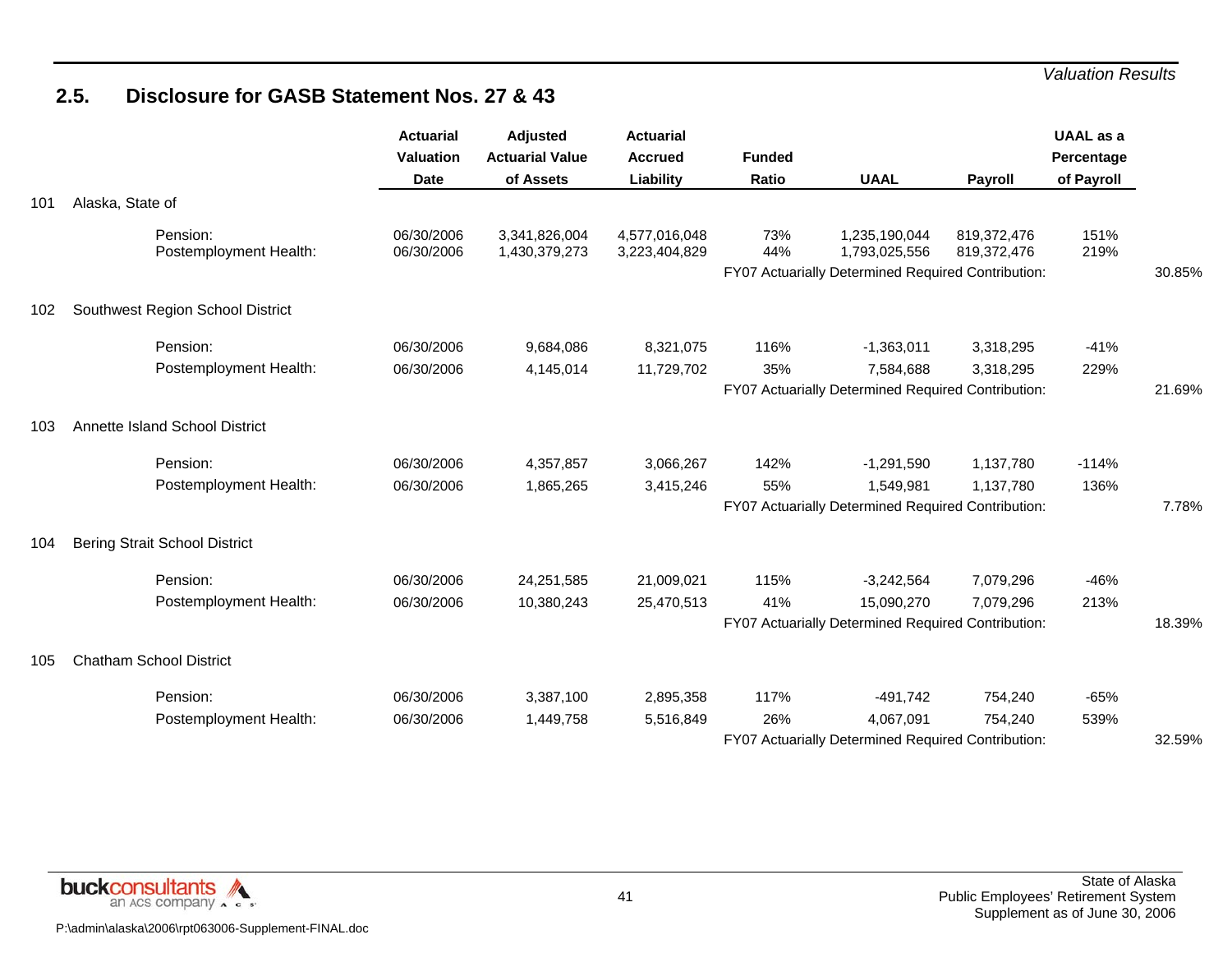## 2.5. Disclosure for GASB Statement Nos. 27 & 43

| | | Actuarial Valuation Date | Adjusted Actuarial Value of Assets | Actuarial Accrued Liability | Funded Ratio | UAAL | Payroll | UAAL as a Percentage of Payroll | |
|---|---|---|---|---|---|---|---|---|---|
| 101 | Alaska, State of | | | | | | | | |
| | Pension: | 06/30/2006 | 3,341,826,004 | 4,577,016,048 | 73% | 1,235,190,044 | 819,372,476 | 151% | |
| | Postemployment Health: | 06/30/2006 | 1,430,379,273 | 3,223,404,829 | 44% | 1,793,025,556 | 819,372,476 | 219% | |
| | | | | | FY07 Actuarially Determined Required Contribution: | | | | 30.85% |
| 102 | Southwest Region School District | | | | | | | | |
| | Pension: | 06/30/2006 | 9,684,086 | 8,321,075 | 116% | -1,363,011 | 3,318,295 | -41% | |
| | Postemployment Health: | 06/30/2006 | 4,145,014 | 11,729,702 | 35% | 7,584,688 | 3,318,295 | 229% | |
| | | | | | FY07 Actuarially Determined Required Contribution: | | | | 21.69% |
| 103 | Annette Island School District | | | | | | | | |
| | Pension: | 06/30/2006 | 4,357,857 | 3,066,267 | 142% | -1,291,590 | 1,137,780 | -114% | |
| | Postemployment Health: | 06/30/2006 | 1,865,265 | 3,415,246 | 55% | 1,549,981 | 1,137,780 | 136% | |
| | | | | | FY07 Actuarially Determined Required Contribution: | | | | 7.78% |
| 104 | Bering Strait School District | | | | | | | | |
| | Pension: | 06/30/2006 | 24,251,585 | 21,009,021 | 115% | -3,242,564 | 7,079,296 | -46% | |
| | Postemployment Health: | 06/30/2006 | 10,380,243 | 25,470,513 | 41% | 15,090,270 | 7,079,296 | 213% | |
| | | | | | FY07 Actuarially Determined Required Contribution: | | | | 18.39% |
| 105 | Chatham School District | | | | | | | | |
| | Pension: | 06/30/2006 | 3,387,100 | 2,895,358 | 117% | -491,742 | 754,240 | -65% | |
| | Postemployment Health: | 06/30/2006 | 1,449,758 | 5,516,849 | 26% | 4,067,091 | 754,240 | 539% | |
| | | | | | FY07 Actuarially Determined Required Contribution: | | | | 32.59% |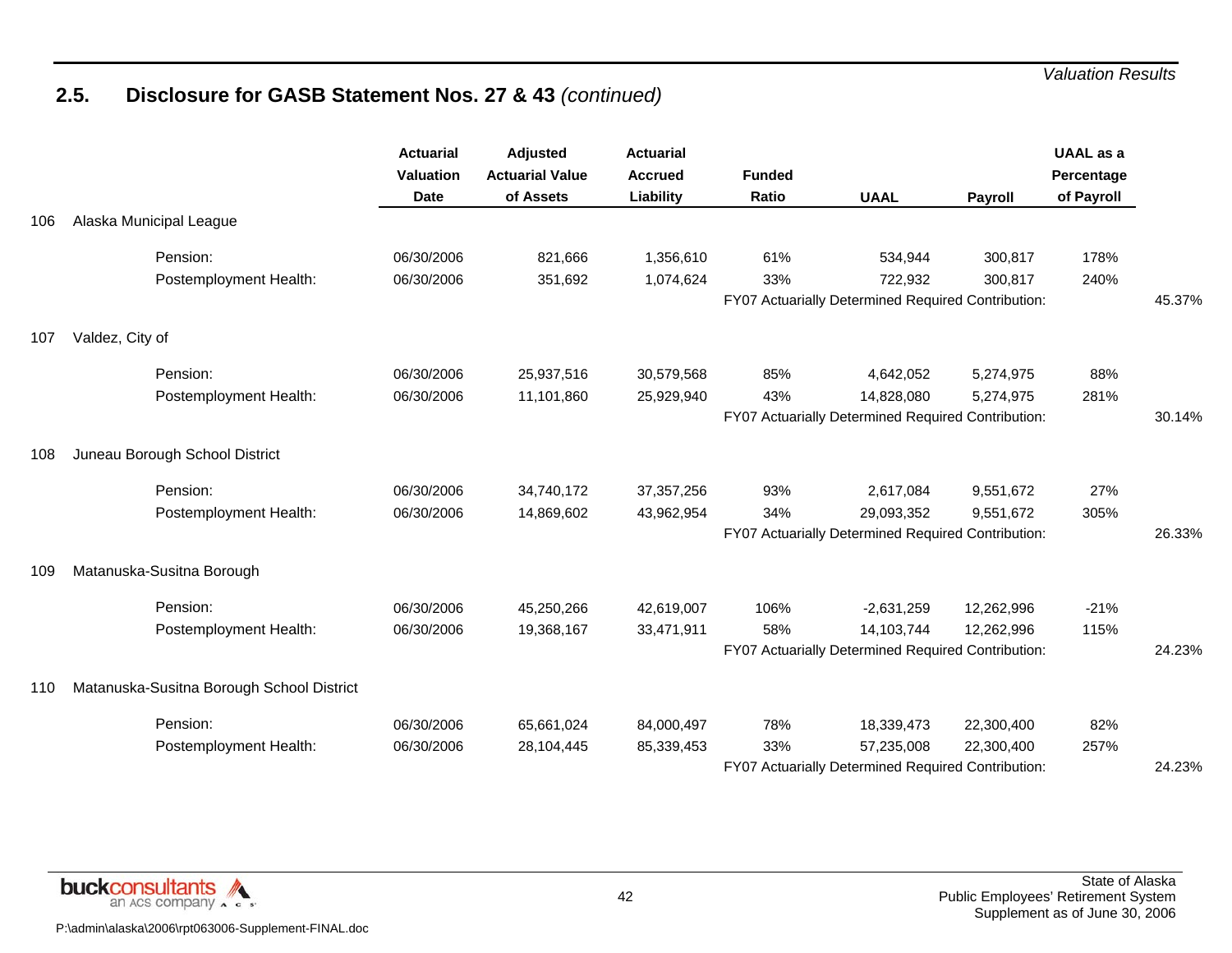## 2.5. Disclosure for GASB Statement Nos. 27 & 43 *(continued)*

| | | Actuarial Valuation Date | Adjusted Actuarial Value of Assets | Actuarial Accrued Liability | Funded Ratio | UAAL | Payroll | UAAL as a Percentage of Payroll | |
|---|---|---|---|---|---|---|---|---|---|
| 106 | Alaska Municipal League | | | | | | | | |
| | Pension: | 06/30/2006 | 821,666 | 1,356,610 | 61% | 534,944 | 300,817 | 178% | |
| | Postemployment Health: | 06/30/2006 | 351,692 | 1,074,624 | 33% | 722,932 | 300,817 | 240% | |
| | | | | | FY07 Actuarially Determined Required Contribution: | | | | 45.37% |
| 107 | Valdez, City of | | | | | | | | |
| | Pension: | 06/30/2006 | 25,937,516 | 30,579,568 | 85% | 4,642,052 | 5,274,975 | 88% | |
| | Postemployment Health: | 06/30/2006 | 11,101,860 | 25,929,940 | 43% | 14,828,080 | 5,274,975 | 281% | |
| | | | | | FY07 Actuarially Determined Required Contribution: | | | | 30.14% |
| 108 | Juneau Borough School District | | | | | | | | |
| | Pension: | 06/30/2006 | 34,740,172 | 37,357,256 | 93% | 2,617,084 | 9,551,672 | 27% | |
| | Postemployment Health: | 06/30/2006 | 14,869,602 | 43,962,954 | 34% | 29,093,352 | 9,551,672 | 305% | |
| | | | | | FY07 Actuarially Determined Required Contribution: | | | | 26.33% |
| 109 | Matanuska-Susitna Borough | | | | | | | | |
| | Pension: | 06/30/2006 | 45,250,266 | 42,619,007 | 106% | -2,631,259 | 12,262,996 | -21% | |
| | Postemployment Health: | 06/30/2006 | 19,368,167 | 33,471,911 | 58% | 14,103,744 | 12,262,996 | 115% | |
| | | | | | FY07 Actuarially Determined Required Contribution: | | | | 24.23% |
| 110 | Matanuska-Susitna Borough School District | | | | | | | | |
| | Pension: | 06/30/2006 | 65,661,024 | 84,000,497 | 78% | 18,339,473 | 22,300,400 | 82% | |
| | Postemployment Health: | 06/30/2006 | 28,104,445 | 85,339,453 | 33% | 57,235,008 | 22,300,400 | 257% | |
| | | | | | FY07 Actuarially Determined Required Contribution: | | | | 24.23% |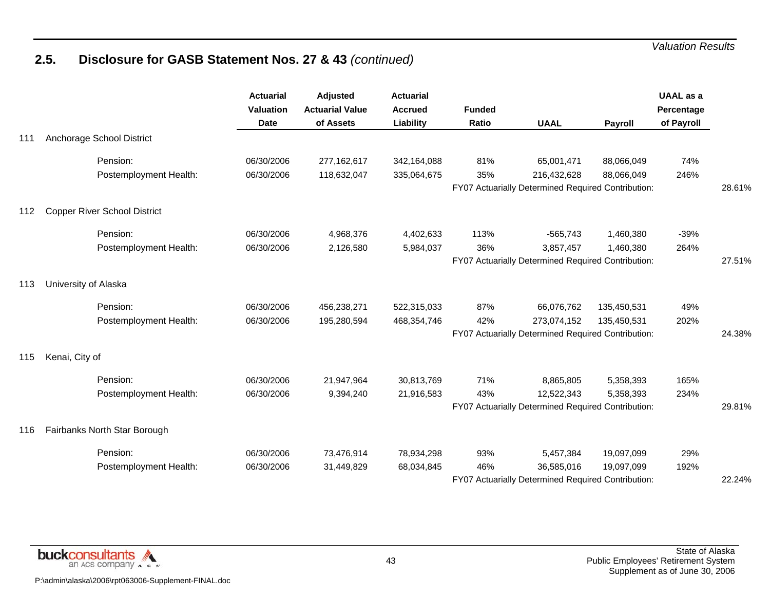## 2.5. Disclosure for GASB Statement Nos. 27 & 43 *(continued)*

| | | Actuarial Valuation Date | Adjusted Actuarial Value of Assets | Actuarial Accrued Liability | Funded Ratio | UAAL | Payroll | UAAL as a Percentage of Payroll | |
|---|---|---|---|---|---|---|---|---|---|
| 111 | Anchorage School District | | | | | | | | |
| | Pension: | 06/30/2006 | 277,162,617 | 342,164,088 | 81% | 65,001,471 | 88,066,049 | 74% | |
| | Postemployment Health: | 06/30/2006 | 118,632,047 | 335,064,675 | 35% | 216,432,628 | 88,066,049 | 246% | |
| | | | | | FY07 Actuarially Determined Required Contribution: | | | | 28.61% |
| 112 | Copper River School District | | | | | | | | |
| | Pension: | 06/30/2006 | 4,968,376 | 4,402,633 | 113% | -565,743 | 1,460,380 | -39% | |
| | Postemployment Health: | 06/30/2006 | 2,126,580 | 5,984,037 | 36% | 3,857,457 | 1,460,380 | 264% | |
| | | | | | FY07 Actuarially Determined Required Contribution: | | | | 27.51% |
| 113 | University of Alaska | | | | | | | | |
| | Pension: | 06/30/2006 | 456,238,271 | 522,315,033 | 87% | 66,076,762 | 135,450,531 | 49% | |
| | Postemployment Health: | 06/30/2006 | 195,280,594 | 468,354,746 | 42% | 273,074,152 | 135,450,531 | 202% | |
| | | | | | FY07 Actuarially Determined Required Contribution: | | | | 24.38% |
| 115 | Kenai, City of | | | | | | | | |
| | Pension: | 06/30/2006 | 21,947,964 | 30,813,769 | 71% | 8,865,805 | 5,358,393 | 165% | |
| | Postemployment Health: | 06/30/2006 | 9,394,240 | 21,916,583 | 43% | 12,522,343 | 5,358,393 | 234% | |
| | | | | | FY07 Actuarially Determined Required Contribution: | | | | 29.81% |
| 116 | Fairbanks North Star Borough | | | | | | | | |
| | Pension: | 06/30/2006 | 73,476,914 | 78,934,298 | 93% | 5,457,384 | 19,097,099 | 29% | |
| | Postemployment Health: | 06/30/2006 | 31,449,829 | 68,034,845 | 46% | 36,585,016 | 19,097,099 | 192% | |
| | | | | | FY07 Actuarially Determined Required Contribution: | | | | 22.24% |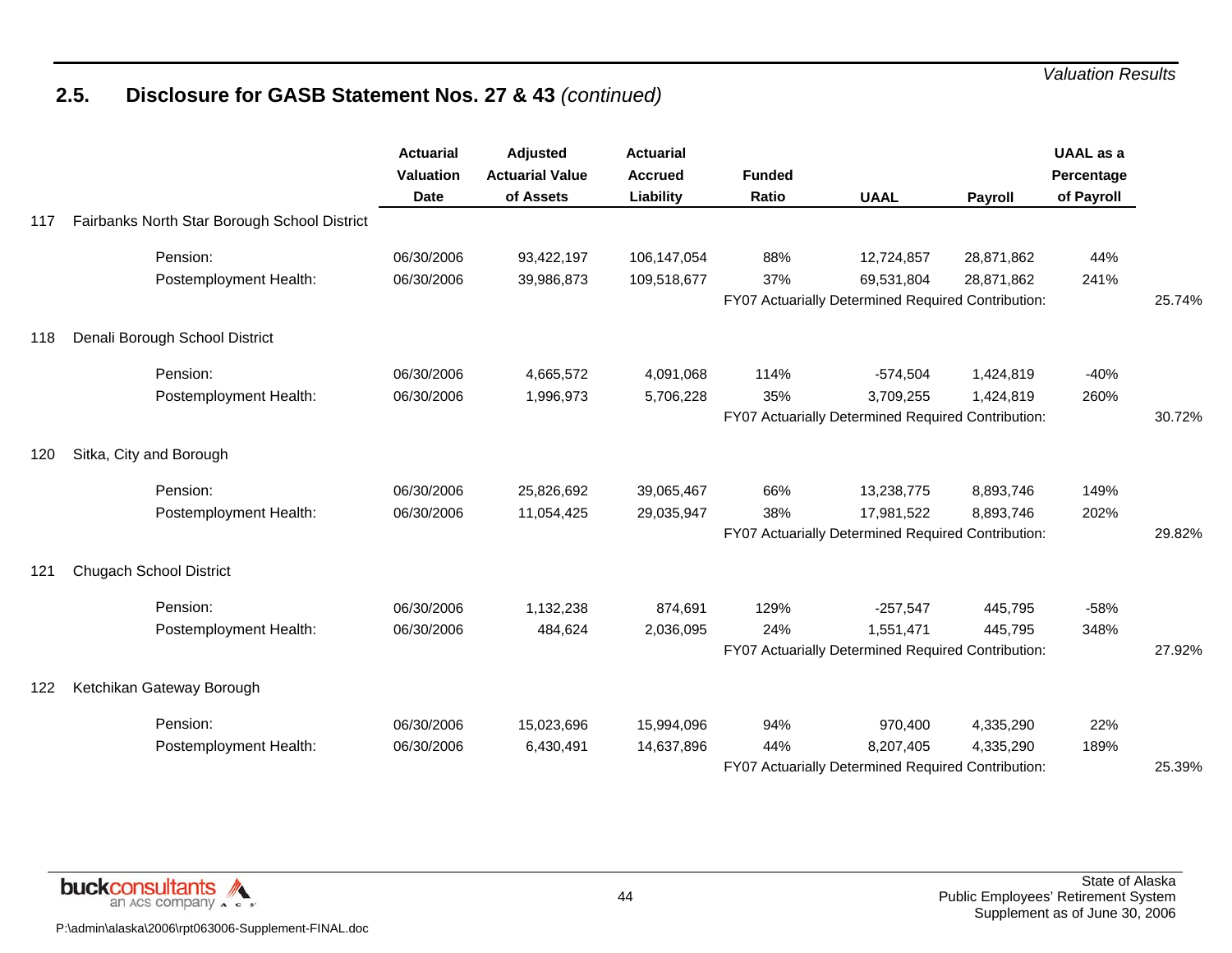## 2.5. Disclosure for GASB Statement Nos. 27 & 43 *(continued)*

| | | Actuarial Valuation Date | Adjusted Actuarial Value of Assets | Actuarial Accrued Liability | Funded Ratio | UAAL | Payroll | UAAL as a Percentage of Payroll | |
|---|---|---|---|---|---|---|---|---|---|
| 117 | Fairbanks North Star Borough School District | | | | | | | | |
| | Pension: | 06/30/2006 | 93,422,197 | 106,147,054 | 88% | 12,724,857 | 28,871,862 | 44% | |
| | Postemployment Health: | 06/30/2006 | 39,986,873 | 109,518,677 | 37% | 69,531,804 | 28,871,862 | 241% | |
| | | | | | FY07 Actuarially Determined Required Contribution: | | | | 25.74% |
| 118 | Denali Borough School District | | | | | | | | |
| | Pension: | 06/30/2006 | 4,665,572 | 4,091,068 | 114% | -574,504 | 1,424,819 | -40% | |
| | Postemployment Health: | 06/30/2006 | 1,996,973 | 5,706,228 | 35% | 3,709,255 | 1,424,819 | 260% | |
| | | | | | FY07 Actuarially Determined Required Contribution: | | | | 30.72% |
| 120 | Sitka, City and Borough | | | | | | | | |
| | Pension: | 06/30/2006 | 25,826,692 | 39,065,467 | 66% | 13,238,775 | 8,893,746 | 149% | |
| | Postemployment Health: | 06/30/2006 | 11,054,425 | 29,035,947 | 38% | 17,981,522 | 8,893,746 | 202% | |
| | | | | | FY07 Actuarially Determined Required Contribution: | | | | 29.82% |
| 121 | Chugach School District | | | | | | | | |
| | Pension: | 06/30/2006 | 1,132,238 | 874,691 | 129% | -257,547 | 445,795 | -58% | |
| | Postemployment Health: | 06/30/2006 | 484,624 | 2,036,095 | 24% | 1,551,471 | 445,795 | 348% | |
| | | | | | FY07 Actuarially Determined Required Contribution: | | | | 27.92% |
| 122 | Ketchikan Gateway Borough | | | | | | | | |
| | Pension: | 06/30/2006 | 15,023,696 | 15,994,096 | 94% | 970,400 | 4,335,290 | 22% | |
| | Postemployment Health: | 06/30/2006 | 6,430,491 | 14,637,896 | 44% | 8,207,405 | 4,335,290 | 189% | |
| | | | | | FY07 Actuarially Determined Required Contribution: | | | | 25.39% |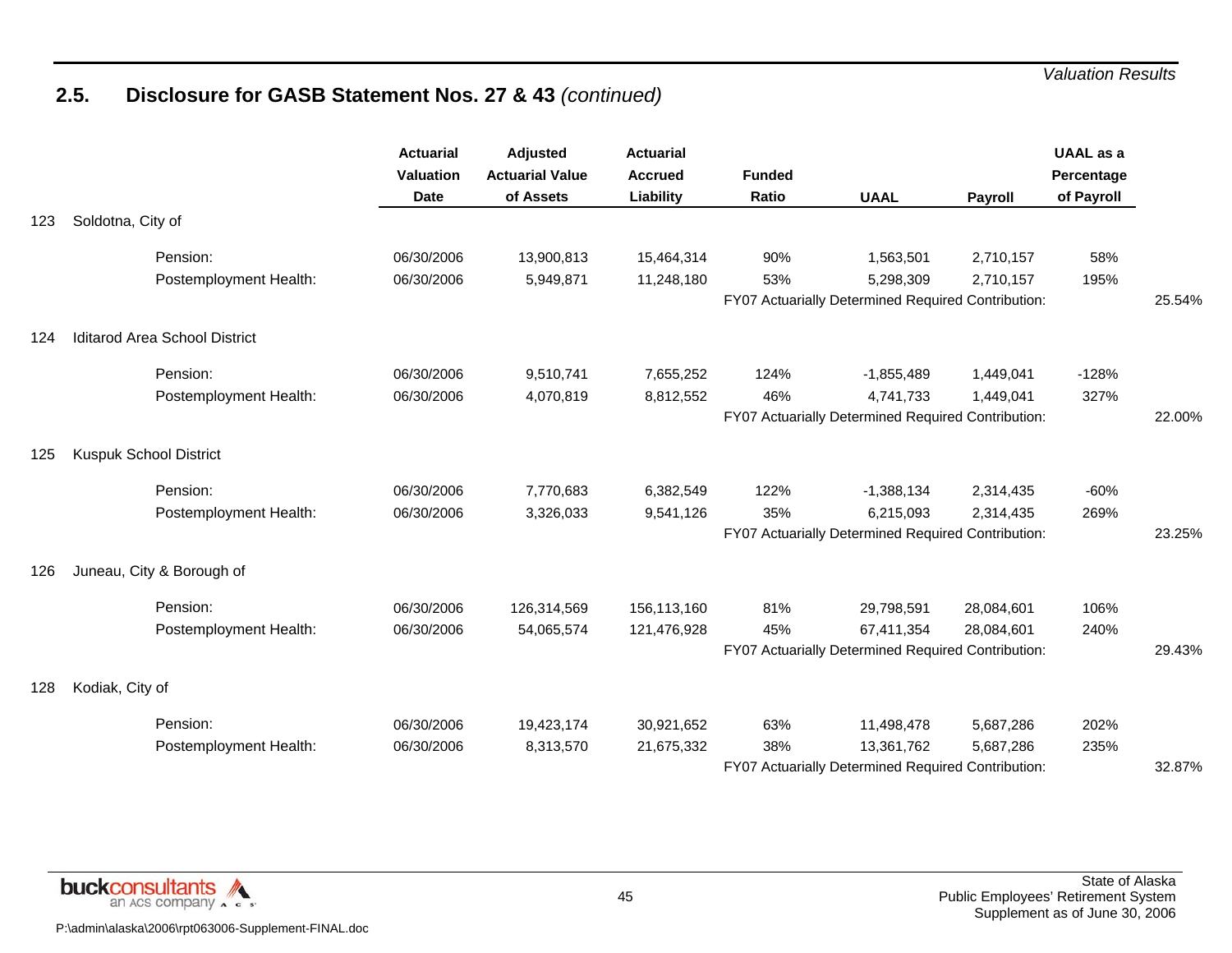## 2.5. Disclosure for GASB Statement Nos. 27 & 43 *(continued)*

| | | Actuarial Valuation Date | Adjusted Actuarial Value of Assets | Actuarial Accrued Liability | Funded Ratio | UAAL | Payroll | UAAL as a Percentage of Payroll | |
|---|---|---|---|---|---|---|---|---|---|
| 123 | Soldotna, City of | | | | | | | | |
| | Pension: | 06/30/2006 | 13,900,813 | 15,464,314 | 90% | 1,563,501 | 2,710,157 | 58% | |
| | Postemployment Health: | 06/30/2006 | 5,949,871 | 11,248,180 | 53% | 5,298,309 | 2,710,157 | 195% | |
| | | | | | FY07 Actuarially Determined Required Contribution: | | | | 25.54% |
| 124 | Iditarod Area School District | | | | | | | | |
| | Pension: | 06/30/2006 | 9,510,741 | 7,655,252 | 124% | -1,855,489 | 1,449,041 | -128% | |
| | Postemployment Health: | 06/30/2006 | 4,070,819 | 8,812,552 | 46% | 4,741,733 | 1,449,041 | 327% | |
| | | | | | FY07 Actuarially Determined Required Contribution: | | | | 22.00% |
| 125 | Kuspuk School District | | | | | | | | |
| | Pension: | 06/30/2006 | 7,770,683 | 6,382,549 | 122% | -1,388,134 | 2,314,435 | -60% | |
| | Postemployment Health: | 06/30/2006 | 3,326,033 | 9,541,126 | 35% | 6,215,093 | 2,314,435 | 269% | |
| | | | | | FY07 Actuarially Determined Required Contribution: | | | | 23.25% |
| 126 | Juneau, City & Borough of | | | | | | | | |
| | Pension: | 06/30/2006 | 126,314,569 | 156,113,160 | 81% | 29,798,591 | 28,084,601 | 106% | |
| | Postemployment Health: | 06/30/2006 | 54,065,574 | 121,476,928 | 45% | 67,411,354 | 28,084,601 | 240% | |
| | | | | | FY07 Actuarially Determined Required Contribution: | | | | 29.43% |
| 128 | Kodiak, City of | | | | | | | | |
| | Pension: | 06/30/2006 | 19,423,174 | 30,921,652 | 63% | 11,498,478 | 5,687,286 | 202% | |
| | Postemployment Health: | 06/30/2006 | 8,313,570 | 21,675,332 | 38% | 13,361,762 | 5,687,286 | 235% | |
| | | | | | FY07 Actuarially Determined Required Contribution: | | | | 32.87% |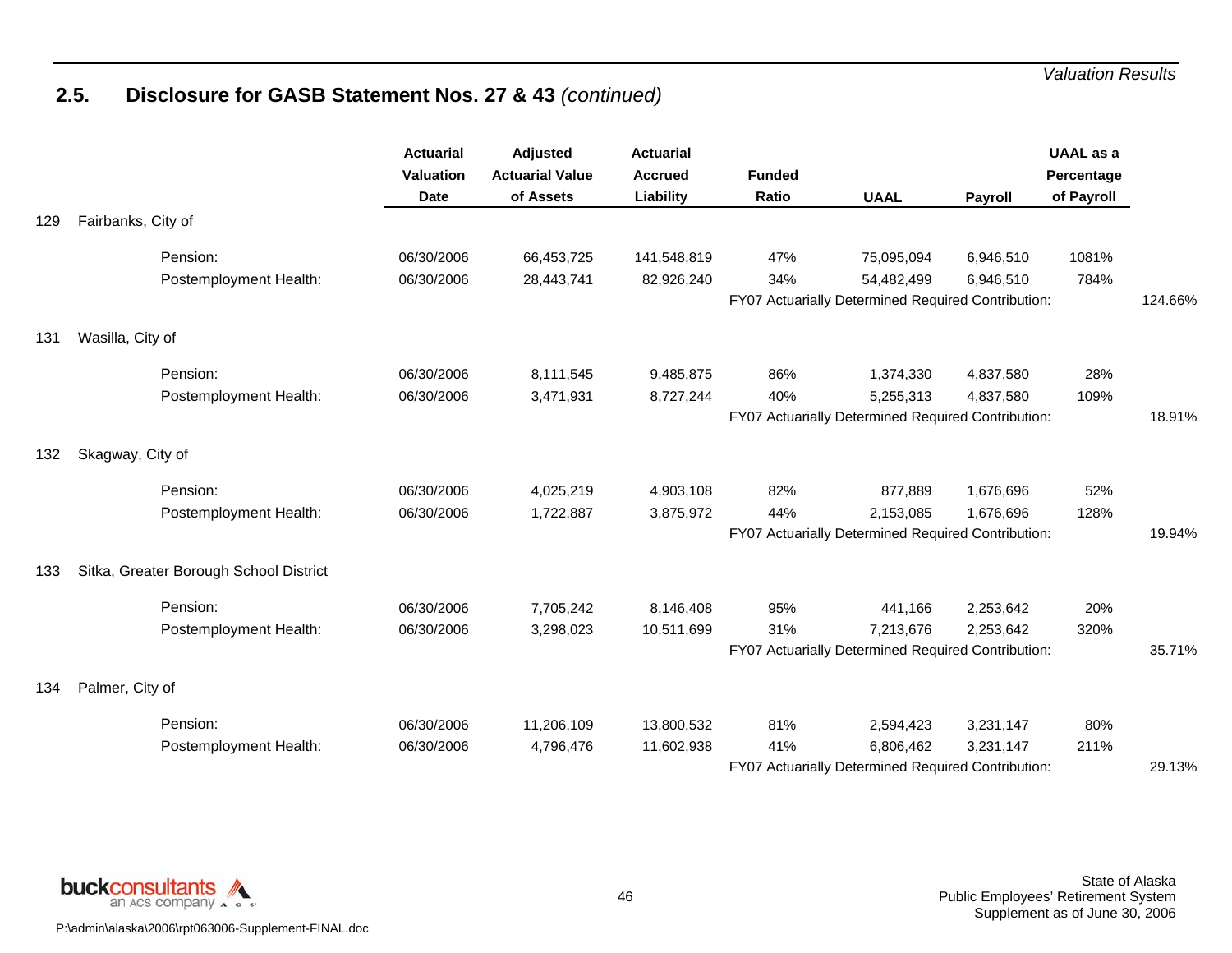## 2.5. Disclosure for GASB Statement Nos. 27 & 43 *(continued)*

| | | Actuarial Valuation Date | Adjusted Actuarial Value of Assets | Actuarial Accrued Liability | Funded Ratio | UAAL | Payroll | UAAL as a Percentage of Payroll | |
|---|---|---|---|---|---|---|---|---|---|
| 129 | Fairbanks, City of | | | | | | | | |
| | Pension: | 06/30/2006 | 66,453,725 | 141,548,819 | 47% | 75,095,094 | 6,946,510 | 1081% | |
| | Postemployment Health: | 06/30/2006 | 28,443,741 | 82,926,240 | 34% | 54,482,499 | 6,946,510 | 784% | |
| | | | | | FY07 Actuarially Determined Required Contribution: | | | | 124.66% |
| 131 | Wasilla, City of | | | | | | | | |
| | Pension: | 06/30/2006 | 8,111,545 | 9,485,875 | 86% | 1,374,330 | 4,837,580 | 28% | |
| | Postemployment Health: | 06/30/2006 | 3,471,931 | 8,727,244 | 40% | 5,255,313 | 4,837,580 | 109% | |
| | | | | | FY07 Actuarially Determined Required Contribution: | | | | 18.91% |
| 132 | Skagway, City of | | | | | | | | |
| | Pension: | 06/30/2006 | 4,025,219 | 4,903,108 | 82% | 877,889 | 1,676,696 | 52% | |
| | Postemployment Health: | 06/30/2006 | 1,722,887 | 3,875,972 | 44% | 2,153,085 | 1,676,696 | 128% | |
| | | | | | FY07 Actuarially Determined Required Contribution: | | | | 19.94% |
| 133 | Sitka, Greater Borough School District | | | | | | | | |
| | Pension: | 06/30/2006 | 7,705,242 | 8,146,408 | 95% | 441,166 | 2,253,642 | 20% | |
| | Postemployment Health: | 06/30/2006 | 3,298,023 | 10,511,699 | 31% | 7,213,676 | 2,253,642 | 320% | |
| | | | | | FY07 Actuarially Determined Required Contribution: | | | | 35.71% |
| 134 | Palmer, City of | | | | | | | | |
| | Pension: | 06/30/2006 | 11,206,109 | 13,800,532 | 81% | 2,594,423 | 3,231,147 | 80% | |
| | Postemployment Health: | 06/30/2006 | 4,796,476 | 11,602,938 | 41% | 6,806,462 | 3,231,147 | 211% | |
| | | | | | FY07 Actuarially Determined Required Contribution: | | | | 29.13% |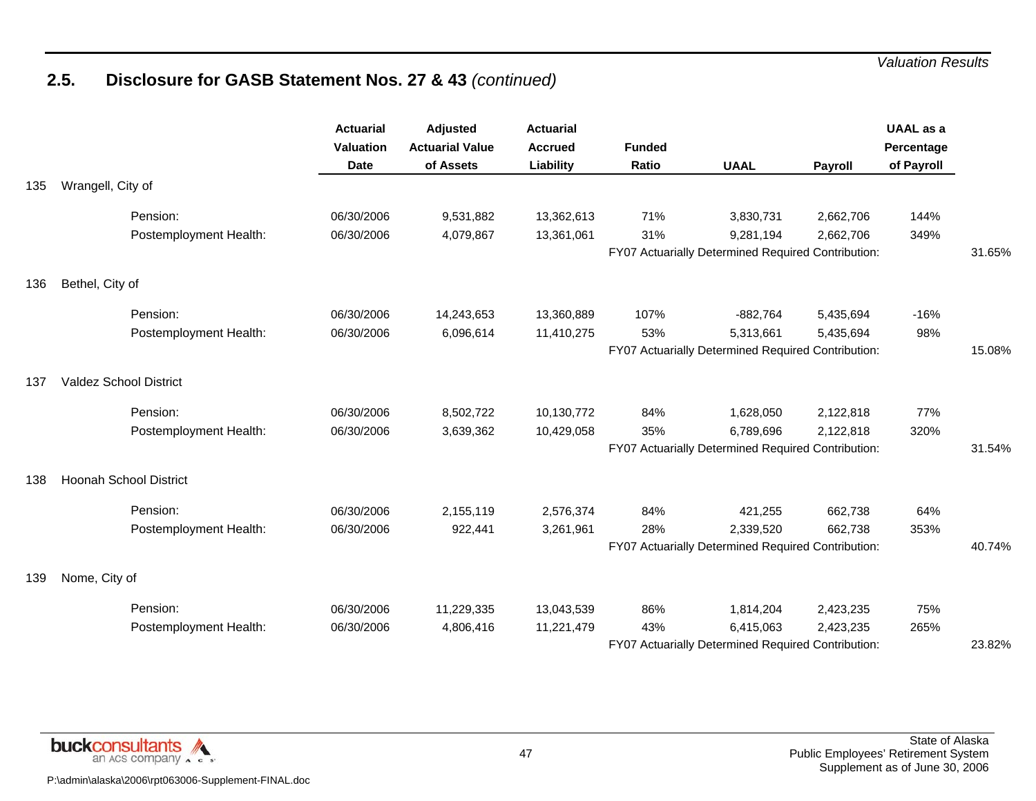## 2.5. Disclosure for GASB Statement Nos. 27 & 43 *(continued)*

| | | Actuarial Valuation Date | Adjusted Actuarial Value of Assets | Actuarial Accrued Liability | Funded Ratio | UAAL | Payroll | UAAL as a Percentage of Payroll | |
|---|---|---|---|---|---|---|---|---|---|
| 135 | Wrangell, City of | | | | | | | | |
| | Pension: | 06/30/2006 | 9,531,882 | 13,362,613 | 71% | 3,830,731 | 2,662,706 | 144% | |
| | Postemployment Health: | 06/30/2006 | 4,079,867 | 13,361,061 | 31% | 9,281,194 | 2,662,706 | 349% | |
| | | | | | FY07 Actuarially Determined Required Contribution: | | | | 31.65% |
| 136 | Bethel, City of | | | | | | | | |
| | Pension: | 06/30/2006 | 14,243,653 | 13,360,889 | 107% | -882,764 | 5,435,694 | -16% | |
| | Postemployment Health: | 06/30/2006 | 6,096,614 | 11,410,275 | 53% | 5,313,661 | 5,435,694 | 98% | |
| | | | | | FY07 Actuarially Determined Required Contribution: | | | | 15.08% |
| 137 | Valdez School District | | | | | | | | |
| | Pension: | 06/30/2006 | 8,502,722 | 10,130,772 | 84% | 1,628,050 | 2,122,818 | 77% | |
| | Postemployment Health: | 06/30/2006 | 3,639,362 | 10,429,058 | 35% | 6,789,696 | 2,122,818 | 320% | |
| | | | | | FY07 Actuarially Determined Required Contribution: | | | | 31.54% |
| 138 | Hoonah School District | | | | | | | | |
| | Pension: | 06/30/2006 | 2,155,119 | 2,576,374 | 84% | 421,255 | 662,738 | 64% | |
| | Postemployment Health: | 06/30/2006 | 922,441 | 3,261,961 | 28% | 2,339,520 | 662,738 | 353% | |
| | | | | | FY07 Actuarially Determined Required Contribution: | | | | 40.74% |
| 139 | Nome, City of | | | | | | | | |
| | Pension: | 06/30/2006 | 11,229,335 | 13,043,539 | 86% | 1,814,204 | 2,423,235 | 75% | |
| | Postemployment Health: | 06/30/2006 | 4,806,416 | 11,221,479 | 43% | 6,415,063 | 2,423,235 | 265% | |
| | | | | | FY07 Actuarially Determined Required Contribution: | | | | 23.82% |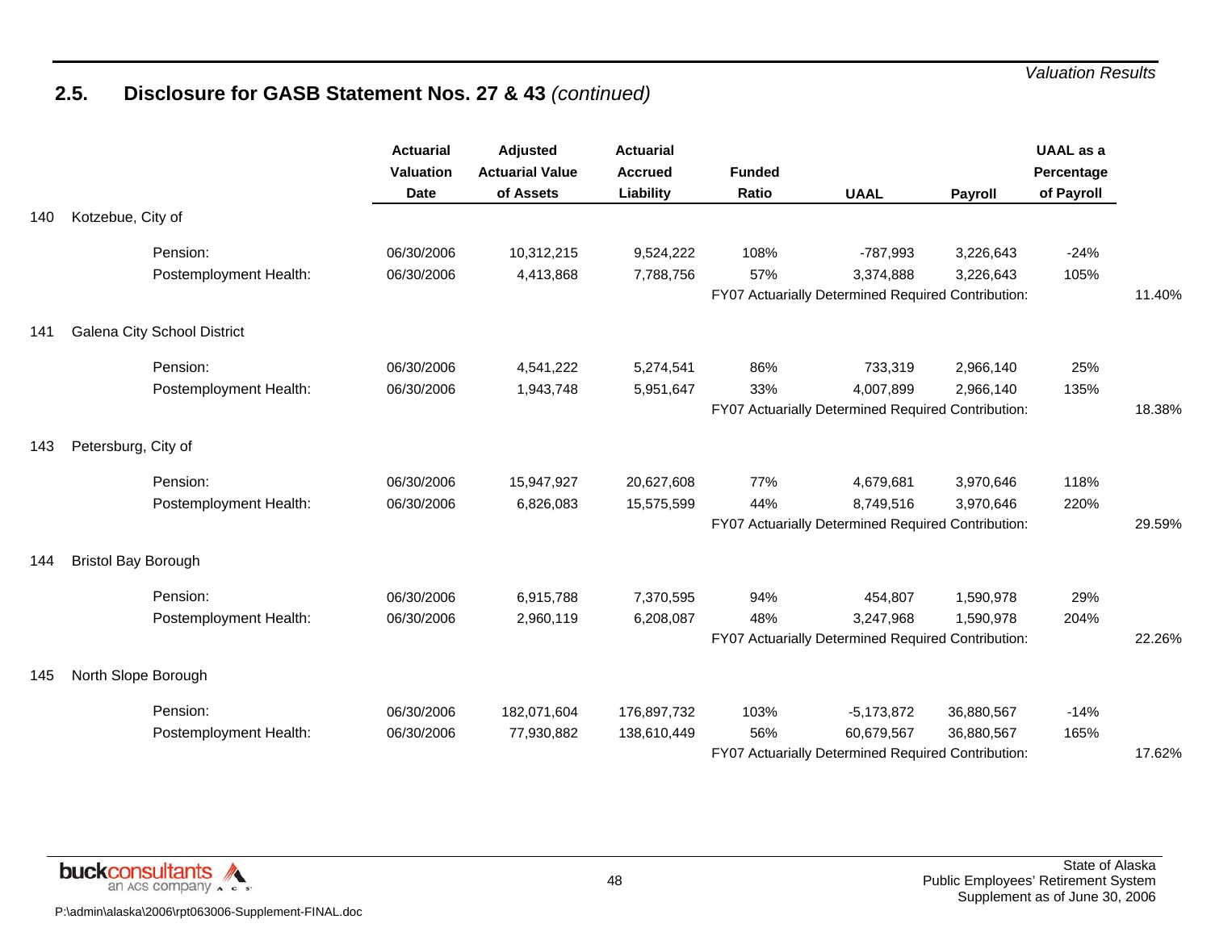## 2.5. Disclosure for GASB Statement Nos. 27 & 43 *(continued)*

| | | Actuarial Valuation Date | Adjusted Actuarial Value of Assets | Actuarial Accrued Liability | Funded Ratio | UAAL | Payroll | UAAL as a Percentage of Payroll | |
|---|---|---|---|---|---|---|---|---|---|
| 140 | Kotzebue, City of | | | | | | | | |
| | Pension: | 06/30/2006 | 10,312,215 | 9,524,222 | 108% | -787,993 | 3,226,643 | -24% | |
| | Postemployment Health: | 06/30/2006 | 4,413,868 | 7,788,756 | 57% | 3,374,888 | 3,226,643 | 105% | |
| | | | | | FY07 Actuarially Determined Required Contribution: | | | | 11.40% |
| 141 | Galena City School District | | | | | | | | |
| | Pension: | 06/30/2006 | 4,541,222 | 5,274,541 | 86% | 733,319 | 2,966,140 | 25% | |
| | Postemployment Health: | 06/30/2006 | 1,943,748 | 5,951,647 | 33% | 4,007,899 | 2,966,140 | 135% | |
| | | | | | FY07 Actuarially Determined Required Contribution: | | | | 18.38% |
| 143 | Petersburg, City of | | | | | | | | |
| | Pension: | 06/30/2006 | 15,947,927 | 20,627,608 | 77% | 4,679,681 | 3,970,646 | 118% | |
| | Postemployment Health: | 06/30/2006 | 6,826,083 | 15,575,599 | 44% | 8,749,516 | 3,970,646 | 220% | |
| | | | | | FY07 Actuarially Determined Required Contribution: | | | | 29.59% |
| 144 | Bristol Bay Borough | | | | | | | | |
| | Pension: | 06/30/2006 | 6,915,788 | 7,370,595 | 94% | 454,807 | 1,590,978 | 29% | |
| | Postemployment Health: | 06/30/2006 | 2,960,119 | 6,208,087 | 48% | 3,247,968 | 1,590,978 | 204% | |
| | | | | | FY07 Actuarially Determined Required Contribution: | | | | 22.26% |
| 145 | North Slope Borough | | | | | | | | |
| | Pension: | 06/30/2006 | 182,071,604 | 176,897,732 | 103% | -5,173,872 | 36,880,567 | -14% | |
| | Postemployment Health: | 06/30/2006 | 77,930,882 | 138,610,449 | 56% | 60,679,567 | 36,880,567 | 165% | |
| | | | | | FY07 Actuarially Determined Required Contribution: | | | | 17.62% |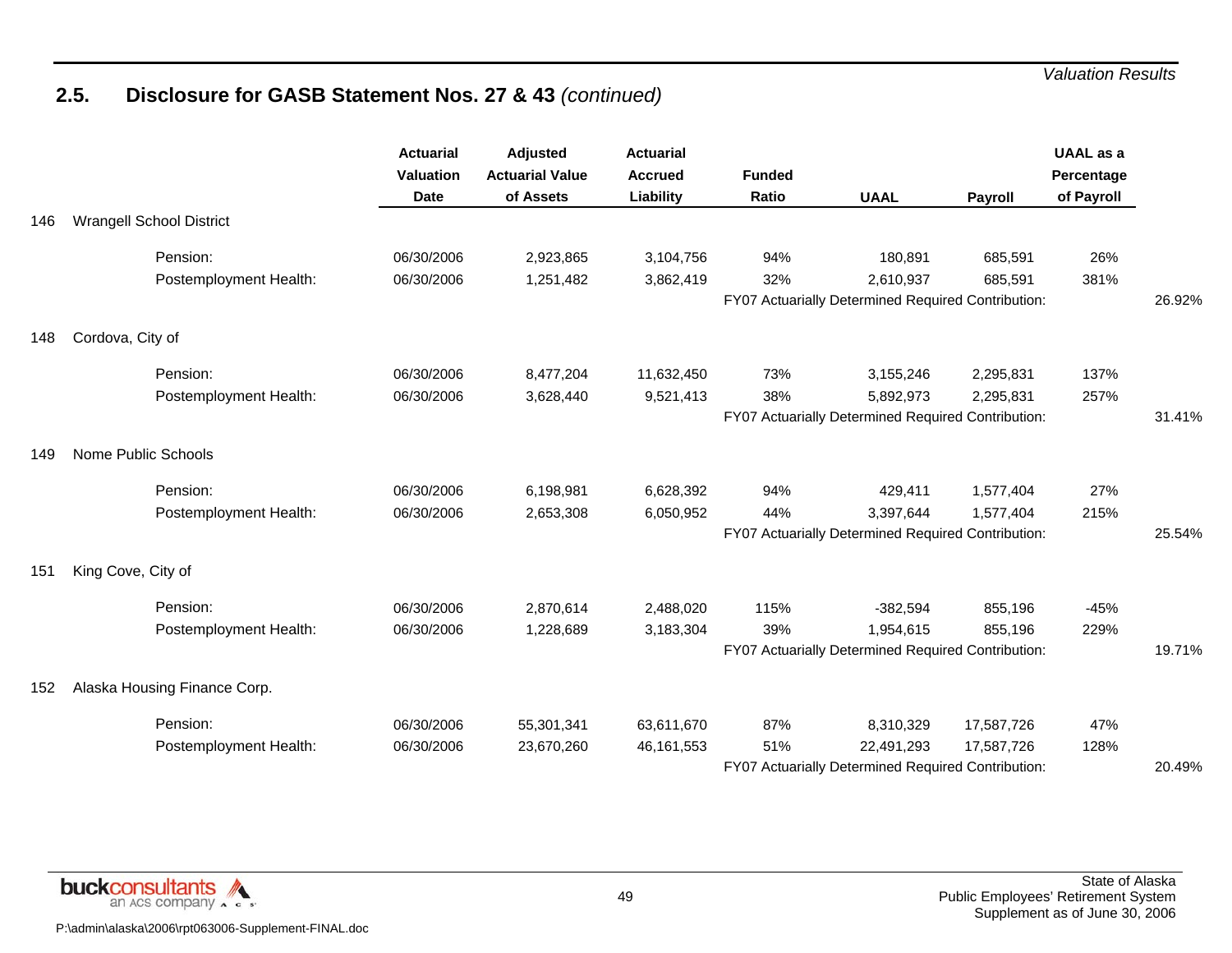## 2.5. Disclosure for GASB Statement Nos. 27 & 43 *(continued)*

| | | Actuarial Valuation Date | Adjusted Actuarial Value of Assets | Actuarial Accrued Liability | Funded Ratio | UAAL | Payroll | UAAL as a Percentage of Payroll | |
|---|---|---|---|---|---|---|---|---|---|
| 146 | Wrangell School District | | | | | | | | |
| | Pension: | 06/30/2006 | 2,923,865 | 3,104,756 | 94% | 180,891 | 685,591 | 26% | |
| | Postemployment Health: | 06/30/2006 | 1,251,482 | 3,862,419 | 32% | 2,610,937 | 685,591 | 381% | |
| | | | | | FY07 Actuarially Determined Required Contribution: | | | | 26.92% |
| 148 | Cordova, City of | | | | | | | | |
| | Pension: | 06/30/2006 | 8,477,204 | 11,632,450 | 73% | 3,155,246 | 2,295,831 | 137% | |
| | Postemployment Health: | 06/30/2006 | 3,628,440 | 9,521,413 | 38% | 5,892,973 | 2,295,831 | 257% | |
| | | | | | FY07 Actuarially Determined Required Contribution: | | | | 31.41% |
| 149 | Nome Public Schools | | | | | | | | |
| | Pension: | 06/30/2006 | 6,198,981 | 6,628,392 | 94% | 429,411 | 1,577,404 | 27% | |
| | Postemployment Health: | 06/30/2006 | 2,653,308 | 6,050,952 | 44% | 3,397,644 | 1,577,404 | 215% | |
| | | | | | FY07 Actuarially Determined Required Contribution: | | | | 25.54% |
| 151 | King Cove, City of | | | | | | | | |
| | Pension: | 06/30/2006 | 2,870,614 | 2,488,020 | 115% | -382,594 | 855,196 | -45% | |
| | Postemployment Health: | 06/30/2006 | 1,228,689 | 3,183,304 | 39% | 1,954,615 | 855,196 | 229% | |
| | | | | | FY07 Actuarially Determined Required Contribution: | | | | 19.71% |
| 152 | Alaska Housing Finance Corp. | | | | | | | | |
| | Pension: | 06/30/2006 | 55,301,341 | 63,611,670 | 87% | 8,310,329 | 17,587,726 | 47% | |
| | Postemployment Health: | 06/30/2006 | 23,670,260 | 46,161,553 | 51% | 22,491,293 | 17,587,726 | 128% | |
| | | | | | FY07 Actuarially Determined Required Contribution: | | | | 20.49% |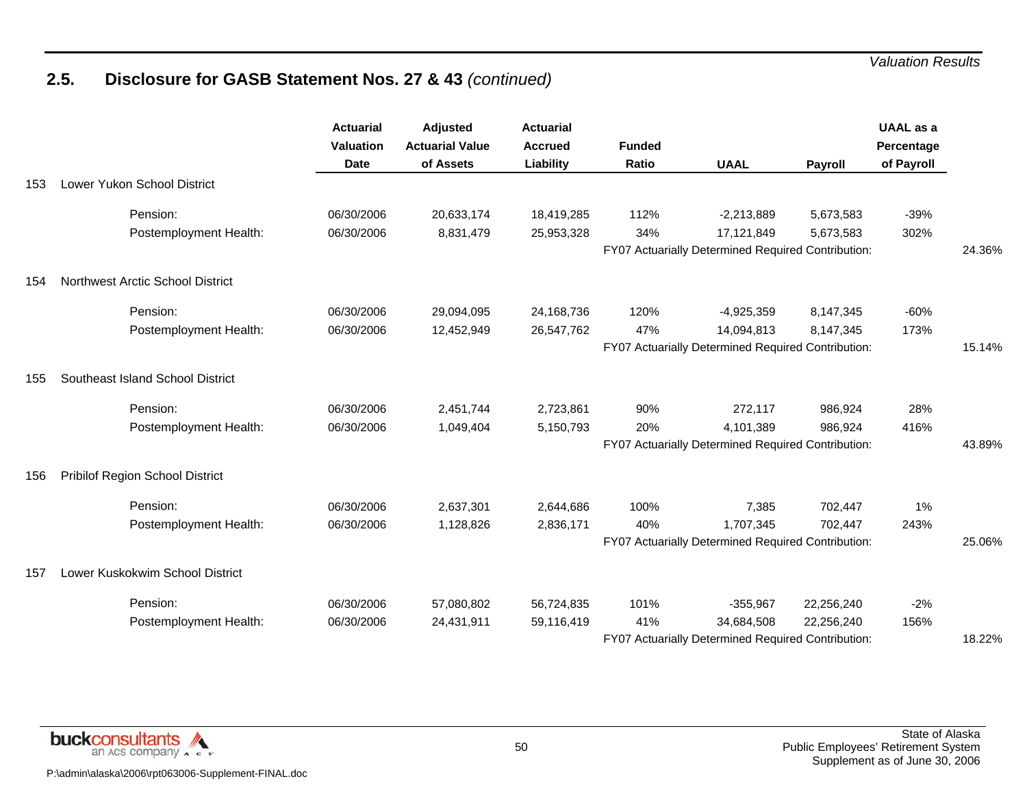## 2.5. Disclosure for GASB Statement Nos. 27 & 43 *(continued)*

| | | Actuarial Valuation Date | Adjusted Actuarial Value of Assets | Actuarial Accrued Liability | Funded Ratio | UAAL | Payroll | UAAL as a Percentage of Payroll | |
|---|---|---|---|---|---|---|---|---|---|
| 153 | Lower Yukon School District | | | | | | | | |
| | Pension: | 06/30/2006 | 20,633,174 | 18,419,285 | 112% | -2,213,889 | 5,673,583 | -39% | |
| | Postemployment Health: | 06/30/2006 | 8,831,479 | 25,953,328 | 34% | 17,121,849 | 5,673,583 | 302% | |
| | | | | | FY07 Actuarially Determined Required Contribution: | | | | 24.36% |
| 154 | Northwest Arctic School District | | | | | | | | |
| | Pension: | 06/30/2006 | 29,094,095 | 24,168,736 | 120% | -4,925,359 | 8,147,345 | -60% | |
| | Postemployment Health: | 06/30/2006 | 12,452,949 | 26,547,762 | 47% | 14,094,813 | 8,147,345 | 173% | |
| | | | | | FY07 Actuarially Determined Required Contribution: | | | | 15.14% |
| 155 | Southeast Island School District | | | | | | | | |
| | Pension: | 06/30/2006 | 2,451,744 | 2,723,861 | 90% | 272,117 | 986,924 | 28% | |
| | Postemployment Health: | 06/30/2006 | 1,049,404 | 5,150,793 | 20% | 4,101,389 | 986,924 | 416% | |
| | | | | | FY07 Actuarially Determined Required Contribution: | | | | 43.89% |
| 156 | Pribilof Region School District | | | | | | | | |
| | Pension: | 06/30/2006 | 2,637,301 | 2,644,686 | 100% | 7,385 | 702,447 | 1% | |
| | Postemployment Health: | 06/30/2006 | 1,128,826 | 2,836,171 | 40% | 1,707,345 | 702,447 | 243% | |
| | | | | | FY07 Actuarially Determined Required Contribution: | | | | 25.06% |
| 157 | Lower Kuskokwim School District | | | | | | | | |
| | Pension: | 06/30/2006 | 57,080,802 | 56,724,835 | 101% | -355,967 | 22,256,240 | -2% | |
| | Postemployment Health: | 06/30/2006 | 24,431,911 | 59,116,419 | 41% | 34,684,508 | 22,256,240 | 156% | |
| | | | | | FY07 Actuarially Determined Required Contribution: | | | | 18.22% |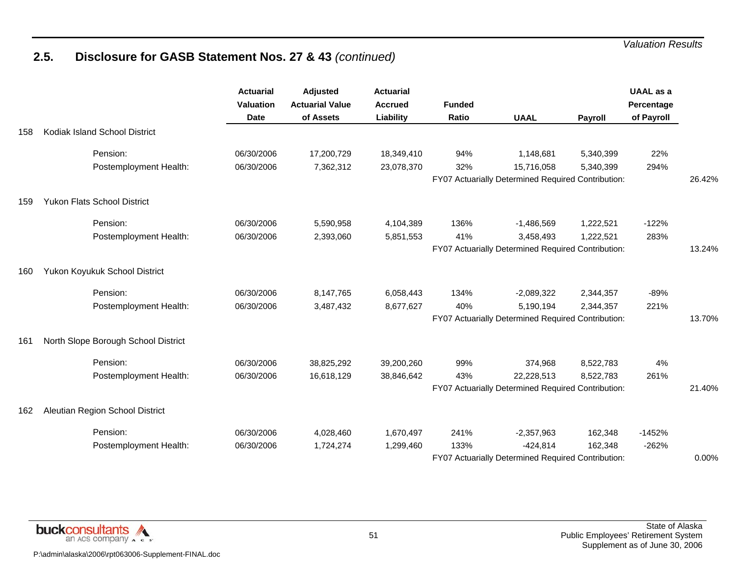## 2.5. Disclosure for GASB Statement Nos. 27 & 43 *(continued)*

| | | Actuarial Valuation Date | Adjusted Actuarial Value of Assets | Actuarial Accrued Liability | Funded Ratio | UAAL | Payroll | UAAL as a Percentage of Payroll | |
|---|---|---|---|---|---|---|---|---|---|
| 158 | Kodiak Island School District | | | | | | | | |
| | Pension: | 06/30/2006 | 17,200,729 | 18,349,410 | 94% | 1,148,681 | 5,340,399 | 22% | |
| | Postemployment Health: | 06/30/2006 | 7,362,312 | 23,078,370 | 32% | 15,716,058 | 5,340,399 | 294% | |
| | | | | | FY07 Actuarially Determined Required Contribution: | | | | 26.42% |
| 159 | Yukon Flats School District | | | | | | | | |
| | Pension: | 06/30/2006 | 5,590,958 | 4,104,389 | 136% | -1,486,569 | 1,222,521 | -122% | |
| | Postemployment Health: | 06/30/2006 | 2,393,060 | 5,851,553 | 41% | 3,458,493 | 1,222,521 | 283% | |
| | | | | | FY07 Actuarially Determined Required Contribution: | | | | 13.24% |
| 160 | Yukon Koyukuk School District | | | | | | | | |
| | Pension: | 06/30/2006 | 8,147,765 | 6,058,443 | 134% | -2,089,322 | 2,344,357 | -89% | |
| | Postemployment Health: | 06/30/2006 | 3,487,432 | 8,677,627 | 40% | 5,190,194 | 2,344,357 | 221% | |
| | | | | | FY07 Actuarially Determined Required Contribution: | | | | 13.70% |
| 161 | North Slope Borough School District | | | | | | | | |
| | Pension: | 06/30/2006 | 38,825,292 | 39,200,260 | 99% | 374,968 | 8,522,783 | 4% | |
| | Postemployment Health: | 06/30/2006 | 16,618,129 | 38,846,642 | 43% | 22,228,513 | 8,522,783 | 261% | |
| | | | | | FY07 Actuarially Determined Required Contribution: | | | | 21.40% |
| 162 | Aleutian Region School District | | | | | | | | |
| | Pension: | 06/30/2006 | 4,028,460 | 1,670,497 | 241% | -2,357,963 | 162,348 | -1452% | |
| | Postemployment Health: | 06/30/2006 | 1,724,274 | 1,299,460 | 133% | -424,814 | 162,348 | -262% | |
| | | | | | FY07 Actuarially Determined Required Contribution: | | | | 0.00% |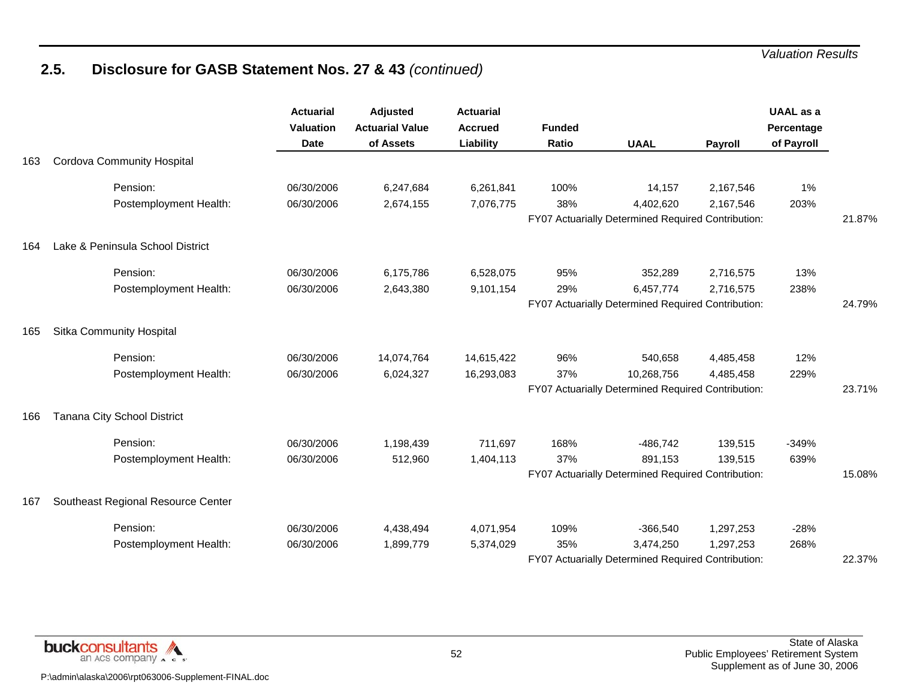## 2.5. Disclosure for GASB Statement Nos. 27 & 43 *(continued)*

| | | Actuarial Valuation Date | Adjusted Actuarial Value of Assets | Actuarial Accrued Liability | Funded Ratio | UAAL | Payroll | UAAL as a Percentage of Payroll | |
|---|---|---|---|---|---|---|---|---|---|
| 163 | Cordova Community Hospital | | | | | | | | |
| | Pension: | 06/30/2006 | 6,247,684 | 6,261,841 | 100% | 14,157 | 2,167,546 | 1% | |
| | Postemployment Health: | 06/30/2006 | 2,674,155 | 7,076,775 | 38% | 4,402,620 | 2,167,546 | 203% | |
| | | | | | FY07 Actuarially Determined Required Contribution: | | | | 21.87% |
| 164 | Lake & Peninsula School District | | | | | | | | |
| | Pension: | 06/30/2006 | 6,175,786 | 6,528,075 | 95% | 352,289 | 2,716,575 | 13% | |
| | Postemployment Health: | 06/30/2006 | 2,643,380 | 9,101,154 | 29% | 6,457,774 | 2,716,575 | 238% | |
| | | | | | FY07 Actuarially Determined Required Contribution: | | | | 24.79% |
| 165 | Sitka Community Hospital | | | | | | | | |
| | Pension: | 06/30/2006 | 14,074,764 | 14,615,422 | 96% | 540,658 | 4,485,458 | 12% | |
| | Postemployment Health: | 06/30/2006 | 6,024,327 | 16,293,083 | 37% | 10,268,756 | 4,485,458 | 229% | |
| | | | | | FY07 Actuarially Determined Required Contribution: | | | | 23.71% |
| 166 | Tanana City School District | | | | | | | | |
| | Pension: | 06/30/2006 | 1,198,439 | 711,697 | 168% | -486,742 | 139,515 | -349% | |
| | Postemployment Health: | 06/30/2006 | 512,960 | 1,404,113 | 37% | 891,153 | 139,515 | 639% | |
| | | | | | FY07 Actuarially Determined Required Contribution: | | | | 15.08% |
| 167 | Southeast Regional Resource Center | | | | | | | | |
| | Pension: | 06/30/2006 | 4,438,494 | 4,071,954 | 109% | -366,540 | 1,297,253 | -28% | |
| | Postemployment Health: | 06/30/2006 | 1,899,779 | 5,374,029 | 35% | 3,474,250 | 1,297,253 | 268% | |
| | | | | | FY07 Actuarially Determined Required Contribution: | | | | 22.37% |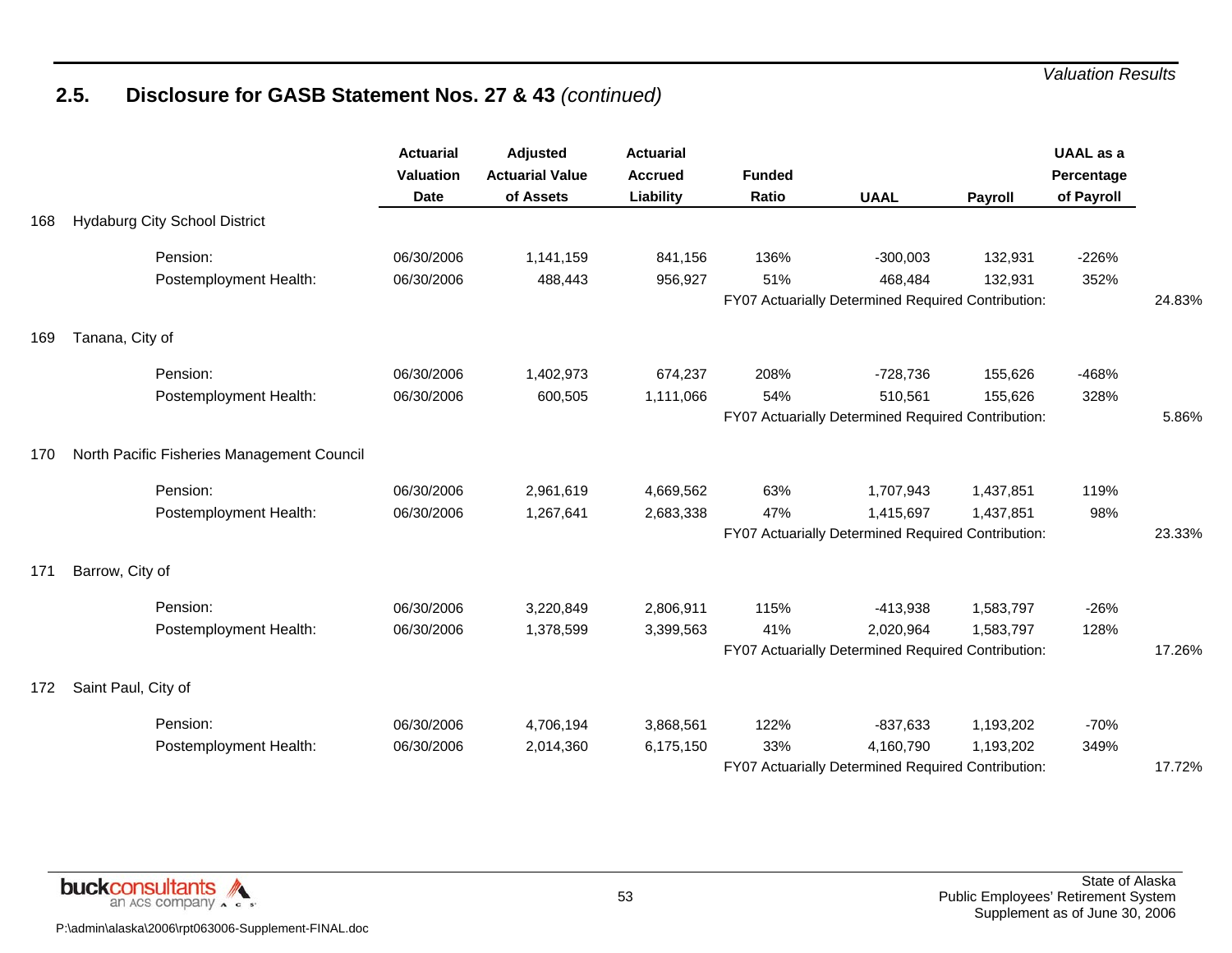## 2.5. Disclosure for GASB Statement Nos. 27 & 43 *(continued)*

| | | Actuarial Valuation Date | Adjusted Actuarial Value of Assets | Actuarial Accrued Liability | Funded Ratio | UAAL | Payroll | UAAL as a Percentage of Payroll | |
|---|---|---|---|---|---|---|---|---|---|
| 168 | Hydaburg City School District | | | | | | | | |
| | Pension: | 06/30/2006 | 1,141,159 | 841,156 | 136% | -300,003 | 132,931 | -226% | |
| | Postemployment Health: | 06/30/2006 | 488,443 | 956,927 | 51% | 468,484 | 132,931 | 352% | |
| | | | | | FY07 Actuarially Determined Required Contribution: | | | | 24.83% |
| 169 | Tanana, City of | | | | | | | | |
| | Pension: | 06/30/2006 | 1,402,973 | 674,237 | 208% | -728,736 | 155,626 | -468% | |
| | Postemployment Health: | 06/30/2006 | 600,505 | 1,111,066 | 54% | 510,561 | 155,626 | 328% | |
| | | | | | FY07 Actuarially Determined Required Contribution: | | | | 5.86% |
| 170 | North Pacific Fisheries Management Council | | | | | | | | |
| | Pension: | 06/30/2006 | 2,961,619 | 4,669,562 | 63% | 1,707,943 | 1,437,851 | 119% | |
| | Postemployment Health: | 06/30/2006 | 1,267,641 | 2,683,338 | 47% | 1,415,697 | 1,437,851 | 98% | |
| | | | | | FY07 Actuarially Determined Required Contribution: | | | | 23.33% |
| 171 | Barrow, City of | | | | | | | | |
| | Pension: | 06/30/2006 | 3,220,849 | 2,806,911 | 115% | -413,938 | 1,583,797 | -26% | |
| | Postemployment Health: | 06/30/2006 | 1,378,599 | 3,399,563 | 41% | 2,020,964 | 1,583,797 | 128% | |
| | | | | | FY07 Actuarially Determined Required Contribution: | | | | 17.26% |
| 172 | Saint Paul, City of | | | | | | | | |
| | Pension: | 06/30/2006 | 4,706,194 | 3,868,561 | 122% | -837,633 | 1,193,202 | -70% | |
| | Postemployment Health: | 06/30/2006 | 2,014,360 | 6,175,150 | 33% | 4,160,790 | 1,193,202 | 349% | |
| | | | | | FY07 Actuarially Determined Required Contribution: | | | | 17.72% |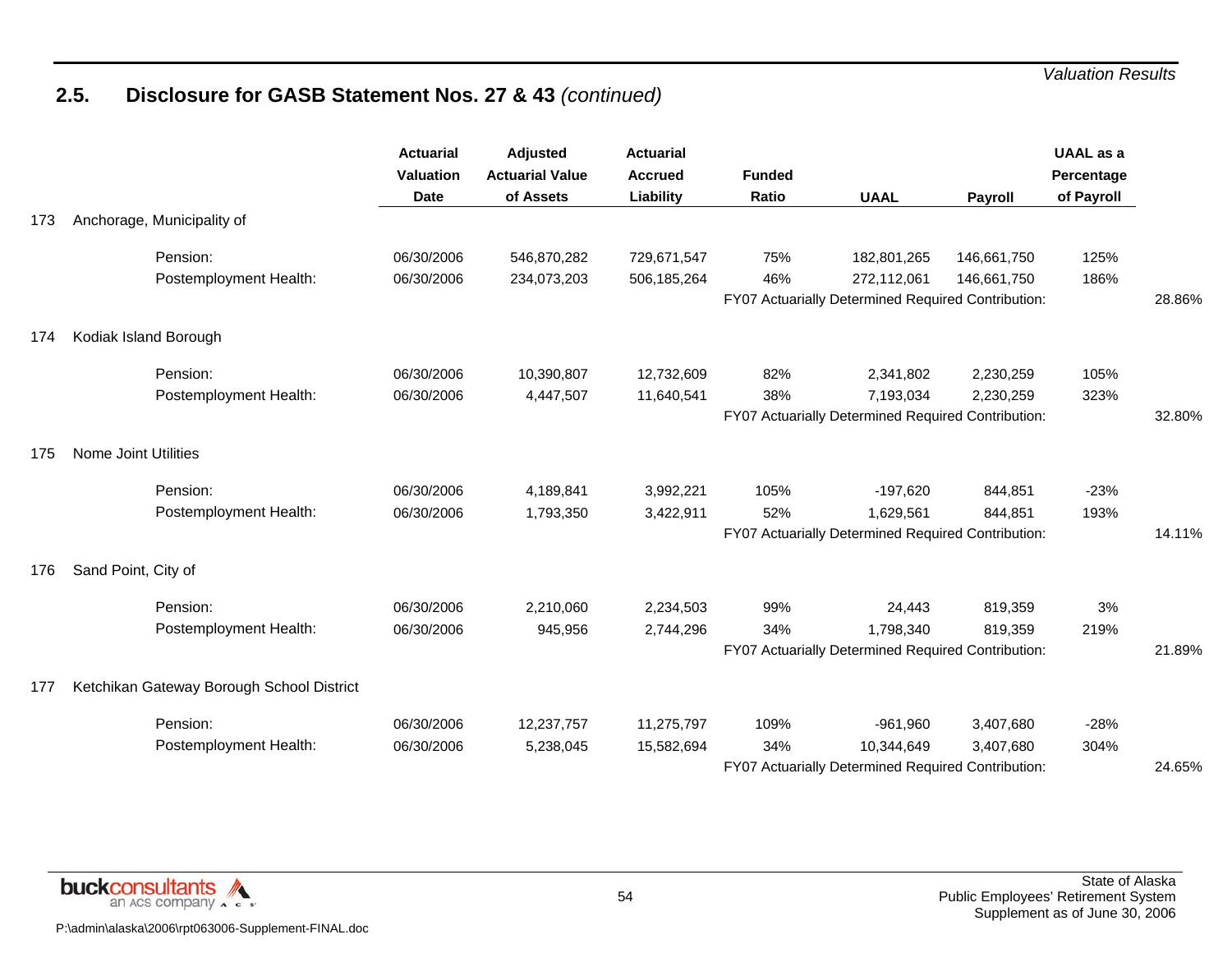## 2.5. Disclosure for GASB Statement Nos. 27 & 43 *(continued)*

| | | Actuarial Valuation Date | Adjusted Actuarial Value of Assets | Actuarial Accrued Liability | Funded Ratio | UAAL | Payroll | UAAL as a Percentage of Payroll | |
|---|---|---|---|---|---|---|---|---|---|
| 173 | Anchorage, Municipality of | | | | | | | | |
| | Pension: | 06/30/2006 | 546,870,282 | 729,671,547 | 75% | 182,801,265 | 146,661,750 | 125% | |
| | Postemployment Health: | 06/30/2006 | 234,073,203 | 506,185,264 | 46% | 272,112,061 | 146,661,750 | 186% | |
| | | | | | FY07 Actuarially Determined Required Contribution: | | | | 28.86% |
| 174 | Kodiak Island Borough | | | | | | | | |
| | Pension: | 06/30/2006 | 10,390,807 | 12,732,609 | 82% | 2,341,802 | 2,230,259 | 105% | |
| | Postemployment Health: | 06/30/2006 | 4,447,507 | 11,640,541 | 38% | 7,193,034 | 2,230,259 | 323% | |
| | | | | | FY07 Actuarially Determined Required Contribution: | | | | 32.80% |
| 175 | Nome Joint Utilities | | | | | | | | |
| | Pension: | 06/30/2006 | 4,189,841 | 3,992,221 | 105% | -197,620 | 844,851 | -23% | |
| | Postemployment Health: | 06/30/2006 | 1,793,350 | 3,422,911 | 52% | 1,629,561 | 844,851 | 193% | |
| | | | | | FY07 Actuarially Determined Required Contribution: | | | | 14.11% |
| 176 | Sand Point, City of | | | | | | | | |
| | Pension: | 06/30/2006 | 2,210,060 | 2,234,503 | 99% | 24,443 | 819,359 | 3% | |
| | Postemployment Health: | 06/30/2006 | 945,956 | 2,744,296 | 34% | 1,798,340 | 819,359 | 219% | |
| | | | | | FY07 Actuarially Determined Required Contribution: | | | | 21.89% |
| 177 | Ketchikan Gateway Borough School District | | | | | | | | |
| | Pension: | 06/30/2006 | 12,237,757 | 11,275,797 | 109% | -961,960 | 3,407,680 | -28% | |
| | Postemployment Health: | 06/30/2006 | 5,238,045 | 15,582,694 | 34% | 10,344,649 | 3,407,680 | 304% | |
| | | | | | FY07 Actuarially Determined Required Contribution: | | | | 24.65% |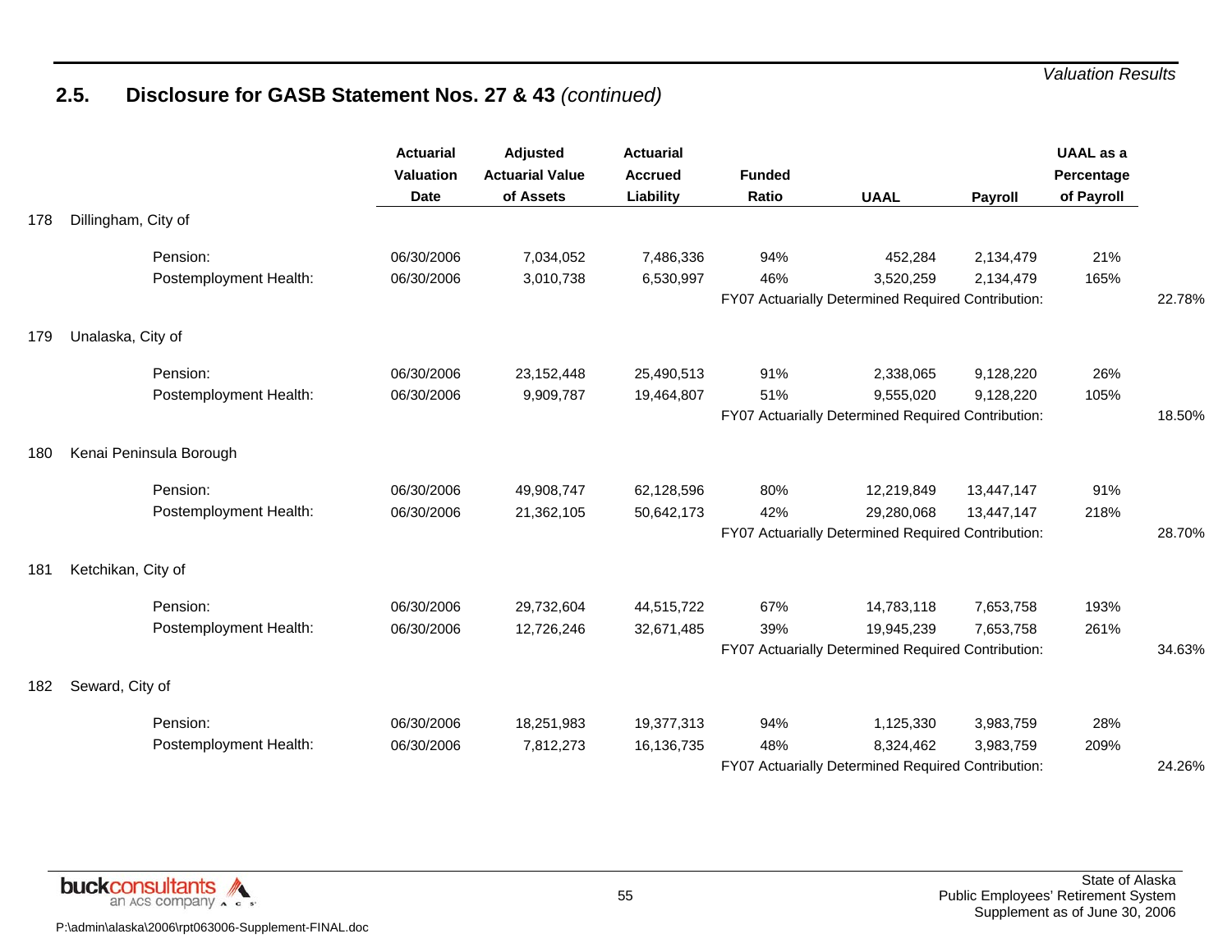## 2.5. Disclosure for GASB Statement Nos. 27 & 43 *(continued)*

| | | Actuarial Valuation Date | Adjusted Actuarial Value of Assets | Actuarial Accrued Liability | Funded Ratio | UAAL | Payroll | UAAL as a Percentage of Payroll | |
|---|---|---|---|---|---|---|---|---|---|
| 178 | Dillingham, City of | | | | | | | | |
| | Pension: | 06/30/2006 | 7,034,052 | 7,486,336 | 94% | 452,284 | 2,134,479 | 21% | |
| | Postemployment Health: | 06/30/2006 | 3,010,738 | 6,530,997 | 46% | 3,520,259 | 2,134,479 | 165% | |
| | | | | | FY07 Actuarially Determined Required Contribution: | | | | 22.78% |
| 179 | Unalaska, City of | | | | | | | | |
| | Pension: | 06/30/2006 | 23,152,448 | 25,490,513 | 91% | 2,338,065 | 9,128,220 | 26% | |
| | Postemployment Health: | 06/30/2006 | 9,909,787 | 19,464,807 | 51% | 9,555,020 | 9,128,220 | 105% | |
| | | | | | FY07 Actuarially Determined Required Contribution: | | | | 18.50% |
| 180 | Kenai Peninsula Borough | | | | | | | | |
| | Pension: | 06/30/2006 | 49,908,747 | 62,128,596 | 80% | 12,219,849 | 13,447,147 | 91% | |
| | Postemployment Health: | 06/30/2006 | 21,362,105 | 50,642,173 | 42% | 29,280,068 | 13,447,147 | 218% | |
| | | | | | FY07 Actuarially Determined Required Contribution: | | | | 28.70% |
| 181 | Ketchikan, City of | | | | | | | | |
| | Pension: | 06/30/2006 | 29,732,604 | 44,515,722 | 67% | 14,783,118 | 7,653,758 | 193% | |
| | Postemployment Health: | 06/30/2006 | 12,726,246 | 32,671,485 | 39% | 19,945,239 | 7,653,758 | 261% | |
| | | | | | FY07 Actuarially Determined Required Contribution: | | | | 34.63% |
| 182 | Seward, City of | | | | | | | | |
| | Pension: | 06/30/2006 | 18,251,983 | 19,377,313 | 94% | 1,125,330 | 3,983,759 | 28% | |
| | Postemployment Health: | 06/30/2006 | 7,812,273 | 16,136,735 | 48% | 8,324,462 | 3,983,759 | 209% | |
| | | | | | FY07 Actuarially Determined Required Contribution: | | | | 24.26% |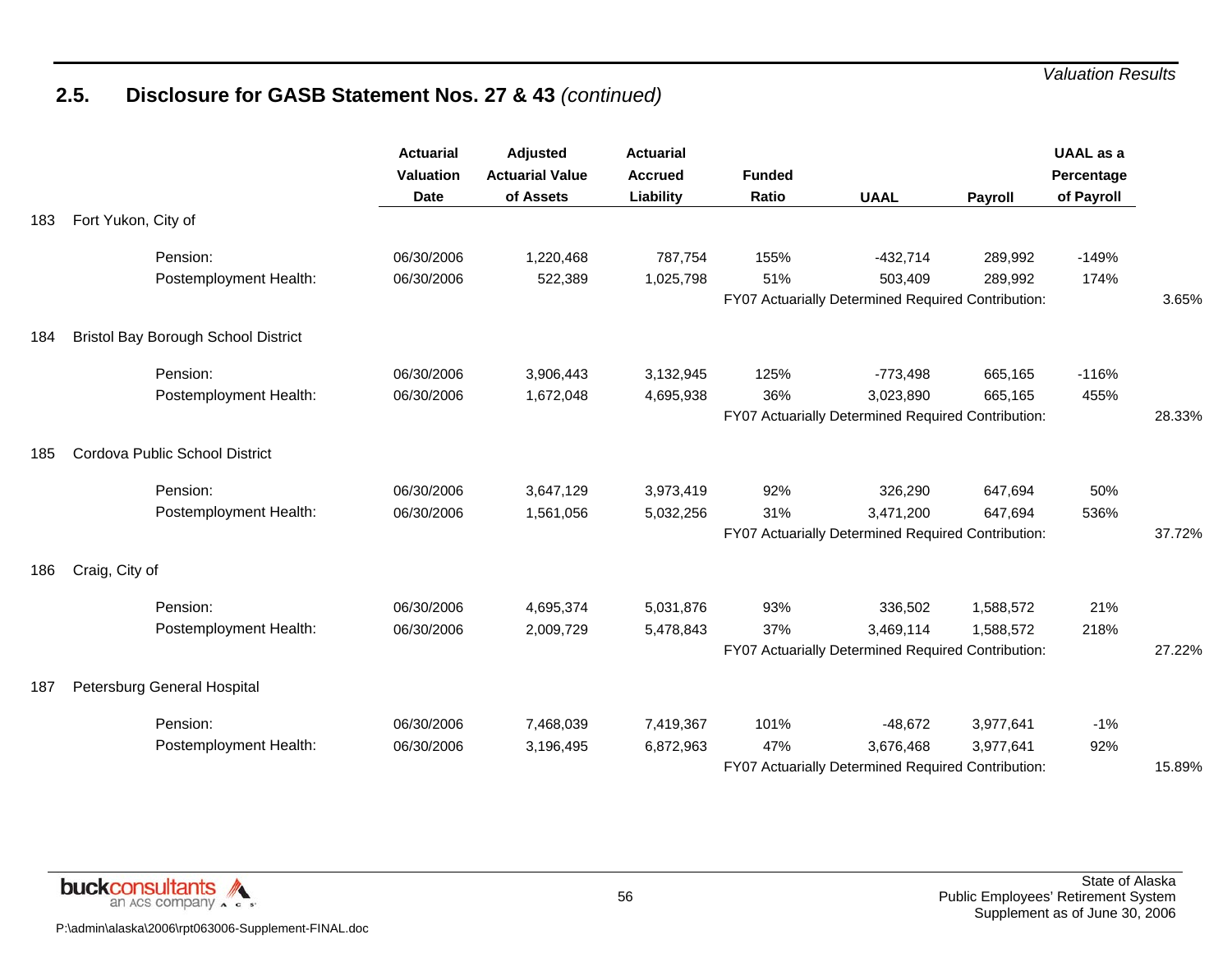## 2.5. Disclosure for GASB Statement Nos. 27 & 43 *(continued)*

| | | Actuarial Valuation Date | Adjusted Actuarial Value of Assets | Actuarial Accrued Liability | Funded Ratio | UAAL | Payroll | UAAL as a Percentage of Payroll | |
|---|---|---|---|---|---|---|---|---|---|
| 183 | Fort Yukon, City of | | | | | | | | |
| | Pension: | 06/30/2006 | 1,220,468 | 787,754 | 155% | -432,714 | 289,992 | -149% | |
| | Postemployment Health: | 06/30/2006 | 522,389 | 1,025,798 | 51% | 503,409 | 289,992 | 174% | |
| | | | | | FY07 Actuarially Determined Required Contribution: | | | | 3.65% |
| 184 | Bristol Bay Borough School District | | | | | | | | |
| | Pension: | 06/30/2006 | 3,906,443 | 3,132,945 | 125% | -773,498 | 665,165 | -116% | |
| | Postemployment Health: | 06/30/2006 | 1,672,048 | 4,695,938 | 36% | 3,023,890 | 665,165 | 455% | |
| | | | | | FY07 Actuarially Determined Required Contribution: | | | | 28.33% |
| 185 | Cordova Public School District | | | | | | | | |
| | Pension: | 06/30/2006 | 3,647,129 | 3,973,419 | 92% | 326,290 | 647,694 | 50% | |
| | Postemployment Health: | 06/30/2006 | 1,561,056 | 5,032,256 | 31% | 3,471,200 | 647,694 | 536% | |
| | | | | | FY07 Actuarially Determined Required Contribution: | | | | 37.72% |
| 186 | Craig, City of | | | | | | | | |
| | Pension: | 06/30/2006 | 4,695,374 | 5,031,876 | 93% | 336,502 | 1,588,572 | 21% | |
| | Postemployment Health: | 06/30/2006 | 2,009,729 | 5,478,843 | 37% | 3,469,114 | 1,588,572 | 218% | |
| | | | | | FY07 Actuarially Determined Required Contribution: | | | | 27.22% |
| 187 | Petersburg General Hospital | | | | | | | | |
| | Pension: | 06/30/2006 | 7,468,039 | 7,419,367 | 101% | -48,672 | 3,977,641 | -1% | |
| | Postemployment Health: | 06/30/2006 | 3,196,495 | 6,872,963 | 47% | 3,676,468 | 3,977,641 | 92% | |
| | | | | | FY07 Actuarially Determined Required Contribution: | | | | 15.89% |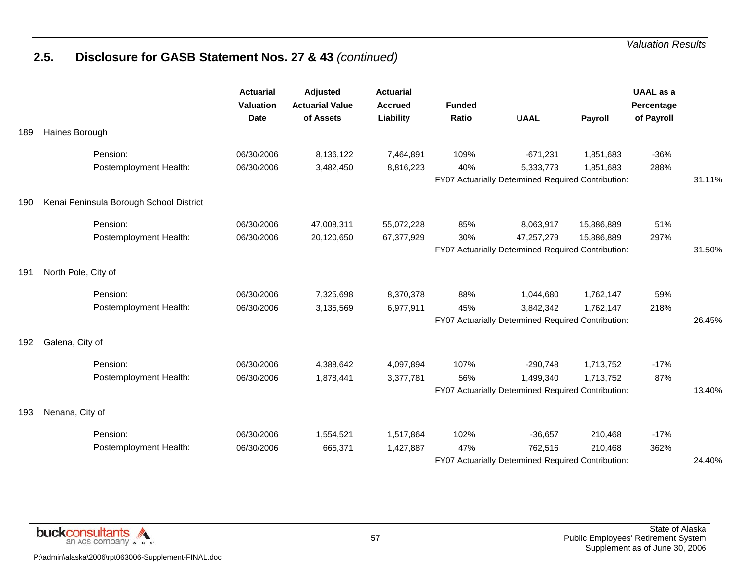## 2.5. Disclosure for GASB Statement Nos. 27 & 43 *(continued)*

| | | Actuarial Valuation Date | Adjusted Actuarial Value of Assets | Actuarial Accrued Liability | Funded Ratio | UAAL | Payroll | UAAL as a Percentage of Payroll | |
|---|---|---|---|---|---|---|---|---|---|
| 189 | Haines Borough | | | | | | | | |
| | Pension: | 06/30/2006 | 8,136,122 | 7,464,891 | 109% | -671,231 | 1,851,683 | -36% | |
| | Postemployment Health: | 06/30/2006 | 3,482,450 | 8,816,223 | 40% | 5,333,773 | 1,851,683 | 288% | |
| | | | | | FY07 Actuarially Determined Required Contribution: | | | | 31.11% |
| 190 | Kenai Peninsula Borough School District | | | | | | | | |
| | Pension: | 06/30/2006 | 47,008,311 | 55,072,228 | 85% | 8,063,917 | 15,886,889 | 51% | |
| | Postemployment Health: | 06/30/2006 | 20,120,650 | 67,377,929 | 30% | 47,257,279 | 15,886,889 | 297% | |
| | | | | | FY07 Actuarially Determined Required Contribution: | | | | 31.50% |
| 191 | North Pole, City of | | | | | | | | |
| | Pension: | 06/30/2006 | 7,325,698 | 8,370,378 | 88% | 1,044,680 | 1,762,147 | 59% | |
| | Postemployment Health: | 06/30/2006 | 3,135,569 | 6,977,911 | 45% | 3,842,342 | 1,762,147 | 218% | |
| | | | | | FY07 Actuarially Determined Required Contribution: | | | | 26.45% |
| 192 | Galena, City of | | | | | | | | |
| | Pension: | 06/30/2006 | 4,388,642 | 4,097,894 | 107% | -290,748 | 1,713,752 | -17% | |
| | Postemployment Health: | 06/30/2006 | 1,878,441 | 3,377,781 | 56% | 1,499,340 | 1,713,752 | 87% | |
| | | | | | FY07 Actuarially Determined Required Contribution: | | | | 13.40% |
| 193 | Nenana, City of | | | | | | | | |
| | Pension: | 06/30/2006 | 1,554,521 | 1,517,864 | 102% | -36,657 | 210,468 | -17% | |
| | Postemployment Health: | 06/30/2006 | 665,371 | 1,427,887 | 47% | 762,516 | 210,468 | 362% | |
| | | | | | FY07 Actuarially Determined Required Contribution: | | | | 24.40% |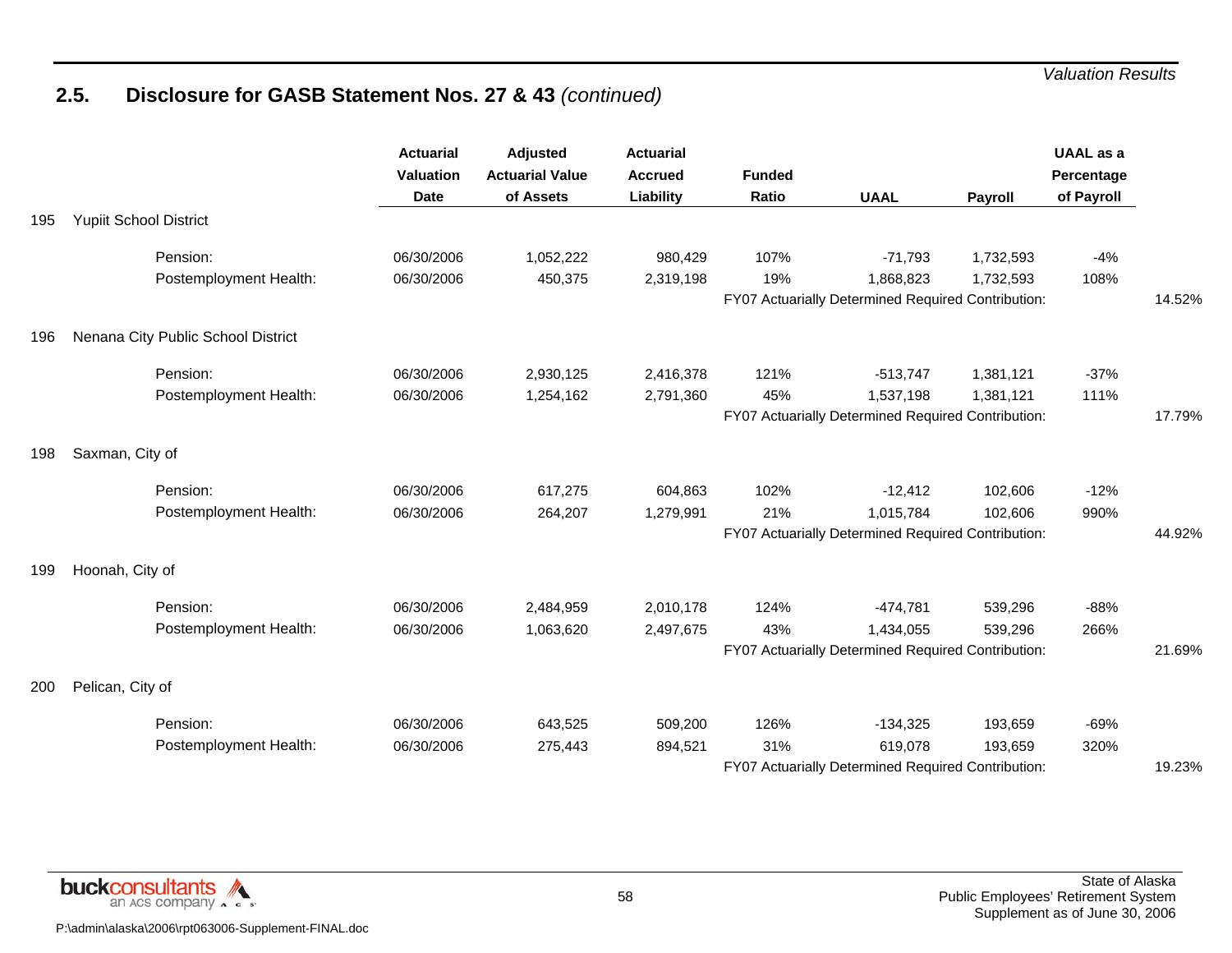## 2.5. Disclosure for GASB Statement Nos. 27 & 43 *(continued)*

| | | Actuarial Valuation Date | Adjusted Actuarial Value of Assets | Actuarial Accrued Liability | Funded Ratio | UAAL | Payroll | UAAL as a Percentage of Payroll | |
|---|---|---|---|---|---|---|---|---|---|
| 195 | Yupiit School District | | | | | | | | |
| | Pension: | 06/30/2006 | 1,052,222 | 980,429 | 107% | -71,793 | 1,732,593 | -4% | |
| | Postemployment Health: | 06/30/2006 | 450,375 | 2,319,198 | 19% | 1,868,823 | 1,732,593 | 108% | |
| | | | | | FY07 Actuarially Determined Required Contribution: | | | | 14.52% |
| 196 | Nenana City Public School District | | | | | | | | |
| | Pension: | 06/30/2006 | 2,930,125 | 2,416,378 | 121% | -513,747 | 1,381,121 | -37% | |
| | Postemployment Health: | 06/30/2006 | 1,254,162 | 2,791,360 | 45% | 1,537,198 | 1,381,121 | 111% | |
| | | | | | FY07 Actuarially Determined Required Contribution: | | | | 17.79% |
| 198 | Saxman, City of | | | | | | | | |
| | Pension: | 06/30/2006 | 617,275 | 604,863 | 102% | -12,412 | 102,606 | -12% | |
| | Postemployment Health: | 06/30/2006 | 264,207 | 1,279,991 | 21% | 1,015,784 | 102,606 | 990% | |
| | | | | | FY07 Actuarially Determined Required Contribution: | | | | 44.92% |
| 199 | Hoonah, City of | | | | | | | | |
| | Pension: | 06/30/2006 | 2,484,959 | 2,010,178 | 124% | -474,781 | 539,296 | -88% | |
| | Postemployment Health: | 06/30/2006 | 1,063,620 | 2,497,675 | 43% | 1,434,055 | 539,296 | 266% | |
| | | | | | FY07 Actuarially Determined Required Contribution: | | | | 21.69% |
| 200 | Pelican, City of | | | | | | | | |
| | Pension: | 06/30/2006 | 643,525 | 509,200 | 126% | -134,325 | 193,659 | -69% | |
| | Postemployment Health: | 06/30/2006 | 275,443 | 894,521 | 31% | 619,078 | 193,659 | 320% | |
| | | | | | FY07 Actuarially Determined Required Contribution: | | | | 19.23% |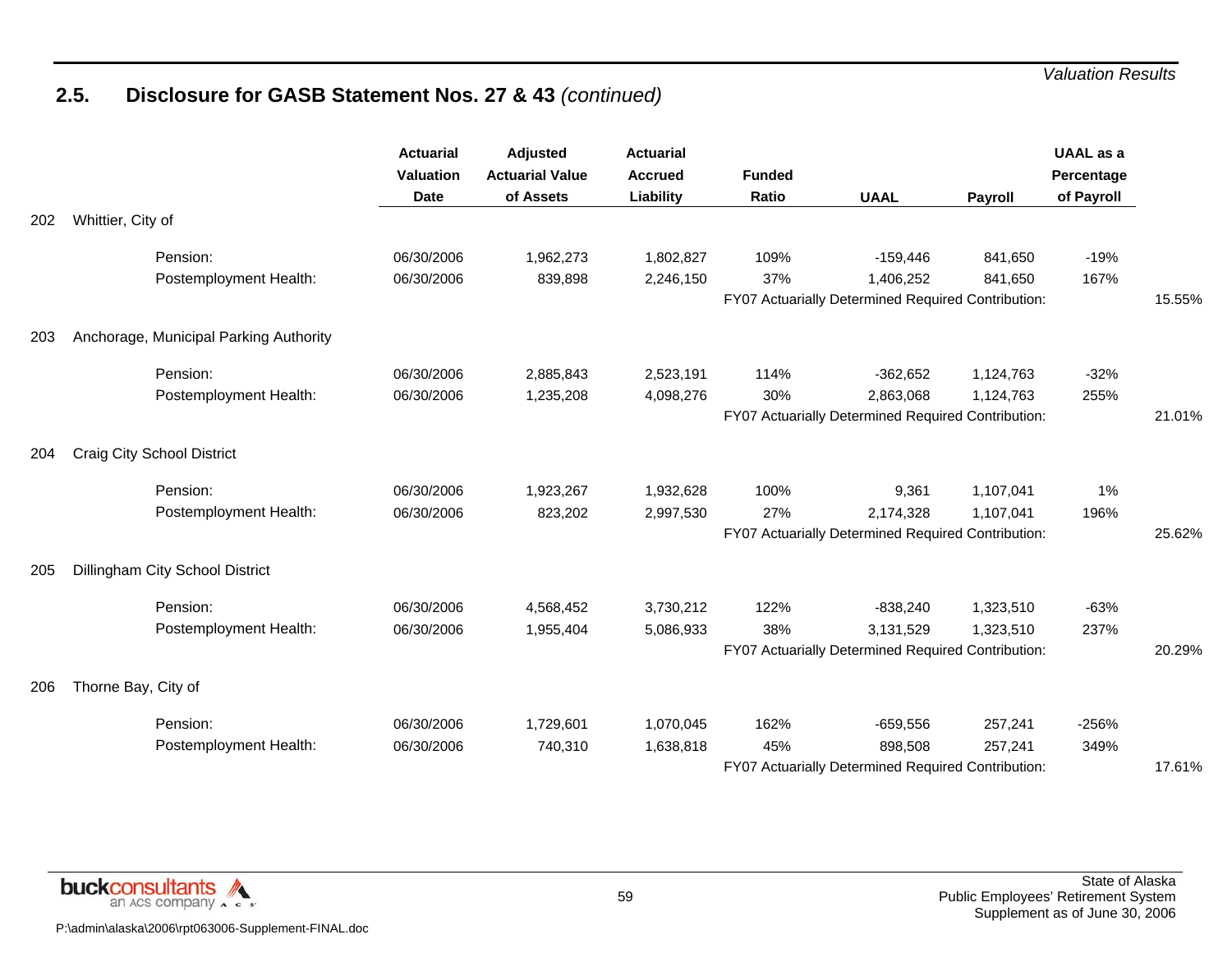## 2.5. Disclosure for GASB Statement Nos. 27 & 43 *(continued)*

| | | Actuarial Valuation Date | Adjusted Actuarial Value of Assets | Actuarial Accrued Liability | Funded Ratio | UAAL | Payroll | UAAL as a Percentage of Payroll | |
|---|---|---|---|---|---|---|---|---|---|
| 202 | Whittier, City of | | | | | | | | |
| | Pension: | 06/30/2006 | 1,962,273 | 1,802,827 | 109% | -159,446 | 841,650 | -19% | |
| | Postemployment Health: | 06/30/2006 | 839,898 | 2,246,150 | 37% | 1,406,252 | 841,650 | 167% | |
| | | | | | FY07 Actuarially Determined Required Contribution: | | | | 15.55% |
| 203 | Anchorage, Municipal Parking Authority | | | | | | | | |
| | Pension: | 06/30/2006 | 2,885,843 | 2,523,191 | 114% | -362,652 | 1,124,763 | -32% | |
| | Postemployment Health: | 06/30/2006 | 1,235,208 | 4,098,276 | 30% | 2,863,068 | 1,124,763 | 255% | |
| | | | | | FY07 Actuarially Determined Required Contribution: | | | | 21.01% |
| 204 | Craig City School District | | | | | | | | |
| | Pension: | 06/30/2006 | 1,923,267 | 1,932,628 | 100% | 9,361 | 1,107,041 | 1% | |
| | Postemployment Health: | 06/30/2006 | 823,202 | 2,997,530 | 27% | 2,174,328 | 1,107,041 | 196% | |
| | | | | | FY07 Actuarially Determined Required Contribution: | | | | 25.62% |
| 205 | Dillingham City School District | | | | | | | | |
| | Pension: | 06/30/2006 | 4,568,452 | 3,730,212 | 122% | -838,240 | 1,323,510 | -63% | |
| | Postemployment Health: | 06/30/2006 | 1,955,404 | 5,086,933 | 38% | 3,131,529 | 1,323,510 | 237% | |
| | | | | | FY07 Actuarially Determined Required Contribution: | | | | 20.29% |
| 206 | Thorne Bay, City of | | | | | | | | |
| | Pension: | 06/30/2006 | 1,729,601 | 1,070,045 | 162% | -659,556 | 257,241 | -256% | |
| | Postemployment Health: | 06/30/2006 | 740,310 | 1,638,818 | 45% | 898,508 | 257,241 | 349% | |
| | | | | | FY07 Actuarially Determined Required Contribution: | | | | 17.61% |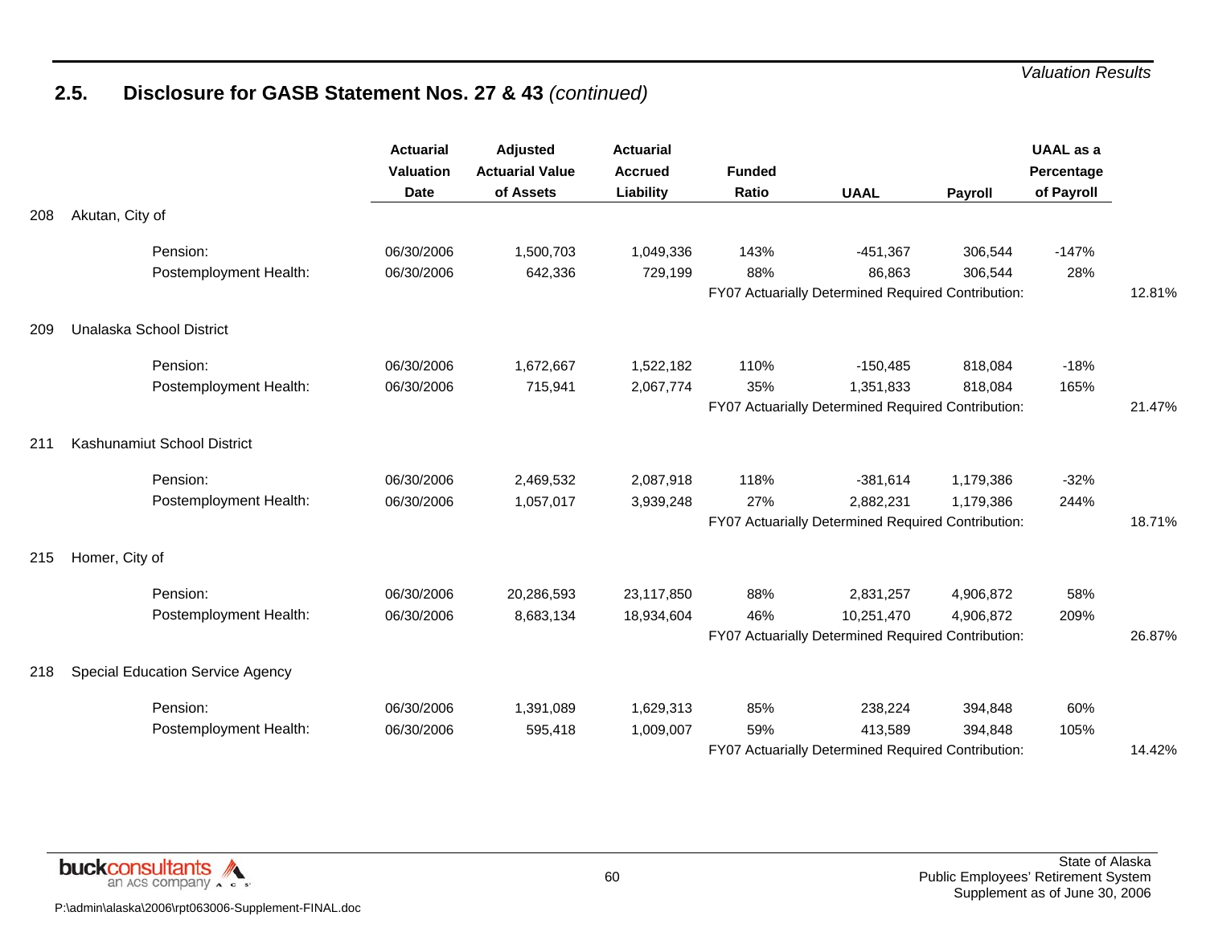## 2.5. Disclosure for GASB Statement Nos. 27 & 43 *(continued)*

| | | Actuarial Valuation Date | Adjusted Actuarial Value of Assets | Actuarial Accrued Liability | Funded Ratio | UAAL | Payroll | UAAL as a Percentage of Payroll | |
|---|---|---|---|---|---|---|---|---|---|
| 208 | Akutan, City of | | | | | | | | |
| | Pension: | 06/30/2006 | 1,500,703 | 1,049,336 | 143% | -451,367 | 306,544 | -147% | |
| | Postemployment Health: | 06/30/2006 | 642,336 | 729,199 | 88% | 86,863 | 306,544 | 28% | |
| | | | | | FY07 Actuarially Determined Required Contribution: | | | | 12.81% |
| 209 | Unalaska School District | | | | | | | | |
| | Pension: | 06/30/2006 | 1,672,667 | 1,522,182 | 110% | -150,485 | 818,084 | -18% | |
| | Postemployment Health: | 06/30/2006 | 715,941 | 2,067,774 | 35% | 1,351,833 | 818,084 | 165% | |
| | | | | | FY07 Actuarially Determined Required Contribution: | | | | 21.47% |
| 211 | Kashunamiut School District | | | | | | | | |
| | Pension: | 06/30/2006 | 2,469,532 | 2,087,918 | 118% | -381,614 | 1,179,386 | -32% | |
| | Postemployment Health: | 06/30/2006 | 1,057,017 | 3,939,248 | 27% | 2,882,231 | 1,179,386 | 244% | |
| | | | | | FY07 Actuarially Determined Required Contribution: | | | | 18.71% |
| 215 | Homer, City of | | | | | | | | |
| | Pension: | 06/30/2006 | 20,286,593 | 23,117,850 | 88% | 2,831,257 | 4,906,872 | 58% | |
| | Postemployment Health: | 06/30/2006 | 8,683,134 | 18,934,604 | 46% | 10,251,470 | 4,906,872 | 209% | |
| | | | | | FY07 Actuarially Determined Required Contribution: | | | | 26.87% |
| 218 | Special Education Service Agency | | | | | | | | |
| | Pension: | 06/30/2006 | 1,391,089 | 1,629,313 | 85% | 238,224 | 394,848 | 60% | |
| | Postemployment Health: | 06/30/2006 | 595,418 | 1,009,007 | 59% | 413,589 | 394,848 | 105% | |
| | | | | | FY07 Actuarially Determined Required Contribution: | | | | 14.42% |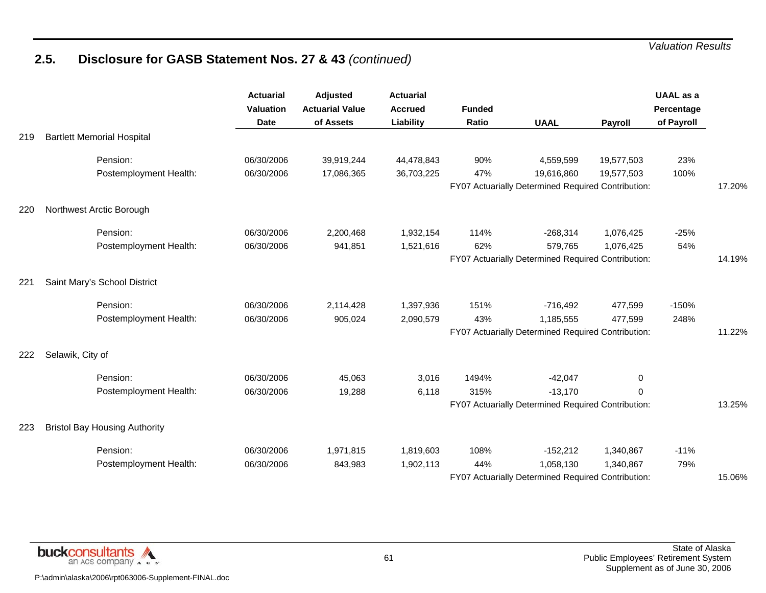## 2.5. Disclosure for GASB Statement Nos. 27 & 43 *(continued)*

| | | Actuarial Valuation Date | Adjusted Actuarial Value of Assets | Actuarial Accrued Liability | Funded Ratio | UAAL | Payroll | UAAL as a Percentage of Payroll | |
|---|---|---|---|---|---|---|---|---|---|
| 219 | Bartlett Memorial Hospital | | | | | | | | |
| | Pension: | 06/30/2006 | 39,919,244 | 44,478,843 | 90% | 4,559,599 | 19,577,503 | 23% | |
| | Postemployment Health: | 06/30/2006 | 17,086,365 | 36,703,225 | 47% | 19,616,860 | 19,577,503 | 100% | |
| | | | | | FY07 Actuarially Determined Required Contribution: | | | | 17.20% |
| 220 | Northwest Arctic Borough | | | | | | | | |
| | Pension: | 06/30/2006 | 2,200,468 | 1,932,154 | 114% | -268,314 | 1,076,425 | -25% | |
| | Postemployment Health: | 06/30/2006 | 941,851 | 1,521,616 | 62% | 579,765 | 1,076,425 | 54% | |
| | | | | | FY07 Actuarially Determined Required Contribution: | | | | 14.19% |
| 221 | Saint Mary's School District | | | | | | | | |
| | Pension: | 06/30/2006 | 2,114,428 | 1,397,936 | 151% | -716,492 | 477,599 | -150% | |
| | Postemployment Health: | 06/30/2006 | 905,024 | 2,090,579 | 43% | 1,185,555 | 477,599 | 248% | |
| | | | | | FY07 Actuarially Determined Required Contribution: | | | | 11.22% |
| 222 | Selawik, City of | | | | | | | | |
| | Pension: | 06/30/2006 | 45,063 | 3,016 | 1494% | -42,047 | 0 | | |
| | Postemployment Health: | 06/30/2006 | 19,288 | 6,118 | 315% | -13,170 | 0 | | |
| | | | | | FY07 Actuarially Determined Required Contribution: | | | | 13.25% |
| 223 | Bristol Bay Housing Authority | | | | | | | | |
| | Pension: | 06/30/2006 | 1,971,815 | 1,819,603 | 108% | -152,212 | 1,340,867 | -11% | |
| | Postemployment Health: | 06/30/2006 | 843,983 | 1,902,113 | 44% | 1,058,130 | 1,340,867 | 79% | |
| | | | | | FY07 Actuarially Determined Required Contribution: | | | | 15.06% |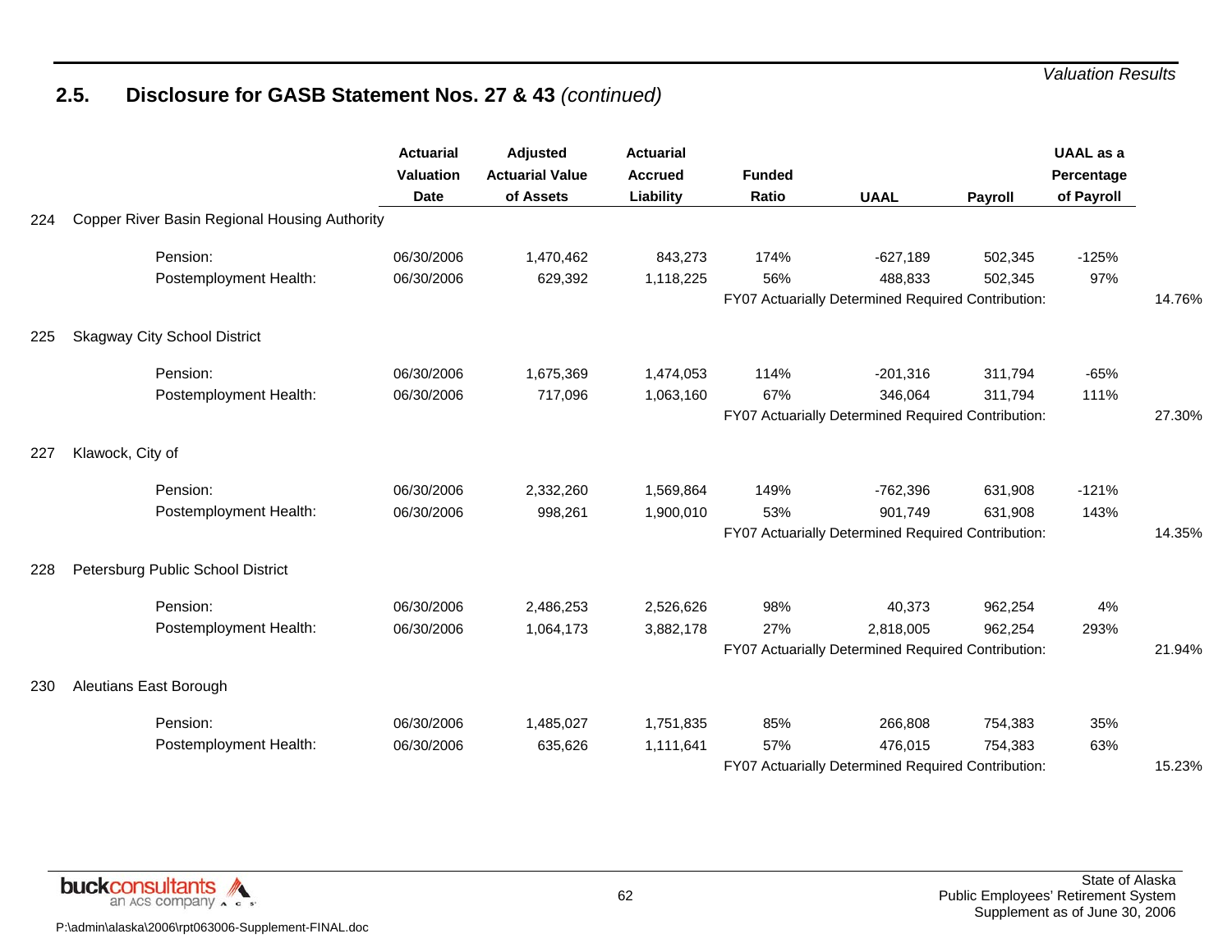## 2.5. Disclosure for GASB Statement Nos. 27 & 43 *(continued)*

| | | Actuarial Valuation Date | Adjusted Actuarial Value of Assets | Actuarial Accrued Liability | Funded Ratio | UAAL | Payroll | UAAL as a Percentage of Payroll | |
|---|---|---|---|---|---|---|---|---|---|
| 224 | Copper River Basin Regional Housing Authority | | | | | | | | |
| | Pension: | 06/30/2006 | 1,470,462 | 843,273 | 174% | -627,189 | 502,345 | -125% | |
| | Postemployment Health: | 06/30/2006 | 629,392 | 1,118,225 | 56% | 488,833 | 502,345 | 97% | |
| | | | | | FY07 Actuarially Determined Required Contribution: | | | | 14.76% |
| 225 | Skagway City School District | | | | | | | | |
| | Pension: | 06/30/2006 | 1,675,369 | 1,474,053 | 114% | -201,316 | 311,794 | -65% | |
| | Postemployment Health: | 06/30/2006 | 717,096 | 1,063,160 | 67% | 346,064 | 311,794 | 111% | |
| | | | | | FY07 Actuarially Determined Required Contribution: | | | | 27.30% |
| 227 | Klawock, City of | | | | | | | | |
| | Pension: | 06/30/2006 | 2,332,260 | 1,569,864 | 149% | -762,396 | 631,908 | -121% | |
| | Postemployment Health: | 06/30/2006 | 998,261 | 1,900,010 | 53% | 901,749 | 631,908 | 143% | |
| | | | | | FY07 Actuarially Determined Required Contribution: | | | | 14.35% |
| 228 | Petersburg Public School District | | | | | | | | |
| | Pension: | 06/30/2006 | 2,486,253 | 2,526,626 | 98% | 40,373 | 962,254 | 4% | |
| | Postemployment Health: | 06/30/2006 | 1,064,173 | 3,882,178 | 27% | 2,818,005 | 962,254 | 293% | |
| | | | | | FY07 Actuarially Determined Required Contribution: | | | | 21.94% |
| 230 | Aleutians East Borough | | | | | | | | |
| | Pension: | 06/30/2006 | 1,485,027 | 1,751,835 | 85% | 266,808 | 754,383 | 35% | |
| | Postemployment Health: | 06/30/2006 | 635,626 | 1,111,641 | 57% | 476,015 | 754,383 | 63% | |
| | | | | | FY07 Actuarially Determined Required Contribution: | | | | 15.23% |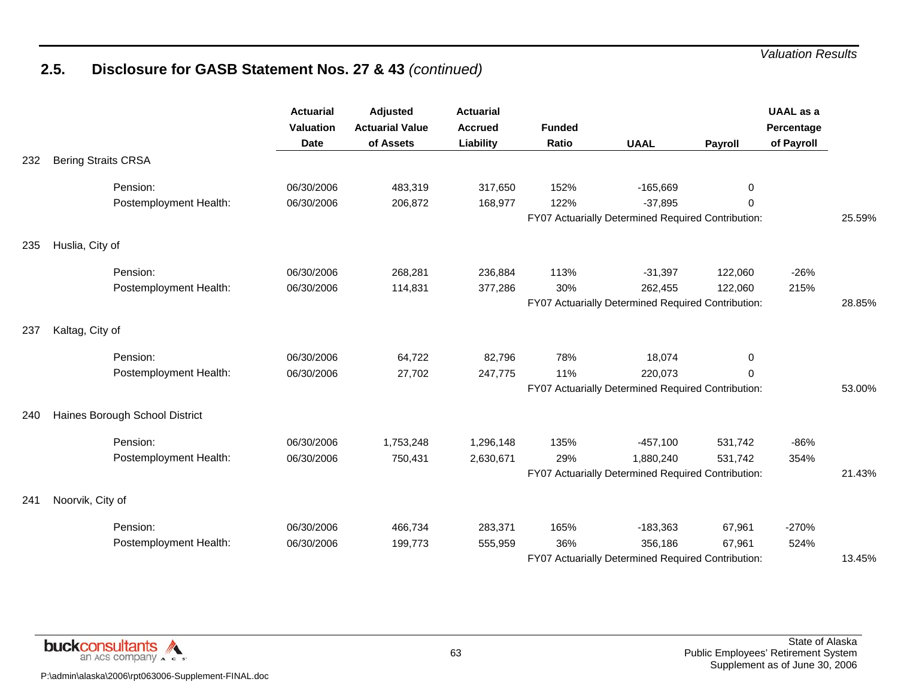## 2.5. Disclosure for GASB Statement Nos. 27 & 43 *(continued)*

| | | Actuarial Valuation Date | Adjusted Actuarial Value of Assets | Actuarial Accrued Liability | Funded Ratio | UAAL | Payroll | UAAL as a Percentage of Payroll | |
|---|---|---|---|---|---|---|---|---|---|
| 232 | Bering Straits CRSA | | | | | | | | |
| | Pension: | 06/30/2006 | 483,319 | 317,650 | 152% | -165,669 | 0 | | |
| | Postemployment Health: | 06/30/2006 | 206,872 | 168,977 | 122% | -37,895 | 0 | | |
| | | | | | FY07 Actuarially Determined Required Contribution: | | | | 25.59% |
| 235 | Huslia, City of | | | | | | | | |
| | Pension: | 06/30/2006 | 268,281 | 236,884 | 113% | -31,397 | 122,060 | -26% | |
| | Postemployment Health: | 06/30/2006 | 114,831 | 377,286 | 30% | 262,455 | 122,060 | 215% | |
| | | | | | FY07 Actuarially Determined Required Contribution: | | | | 28.85% |
| 237 | Kaltag, City of | | | | | | | | |
| | Pension: | 06/30/2006 | 64,722 | 82,796 | 78% | 18,074 | 0 | | |
| | Postemployment Health: | 06/30/2006 | 27,702 | 247,775 | 11% | 220,073 | 0 | | |
| | | | | | FY07 Actuarially Determined Required Contribution: | | | | 53.00% |
| 240 | Haines Borough School District | | | | | | | | |
| | Pension: | 06/30/2006 | 1,753,248 | 1,296,148 | 135% | -457,100 | 531,742 | -86% | |
| | Postemployment Health: | 06/30/2006 | 750,431 | 2,630,671 | 29% | 1,880,240 | 531,742 | 354% | |
| | | | | | FY07 Actuarially Determined Required Contribution: | | | | 21.43% |
| 241 | Noorvik, City of | | | | | | | | |
| | Pension: | 06/30/2006 | 466,734 | 283,371 | 165% | -183,363 | 67,961 | -270% | |
| | Postemployment Health: | 06/30/2006 | 199,773 | 555,959 | 36% | 356,186 | 67,961 | 524% | |
| | | | | | FY07 Actuarially Determined Required Contribution: | | | | 13.45% |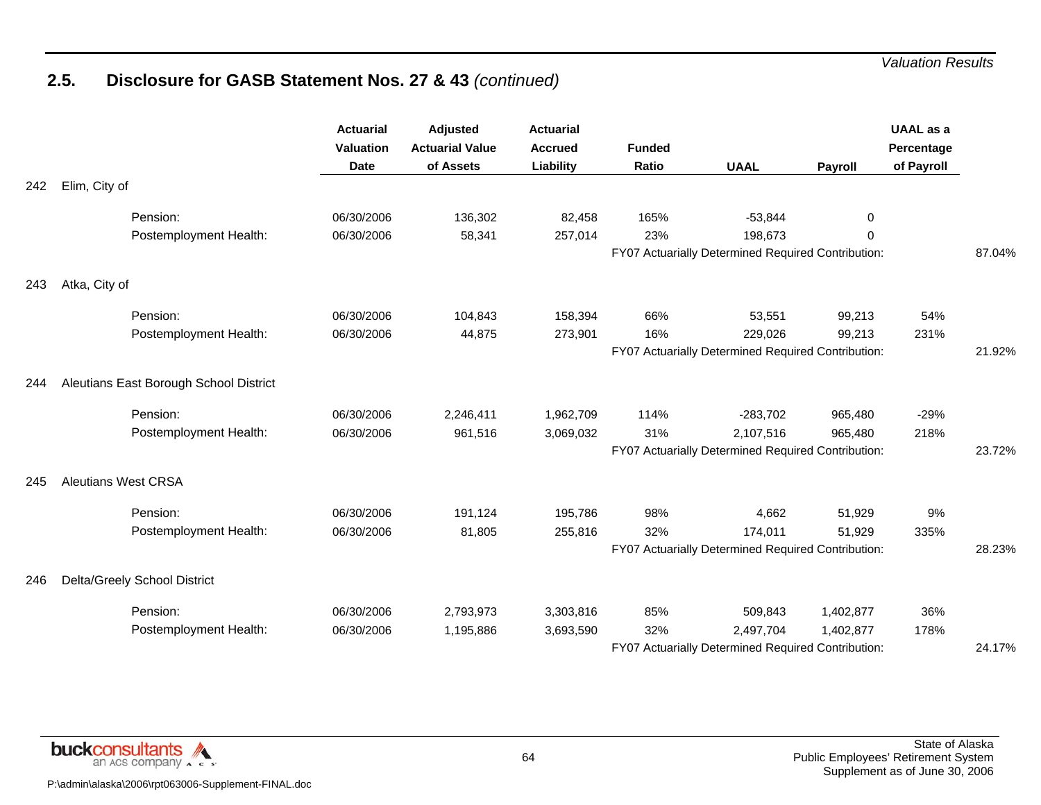## 2.5. Disclosure for GASB Statement Nos. 27 & 43 *(continued)*

| | | Actuarial Valuation Date | Adjusted Actuarial Value of Assets | Actuarial Accrued Liability | Funded Ratio | UAAL | Payroll | UAAL as a Percentage of Payroll | |
|---|---|---|---|---|---|---|---|---|---|
| 242 | Elim, City of | | | | | | | | |
| | Pension: | 06/30/2006 | 136,302 | 82,458 | 165% | -53,844 | 0 | | |
| | Postemployment Health: | 06/30/2006 | 58,341 | 257,014 | 23% | 198,673 | 0 | | |
| | | | | | FY07 Actuarially Determined Required Contribution: | | | | 87.04% |
| 243 | Atka, City of | | | | | | | | |
| | Pension: | 06/30/2006 | 104,843 | 158,394 | 66% | 53,551 | 99,213 | 54% | |
| | Postemployment Health: | 06/30/2006 | 44,875 | 273,901 | 16% | 229,026 | 99,213 | 231% | |
| | | | | | FY07 Actuarially Determined Required Contribution: | | | | 21.92% |
| 244 | Aleutians East Borough School District | | | | | | | | |
| | Pension: | 06/30/2006 | 2,246,411 | 1,962,709 | 114% | -283,702 | 965,480 | -29% | |
| | Postemployment Health: | 06/30/2006 | 961,516 | 3,069,032 | 31% | 2,107,516 | 965,480 | 218% | |
| | | | | | FY07 Actuarially Determined Required Contribution: | | | | 23.72% |
| 245 | Aleutians West CRSA | | | | | | | | |
| | Pension: | 06/30/2006 | 191,124 | 195,786 | 98% | 4,662 | 51,929 | 9% | |
| | Postemployment Health: | 06/30/2006 | 81,805 | 255,816 | 32% | 174,011 | 51,929 | 335% | |
| | | | | | FY07 Actuarially Determined Required Contribution: | | | | 28.23% |
| 246 | Delta/Greely School District | | | | | | | | |
| | Pension: | 06/30/2006 | 2,793,973 | 3,303,816 | 85% | 509,843 | 1,402,877 | 36% | |
| | Postemployment Health: | 06/30/2006 | 1,195,886 | 3,693,590 | 32% | 2,497,704 | 1,402,877 | 178% | |
| | | | | | FY07 Actuarially Determined Required Contribution: | | | | 24.17% |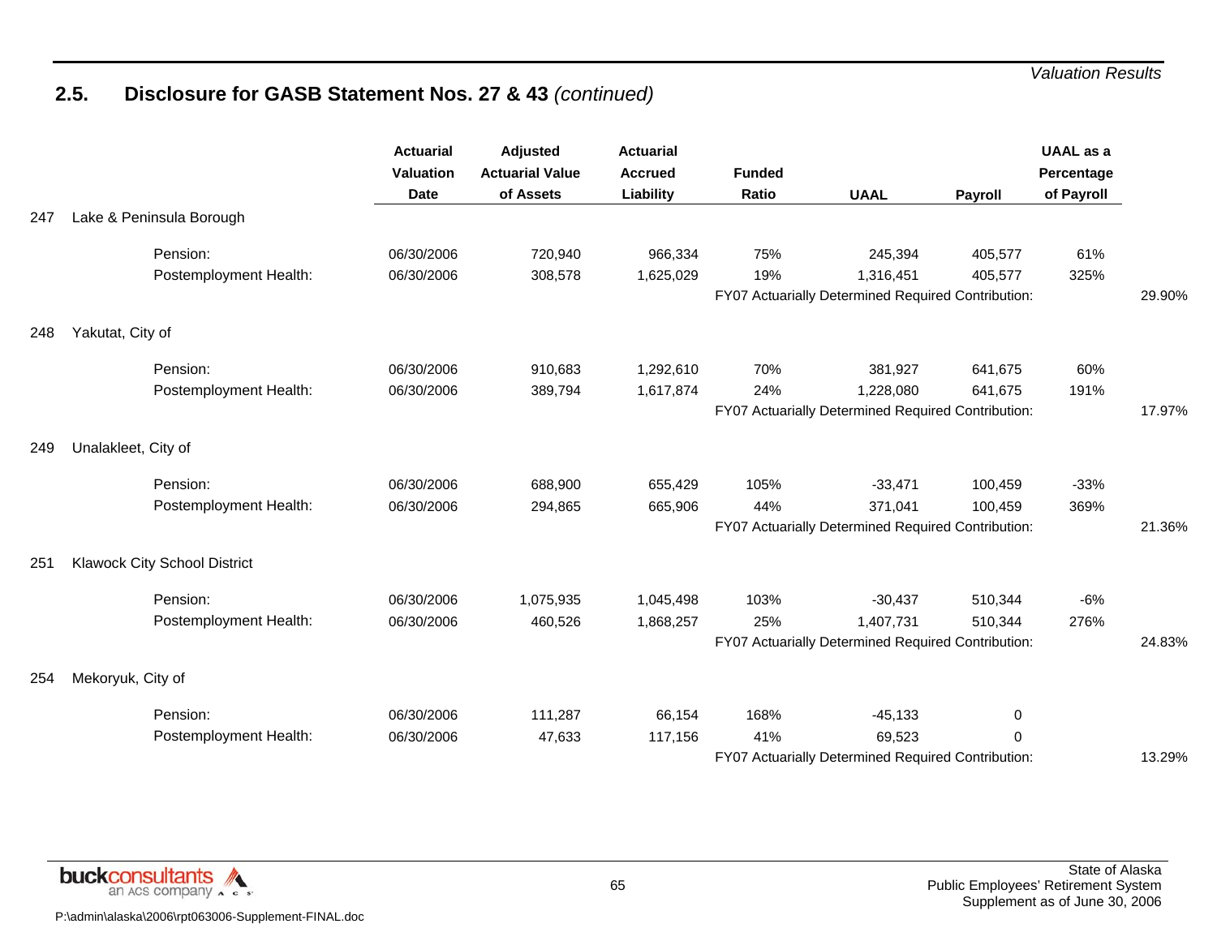## 2.5. Disclosure for GASB Statement Nos. 27 & 43 *(continued)*

| | | Actuarial Valuation Date | Adjusted Actuarial Value of Assets | Actuarial Accrued Liability | Funded Ratio | UAAL | Payroll | UAAL as a Percentage of Payroll | |
|---|---|---|---|---|---|---|---|---|---|
| 247 | Lake & Peninsula Borough | | | | | | | | |
| | Pension: | 06/30/2006 | 720,940 | 966,334 | 75% | 245,394 | 405,577 | 61% | |
| | Postemployment Health: | 06/30/2006 | 308,578 | 1,625,029 | 19% | 1,316,451 | 405,577 | 325% | |
| | | | | | FY07 Actuarially Determined Required Contribution: | | | | 29.90% |
| 248 | Yakutat, City of | | | | | | | | |
| | Pension: | 06/30/2006 | 910,683 | 1,292,610 | 70% | 381,927 | 641,675 | 60% | |
| | Postemployment Health: | 06/30/2006 | 389,794 | 1,617,874 | 24% | 1,228,080 | 641,675 | 191% | |
| | | | | | FY07 Actuarially Determined Required Contribution: | | | | 17.97% |
| 249 | Unalakleet, City of | | | | | | | | |
| | Pension: | 06/30/2006 | 688,900 | 655,429 | 105% | -33,471 | 100,459 | -33% | |
| | Postemployment Health: | 06/30/2006 | 294,865 | 665,906 | 44% | 371,041 | 100,459 | 369% | |
| | | | | | FY07 Actuarially Determined Required Contribution: | | | | 21.36% |
| 251 | Klawock City School District | | | | | | | | |
| | Pension: | 06/30/2006 | 1,075,935 | 1,045,498 | 103% | -30,437 | 510,344 | -6% | |
| | Postemployment Health: | 06/30/2006 | 460,526 | 1,868,257 | 25% | 1,407,731 | 510,344 | 276% | |
| | | | | | FY07 Actuarially Determined Required Contribution: | | | | 24.83% |
| 254 | Mekoryuk, City of | | | | | | | | |
| | Pension: | 06/30/2006 | 111,287 | 66,154 | 168% | -45,133 | 0 | | |
| | Postemployment Health: | 06/30/2006 | 47,633 | 117,156 | 41% | 69,523 | 0 | | |
| | | | | | FY07 Actuarially Determined Required Contribution: | | | | 13.29% |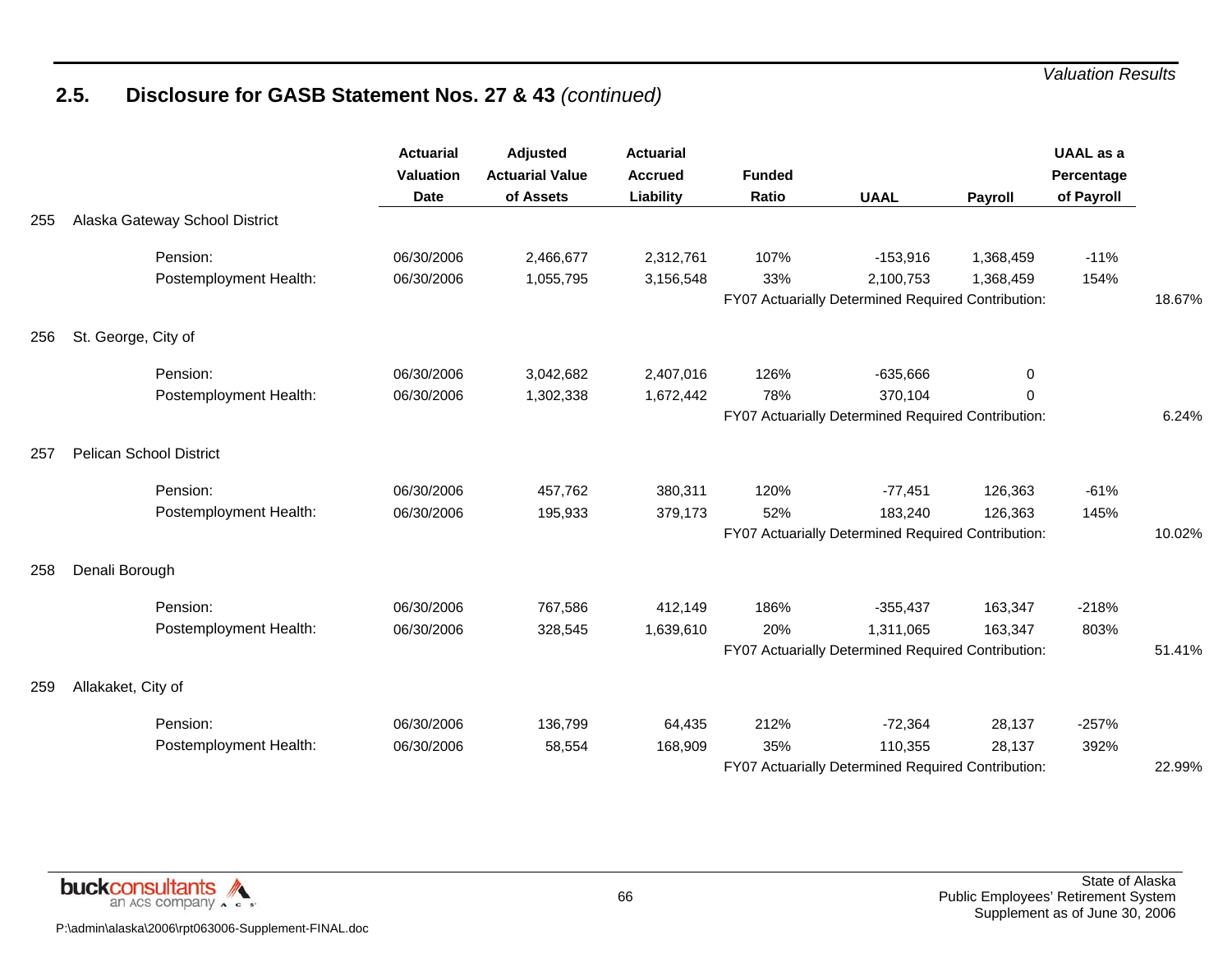## 2.5. Disclosure for GASB Statement Nos. 27 & 43 *(continued)*

| | | Actuarial Valuation Date | Adjusted Actuarial Value of Assets | Actuarial Accrued Liability | Funded Ratio | UAAL | Payroll | UAAL as a Percentage of Payroll | |
|---|---|---|---|---|---|---|---|---|---|
| 255 | Alaska Gateway School District | | | | | | | | |
| | Pension: | 06/30/2006 | 2,466,677 | 2,312,761 | 107% | -153,916 | 1,368,459 | -11% | |
| | Postemployment Health: | 06/30/2006 | 1,055,795 | 3,156,548 | 33% | 2,100,753 | 1,368,459 | 154% | |
| | | | | | FY07 Actuarially Determined Required Contribution: | | | | 18.67% |
| 256 | St. George, City of | | | | | | | | |
| | Pension: | 06/30/2006 | 3,042,682 | 2,407,016 | 126% | -635,666 | 0 | | |
| | Postemployment Health: | 06/30/2006 | 1,302,338 | 1,672,442 | 78% | 370,104 | 0 | | |
| | | | | | FY07 Actuarially Determined Required Contribution: | | | | 6.24% |
| 257 | Pelican School District | | | | | | | | |
| | Pension: | 06/30/2006 | 457,762 | 380,311 | 120% | -77,451 | 126,363 | -61% | |
| | Postemployment Health: | 06/30/2006 | 195,933 | 379,173 | 52% | 183,240 | 126,363 | 145% | |
| | | | | | FY07 Actuarially Determined Required Contribution: | | | | 10.02% |
| 258 | Denali Borough | | | | | | | | |
| | Pension: | 06/30/2006 | 767,586 | 412,149 | 186% | -355,437 | 163,347 | -218% | |
| | Postemployment Health: | 06/30/2006 | 328,545 | 1,639,610 | 20% | 1,311,065 | 163,347 | 803% | |
| | | | | | FY07 Actuarially Determined Required Contribution: | | | | 51.41% |
| 259 | Allakaket, City of | | | | | | | | |
| | Pension: | 06/30/2006 | 136,799 | 64,435 | 212% | -72,364 | 28,137 | -257% | |
| | Postemployment Health: | 06/30/2006 | 58,554 | 168,909 | 35% | 110,355 | 28,137 | 392% | |
| | | | | | FY07 Actuarially Determined Required Contribution: | | | | 22.99% |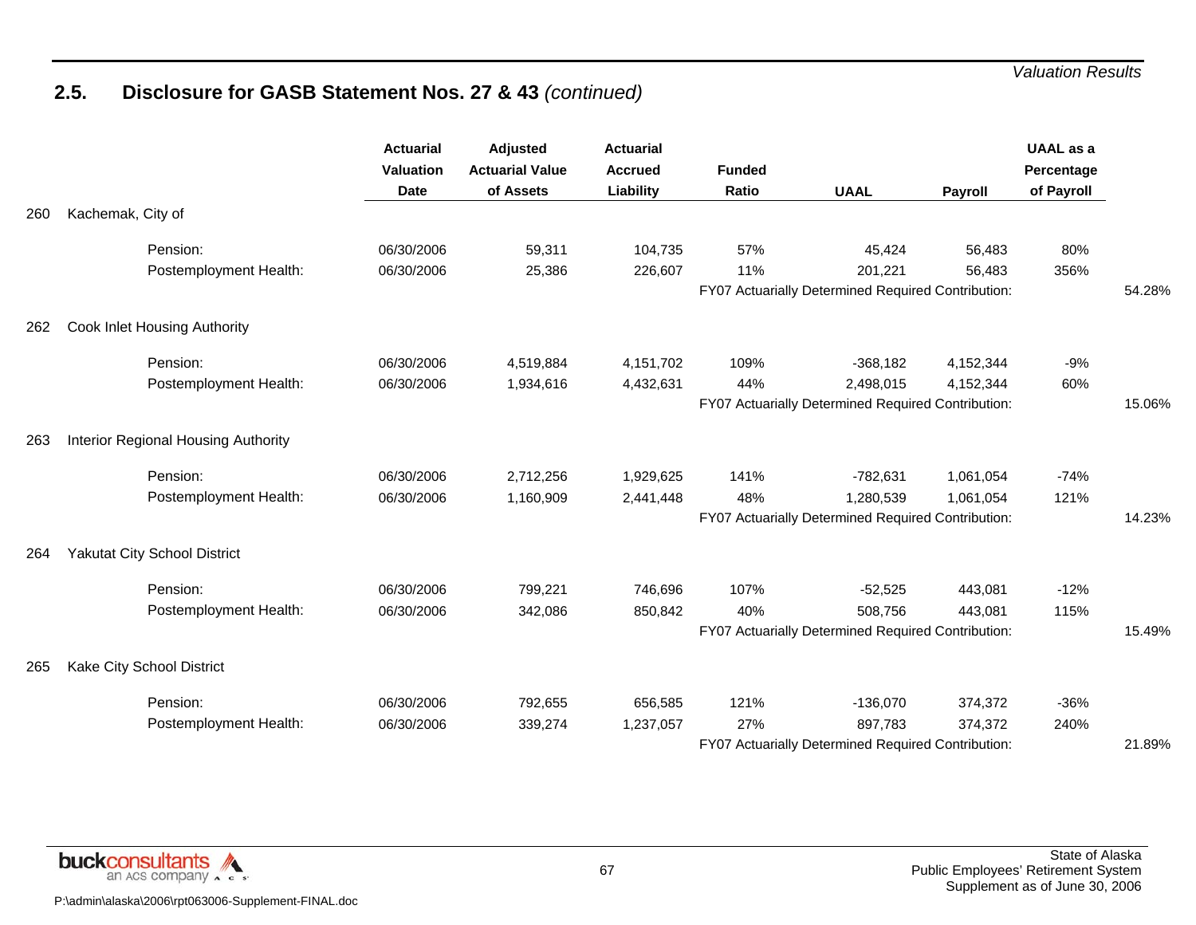## 2.5. Disclosure for GASB Statement Nos. 27 & 43 *(continued)*

| | | Actuarial Valuation Date | Adjusted Actuarial Value of Assets | Actuarial Accrued Liability | Funded Ratio | UAAL | Payroll | UAAL as a Percentage of Payroll | |
|---|---|---|---|---|---|---|---|---|---|
| 260 | Kachemak, City of | | | | | | | | |
| | Pension: | 06/30/2006 | 59,311 | 104,735 | 57% | 45,424 | 56,483 | 80% | |
| | Postemployment Health: | 06/30/2006 | 25,386 | 226,607 | 11% | 201,221 | 56,483 | 356% | |
| | | | | | FY07 Actuarially Determined Required Contribution: | | | | 54.28% |
| 262 | Cook Inlet Housing Authority | | | | | | | | |
| | Pension: | 06/30/2006 | 4,519,884 | 4,151,702 | 109% | -368,182 | 4,152,344 | -9% | |
| | Postemployment Health: | 06/30/2006 | 1,934,616 | 4,432,631 | 44% | 2,498,015 | 4,152,344 | 60% | |
| | | | | | FY07 Actuarially Determined Required Contribution: | | | | 15.06% |
| 263 | Interior Regional Housing Authority | | | | | | | | |
| | Pension: | 06/30/2006 | 2,712,256 | 1,929,625 | 141% | -782,631 | 1,061,054 | -74% | |
| | Postemployment Health: | 06/30/2006 | 1,160,909 | 2,441,448 | 48% | 1,280,539 | 1,061,054 | 121% | |
| | | | | | FY07 Actuarially Determined Required Contribution: | | | | 14.23% |
| 264 | Yakutat City School District | | | | | | | | |
| | Pension: | 06/30/2006 | 799,221 | 746,696 | 107% | -52,525 | 443,081 | -12% | |
| | Postemployment Health: | 06/30/2006 | 342,086 | 850,842 | 40% | 508,756 | 443,081 | 115% | |
| | | | | | FY07 Actuarially Determined Required Contribution: | | | | 15.49% |
| 265 | Kake City School District | | | | | | | | |
| | Pension: | 06/30/2006 | 792,655 | 656,585 | 121% | -136,070 | 374,372 | -36% | |
| | Postemployment Health: | 06/30/2006 | 339,274 | 1,237,057 | 27% | 897,783 | 374,372 | 240% | |
| | | | | | FY07 Actuarially Determined Required Contribution: | | | | 21.89% |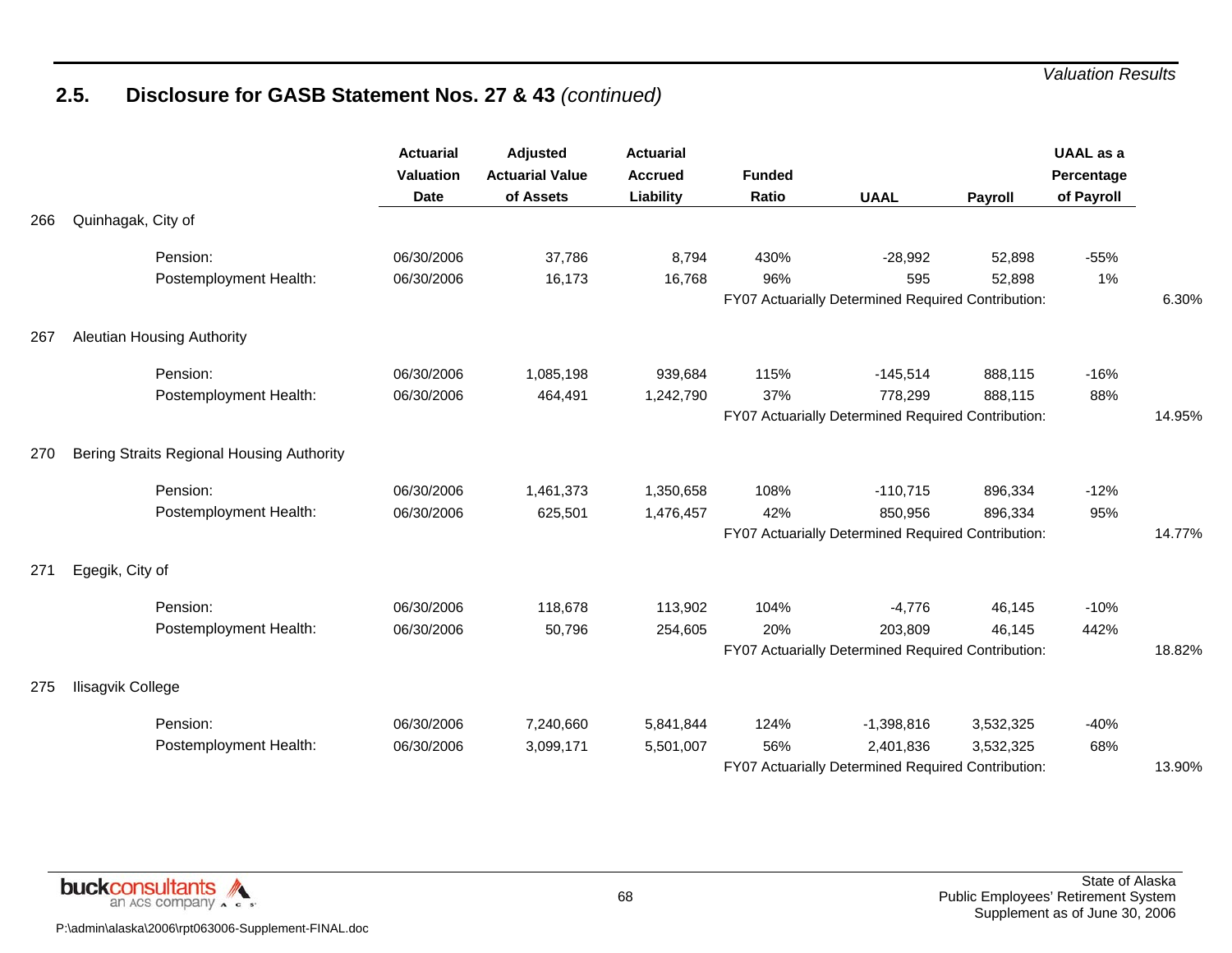## 2.5. Disclosure for GASB Statement Nos. 27 & 43 *(continued)*

| | | Actuarial Valuation Date | Adjusted Actuarial Value of Assets | Actuarial Accrued Liability | Funded Ratio | UAAL | Payroll | UAAL as a Percentage of Payroll | |
|---|---|---|---|---|---|---|---|---|---|
| 266 | Quinhagak, City of | | | | | | | | |
| | Pension: | 06/30/2006 | 37,786 | 8,794 | 430% | -28,992 | 52,898 | -55% | |
| | Postemployment Health: | 06/30/2006 | 16,173 | 16,768 | 96% | 595 | 52,898 | 1% | |
| | | | | | FY07 Actuarially Determined Required Contribution: | | | | 6.30% |
| 267 | Aleutian Housing Authority | | | | | | | | |
| | Pension: | 06/30/2006 | 1,085,198 | 939,684 | 115% | -145,514 | 888,115 | -16% | |
| | Postemployment Health: | 06/30/2006 | 464,491 | 1,242,790 | 37% | 778,299 | 888,115 | 88% | |
| | | | | | FY07 Actuarially Determined Required Contribution: | | | | 14.95% |
| 270 | Bering Straits Regional Housing Authority | | | | | | | | |
| | Pension: | 06/30/2006 | 1,461,373 | 1,350,658 | 108% | -110,715 | 896,334 | -12% | |
| | Postemployment Health: | 06/30/2006 | 625,501 | 1,476,457 | 42% | 850,956 | 896,334 | 95% | |
| | | | | | FY07 Actuarially Determined Required Contribution: | | | | 14.77% |
| 271 | Egegik, City of | | | | | | | | |
| | Pension: | 06/30/2006 | 118,678 | 113,902 | 104% | -4,776 | 46,145 | -10% | |
| | Postemployment Health: | 06/30/2006 | 50,796 | 254,605 | 20% | 203,809 | 46,145 | 442% | |
| | | | | | FY07 Actuarially Determined Required Contribution: | | | | 18.82% |
| 275 | Ilisagvik College | | | | | | | | |
| | Pension: | 06/30/2006 | 7,240,660 | 5,841,844 | 124% | -1,398,816 | 3,532,325 | -40% | |
| | Postemployment Health: | 06/30/2006 | 3,099,171 | 5,501,007 | 56% | 2,401,836 | 3,532,325 | 68% | |
| | | | | | FY07 Actuarially Determined Required Contribution: | | | | 13.90% |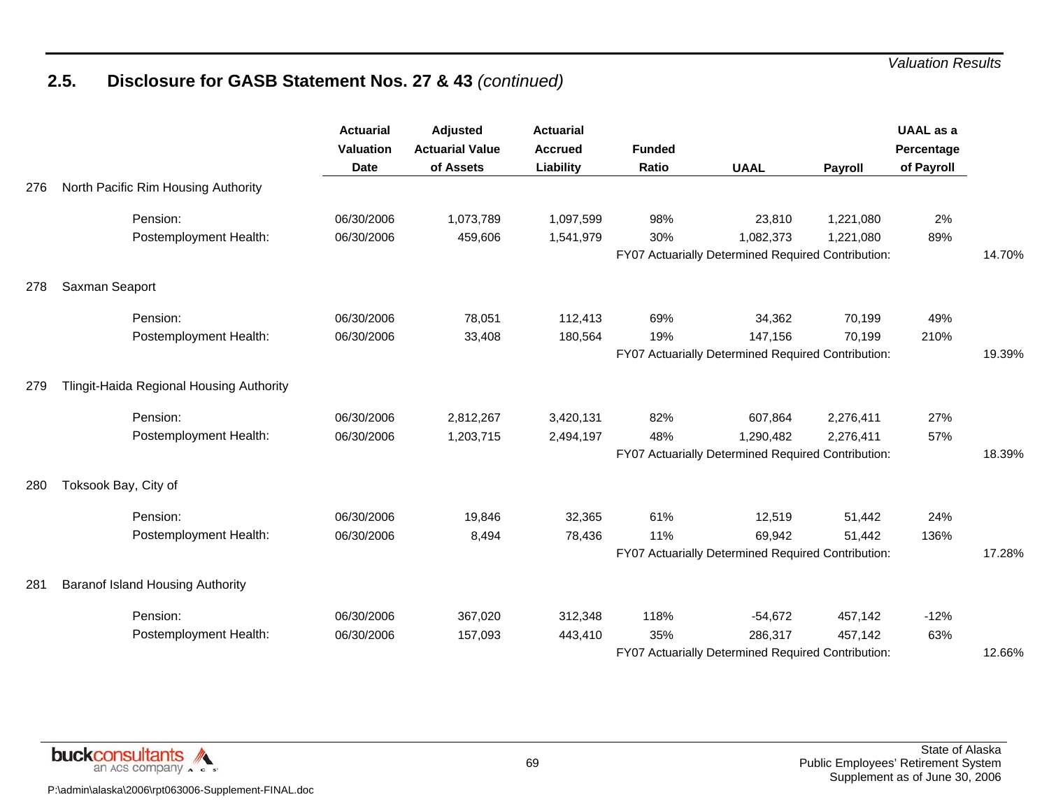## 2.5. Disclosure for GASB Statement Nos. 27 & 43 *(continued)*

| | | Actuarial Valuation Date | Adjusted Actuarial Value of Assets | Actuarial Accrued Liability | Funded Ratio | UAAL | Payroll | UAAL as a Percentage of Payroll | |
|---|---|---|---|---|---|---|---|---|---|
| 276 | North Pacific Rim Housing Authority | | | | | | | | |
| | Pension: | 06/30/2006 | 1,073,789 | 1,097,599 | 98% | 23,810 | 1,221,080 | 2% | |
| | Postemployment Health: | 06/30/2006 | 459,606 | 1,541,979 | 30% | 1,082,373 | 1,221,080 | 89% | |
| | | | | | FY07 Actuarially Determined Required Contribution: | | | | 14.70% |
| 278 | Saxman Seaport | | | | | | | | |
| | Pension: | 06/30/2006 | 78,051 | 112,413 | 69% | 34,362 | 70,199 | 49% | |
| | Postemployment Health: | 06/30/2006 | 33,408 | 180,564 | 19% | 147,156 | 70,199 | 210% | |
| | | | | | FY07 Actuarially Determined Required Contribution: | | | | 19.39% |
| 279 | Tlingit-Haida Regional Housing Authority | | | | | | | | |
| | Pension: | 06/30/2006 | 2,812,267 | 3,420,131 | 82% | 607,864 | 2,276,411 | 27% | |
| | Postemployment Health: | 06/30/2006 | 1,203,715 | 2,494,197 | 48% | 1,290,482 | 2,276,411 | 57% | |
| | | | | | FY07 Actuarially Determined Required Contribution: | | | | 18.39% |
| 280 | Toksook Bay, City of | | | | | | | | |
| | Pension: | 06/30/2006 | 19,846 | 32,365 | 61% | 12,519 | 51,442 | 24% | |
| | Postemployment Health: | 06/30/2006 | 8,494 | 78,436 | 11% | 69,942 | 51,442 | 136% | |
| | | | | | FY07 Actuarially Determined Required Contribution: | | | | 17.28% |
| 281 | Baranof Island Housing Authority | | | | | | | | |
| | Pension: | 06/30/2006 | 367,020 | 312,348 | 118% | -54,672 | 457,142 | -12% | |
| | Postemployment Health: | 06/30/2006 | 157,093 | 443,410 | 35% | 286,317 | 457,142 | 63% | |
| | | | | | FY07 Actuarially Determined Required Contribution: | | | | 12.66% |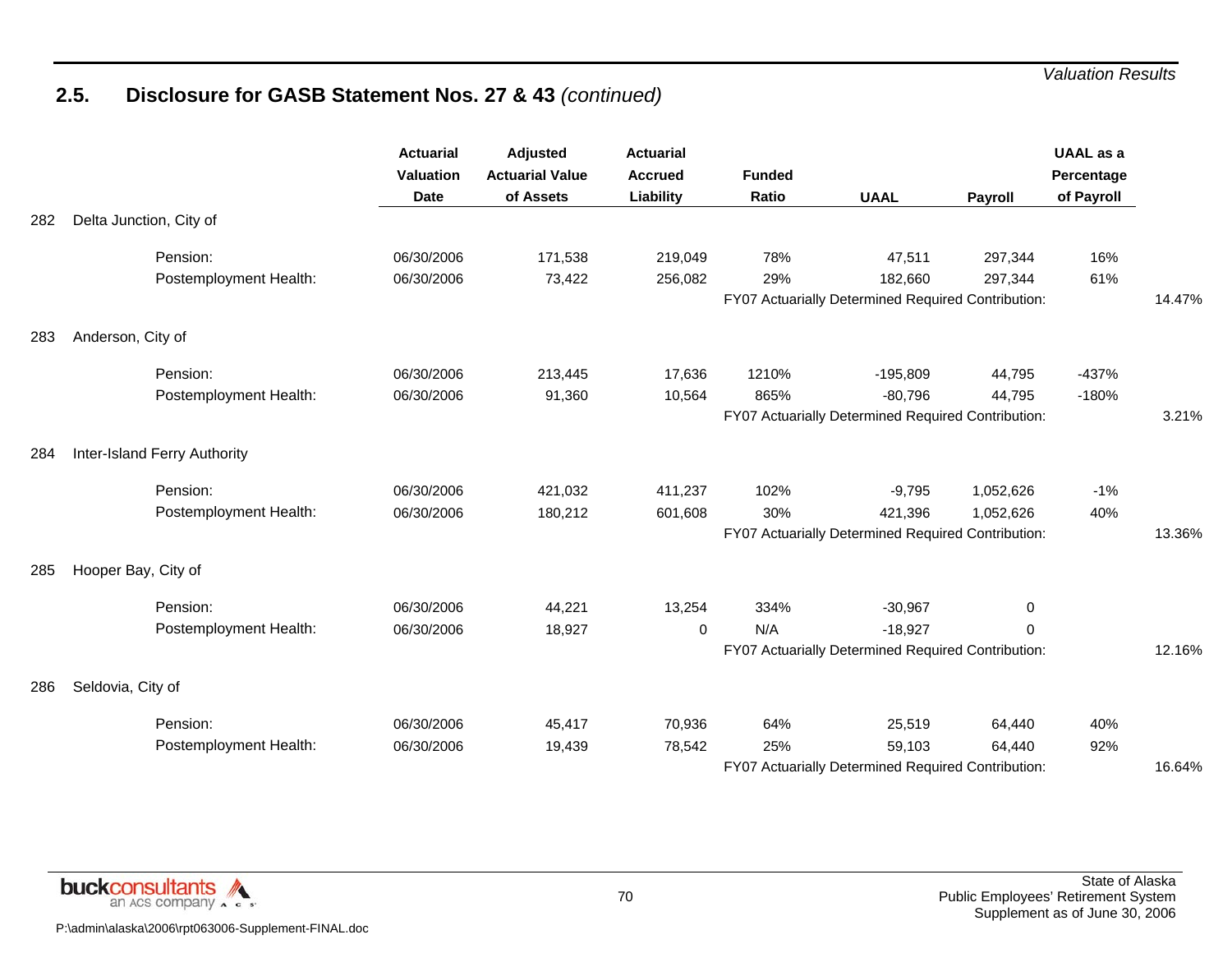## 2.5. Disclosure for GASB Statement Nos. 27 & 43 *(continued)*

| | | Actuarial Valuation Date | Adjusted Actuarial Value of Assets | Actuarial Accrued Liability | Funded Ratio | UAAL | Payroll | UAAL as a Percentage of Payroll | |
|---|---|---|---|---|---|---|---|---|---|
| 282 | Delta Junction, City of | | | | | | | | |
| | Pension: | 06/30/2006 | 171,538 | 219,049 | 78% | 47,511 | 297,344 | 16% | |
| | Postemployment Health: | 06/30/2006 | 73,422 | 256,082 | 29% | 182,660 | 297,344 | 61% | |
| | | | | | FY07 Actuarially Determined Required Contribution: | | | | 14.47% |
| 283 | Anderson, City of | | | | | | | | |
| | Pension: | 06/30/2006 | 213,445 | 17,636 | 1210% | -195,809 | 44,795 | -437% | |
| | Postemployment Health: | 06/30/2006 | 91,360 | 10,564 | 865% | -80,796 | 44,795 | -180% | |
| | | | | | FY07 Actuarially Determined Required Contribution: | | | | 3.21% |
| 284 | Inter-Island Ferry Authority | | | | | | | | |
| | Pension: | 06/30/2006 | 421,032 | 411,237 | 102% | -9,795 | 1,052,626 | -1% | |
| | Postemployment Health: | 06/30/2006 | 180,212 | 601,608 | 30% | 421,396 | 1,052,626 | 40% | |
| | | | | | FY07 Actuarially Determined Required Contribution: | | | | 13.36% |
| 285 | Hooper Bay, City of | | | | | | | | |
| | Pension: | 06/30/2006 | 44,221 | 13,254 | 334% | -30,967 | 0 | | |
| | Postemployment Health: | 06/30/2006 | 18,927 | 0 | N/A | -18,927 | 0 | | |
| | | | | | FY07 Actuarially Determined Required Contribution: | | | | 12.16% |
| 286 | Seldovia, City of | | | | | | | | |
| | Pension: | 06/30/2006 | 45,417 | 70,936 | 64% | 25,519 | 64,440 | 40% | |
| | Postemployment Health: | 06/30/2006 | 19,439 | 78,542 | 25% | 59,103 | 64,440 | 92% | |
| | | | | | FY07 Actuarially Determined Required Contribution: | | | | 16.64% |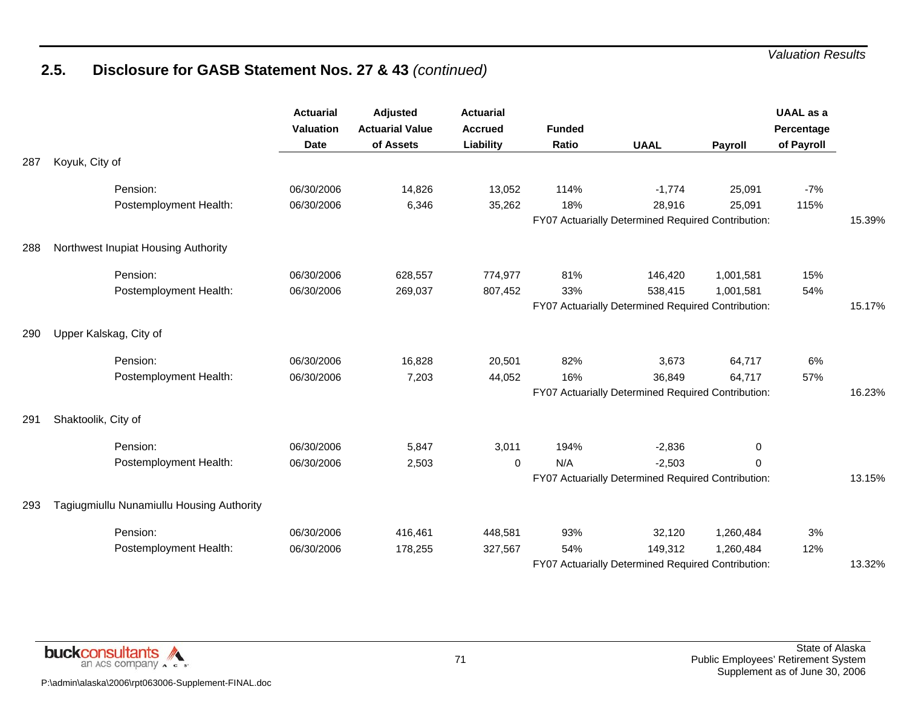## 2.5. Disclosure for GASB Statement Nos. 27 & 43 *(continued)*

| | | Actuarial Valuation Date | Adjusted Actuarial Value of Assets | Actuarial Accrued Liability | Funded Ratio | UAAL | Payroll | UAAL as a Percentage of Payroll | |
|---|---|---|---|---|---|---|---|---|---|
| 287 | Koyuk, City of | | | | | | | | |
| | Pension: | 06/30/2006 | 14,826 | 13,052 | 114% | -1,774 | 25,091 | -7% | |
| | Postemployment Health: | 06/30/2006 | 6,346 | 35,262 | 18% | 28,916 | 25,091 | 115% | |
| | | | | | FY07 Actuarially Determined Required Contribution: | | | | 15.39% |
| 288 | Northwest Inupiat Housing Authority | | | | | | | | |
| | Pension: | 06/30/2006 | 628,557 | 774,977 | 81% | 146,420 | 1,001,581 | 15% | |
| | Postemployment Health: | 06/30/2006 | 269,037 | 807,452 | 33% | 538,415 | 1,001,581 | 54% | |
| | | | | | FY07 Actuarially Determined Required Contribution: | | | | 15.17% |
| 290 | Upper Kalskag, City of | | | | | | | | |
| | Pension: | 06/30/2006 | 16,828 | 20,501 | 82% | 3,673 | 64,717 | 6% | |
| | Postemployment Health: | 06/30/2006 | 7,203 | 44,052 | 16% | 36,849 | 64,717 | 57% | |
| | | | | | FY07 Actuarially Determined Required Contribution: | | | | 16.23% |
| 291 | Shaktoolik, City of | | | | | | | | |
| | Pension: | 06/30/2006 | 5,847 | 3,011 | 194% | -2,836 | 0 | | |
| | Postemployment Health: | 06/30/2006 | 2,503 | 0 | N/A | -2,503 | 0 | | |
| | | | | | FY07 Actuarially Determined Required Contribution: | | | | 13.15% |
| 293 | Tagiugmiullu Nunamiullu Housing Authority | | | | | | | | |
| | Pension: | 06/30/2006 | 416,461 | 448,581 | 93% | 32,120 | 1,260,484 | 3% | |
| | Postemployment Health: | 06/30/2006 | 178,255 | 327,567 | 54% | 149,312 | 1,260,484 | 12% | |
| | | | | | FY07 Actuarially Determined Required Contribution: | | | | 13.32% |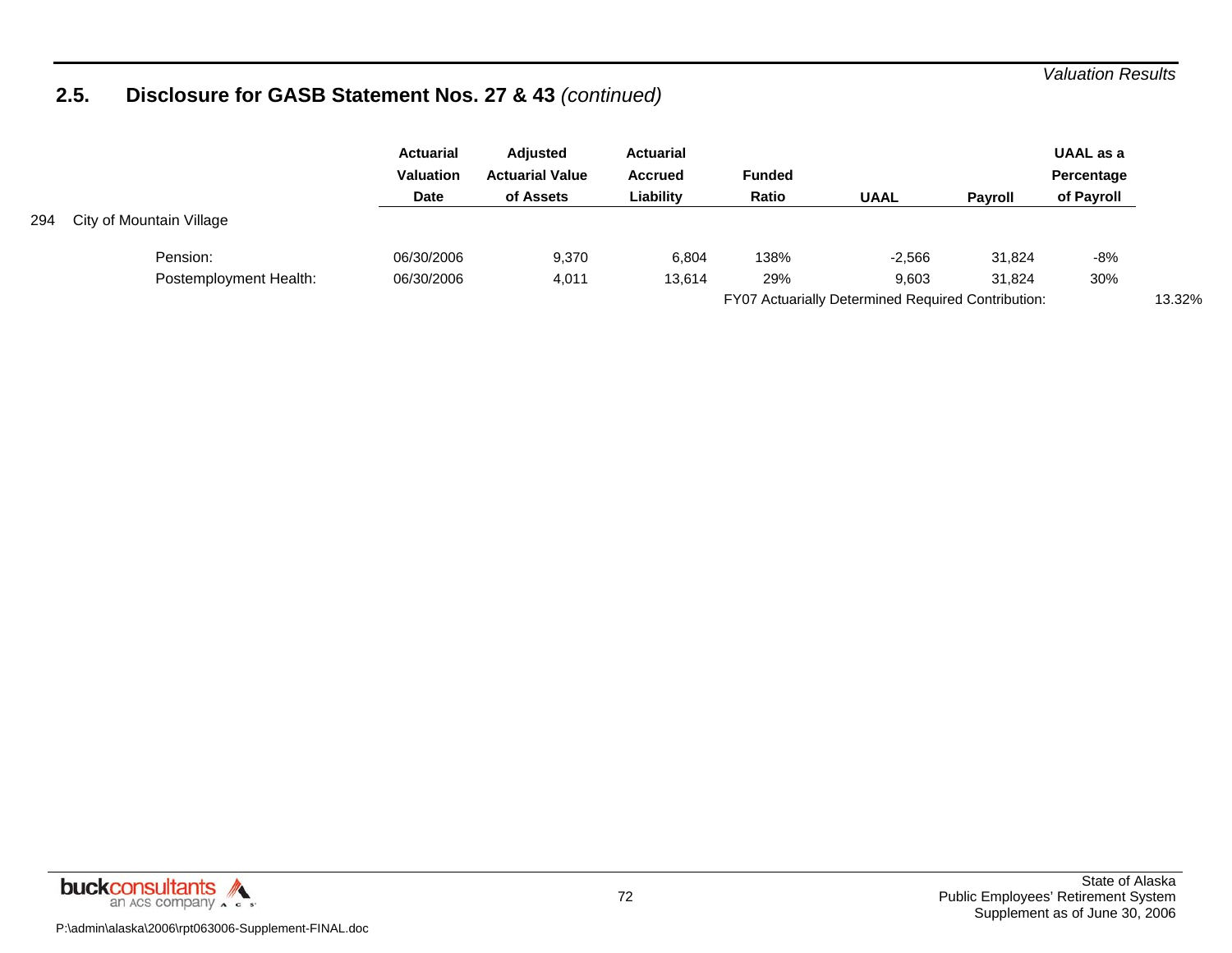## 2.5. Disclosure for GASB Statement Nos. 27 & 43 *(continued)*

| | Actuarial Valuation Date | Adjusted Actuarial Value of Assets | Actuarial Accrued Liability | Funded Ratio | UAAL | Payroll | UAAL as a Percentage of Payroll |
|---|---|---|---|---|---|---|---|
| 294 City of Mountain Village | | | | | | | |
| Pension: | 06/30/2006 | 9,370 | 6,804 | 138% | -2,566 | 31,824 | -8% |
| Postemployment Health: | 06/30/2006 | 4,011 | 13,614 | 29% | 9,603 | 31,824 | 30% |

FY07 Actuarially Determined Required Contribution: 13.32%

P:\admin\alaska\2006\rpt063006-Supplement-FINAL.doc